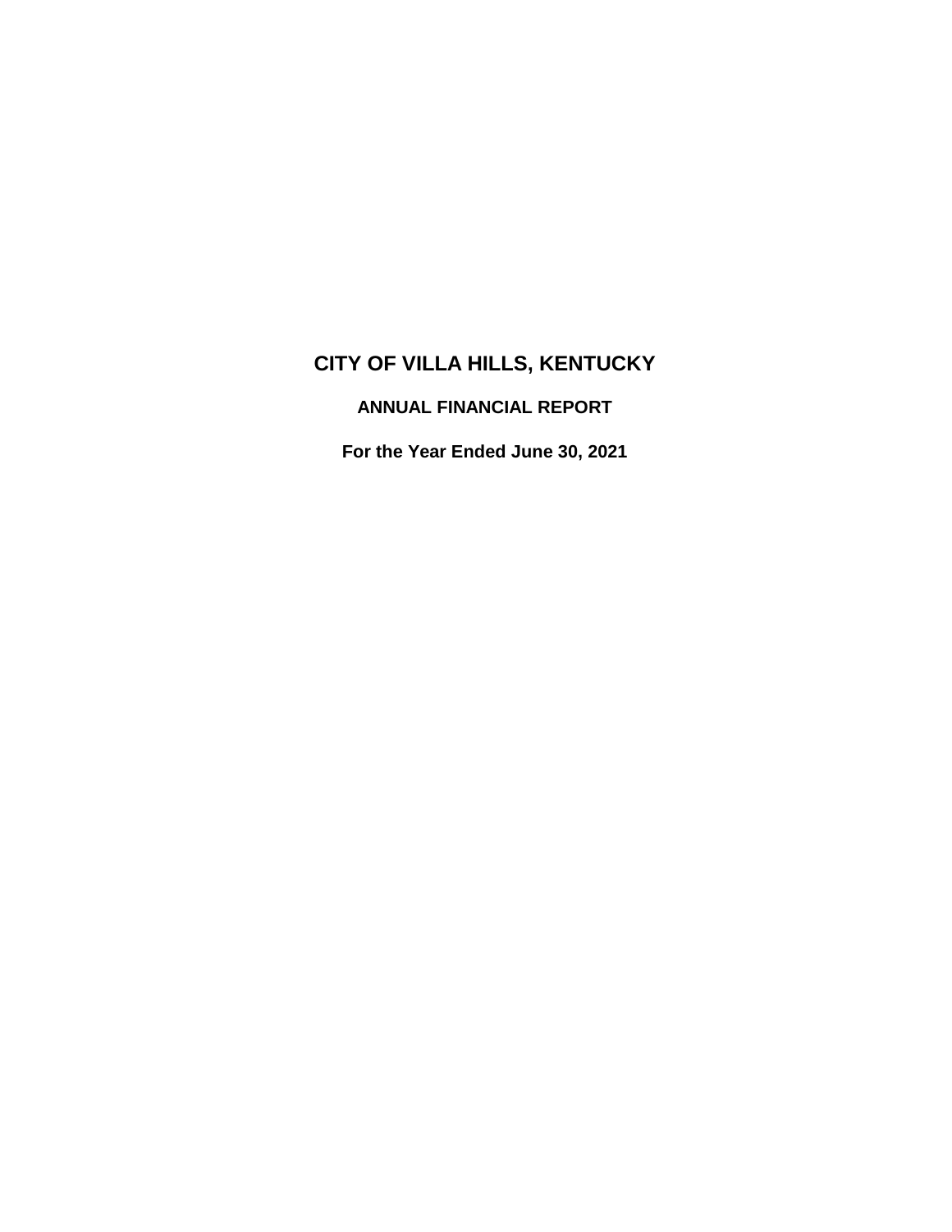# CITY OF VILLA HILLS, KENTUCKY

## ANNUAL FINANCIAL REPORT

### For the Year Ended June 30, 2021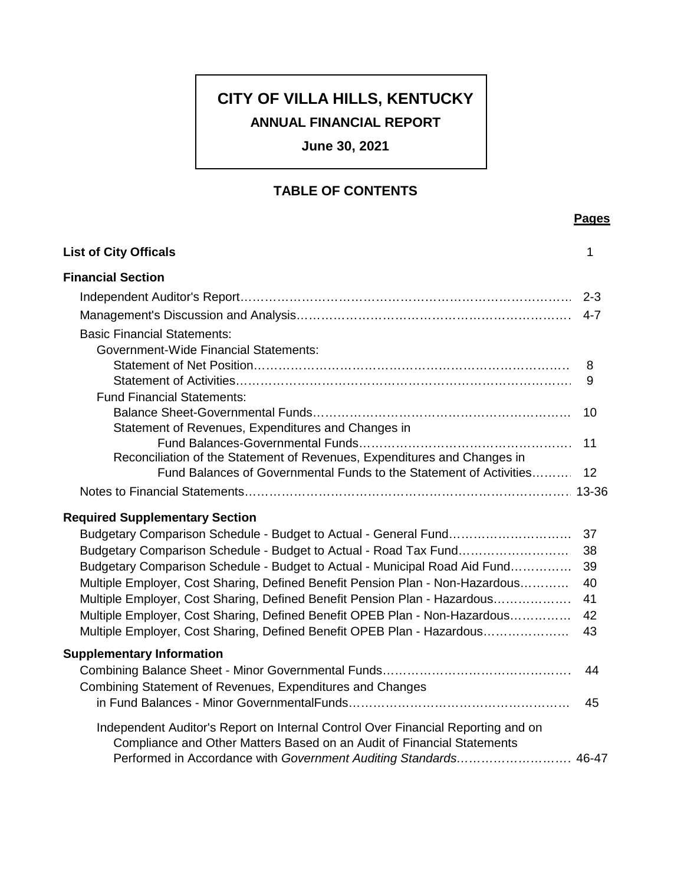# CITY OF VILLA HILLS, KENTUCKY

**ANNUAL FINANCIAL REPORT**

**June 30, 2021**

## TABLE OF CONTENTS

| | **Pages** |
|---|---|
| **List of City Officals** | 1 |
| **Financial Section** | |
| Independent Auditor's Report | 2-3 |
| Management's Discussion and Analysis | 4-7 |
| Basic Financial Statements: | |
| Government-Wide Financial Statements: | |
| Statement of Net Position | 8 |
| Statement of Activities | 9 |
| Fund Financial Statements: | |
| Balance Sheet-Governmental Funds | 10 |
| Statement of Revenues, Expenditures and Changes in Fund Balances-Governmental Funds | 11 |
| Reconciliation of the Statement of Revenues, Expenditures and Changes in Fund Balances of Governmental Funds to the Statement of Activities | 12 |
| Notes to Financial Statements | 13-36 |
| **Required Supplementary Section** | |
| Budgetary Comparison Schedule - Budget to Actual - General Fund | 37 |
| Budgetary Comparison Schedule - Budget to Actual - Road Tax Fund | 38 |
| Budgetary Comparison Schedule - Budget to Actual - Municipal Road Aid Fund | 39 |
| Multiple Employer, Cost Sharing, Defined Benefit Pension Plan - Non-Hazardous | 40 |
| Multiple Employer, Cost Sharing, Defined Benefit Pension Plan - Hazardous | 41 |
| Multiple Employer, Cost Sharing, Defined Benefit OPEB Plan - Non-Hazardous | 42 |
| Multiple Employer, Cost Sharing, Defined Benefit OPEB Plan - Hazardous | 43 |
| **Supplementary Information** | |
| Combining Balance Sheet - Minor Governmental Funds | 44 |
| Combining Statement of Revenues, Expenditures and Changes in Fund Balances - Minor GovernmentalFunds | 45 |
| Independent Auditor's Report on Internal Control Over Financial Reporting and on Compliance and Other Matters Based on an Audit of Financial Statements Performed in Accordance with *Government Auditing Standards* | 46-47 |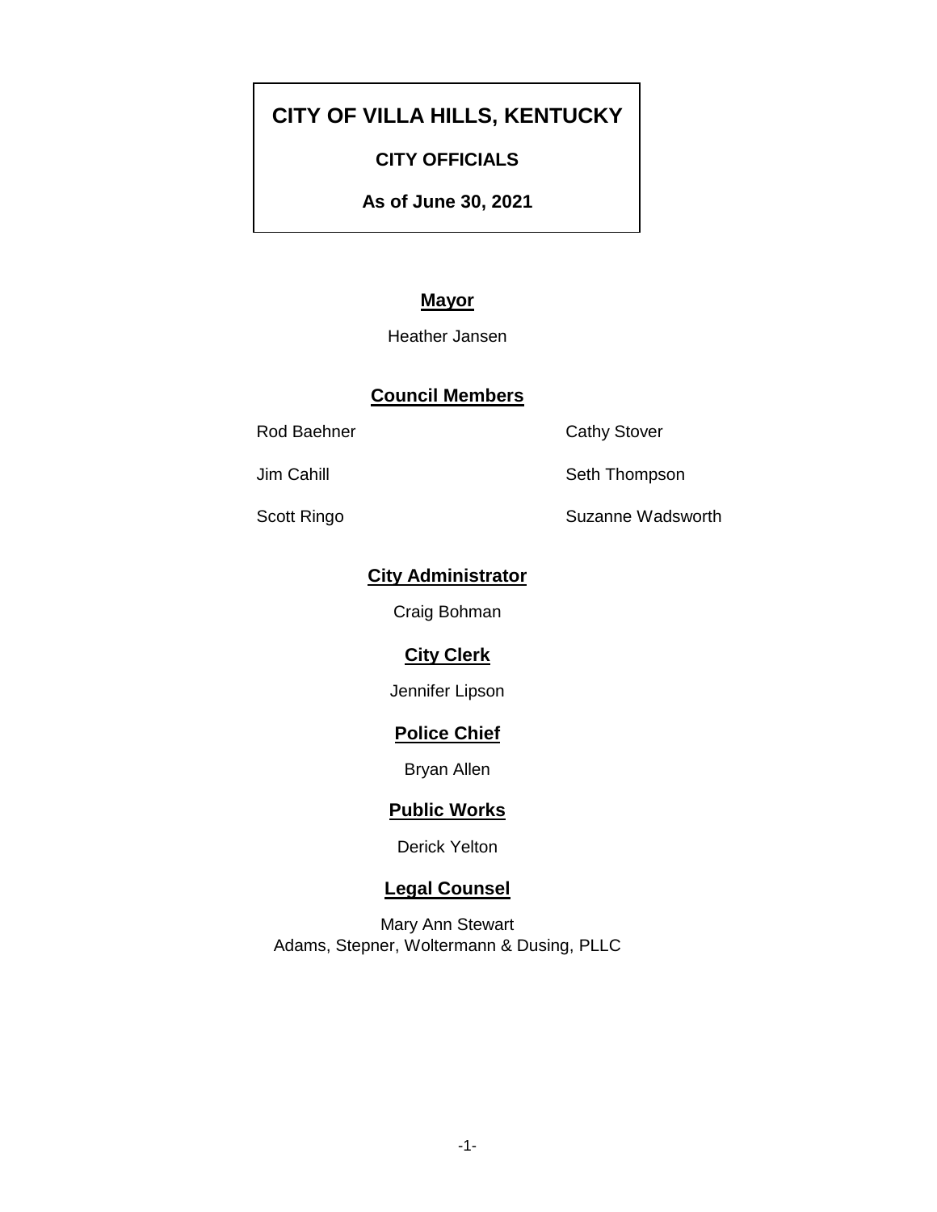# CITY OF VILLA HILLS, KENTUCKY

## CITY OFFICIALS

### As of June 30, 2021

## Mayor

Heather Jansen

## Council Members

Rod Baehner

Jim Cahill

Scott Ringo

Cathy Stover

Seth Thompson

Suzanne Wadsworth

## City Administrator

Craig Bohman

## City Clerk

Jennifer Lipson

## Police Chief

Bryan Allen

## Public Works

Derick Yelton

## Legal Counsel

Mary Ann Stewart
Adams, Stepner, Woltermann & Dusing, PLLC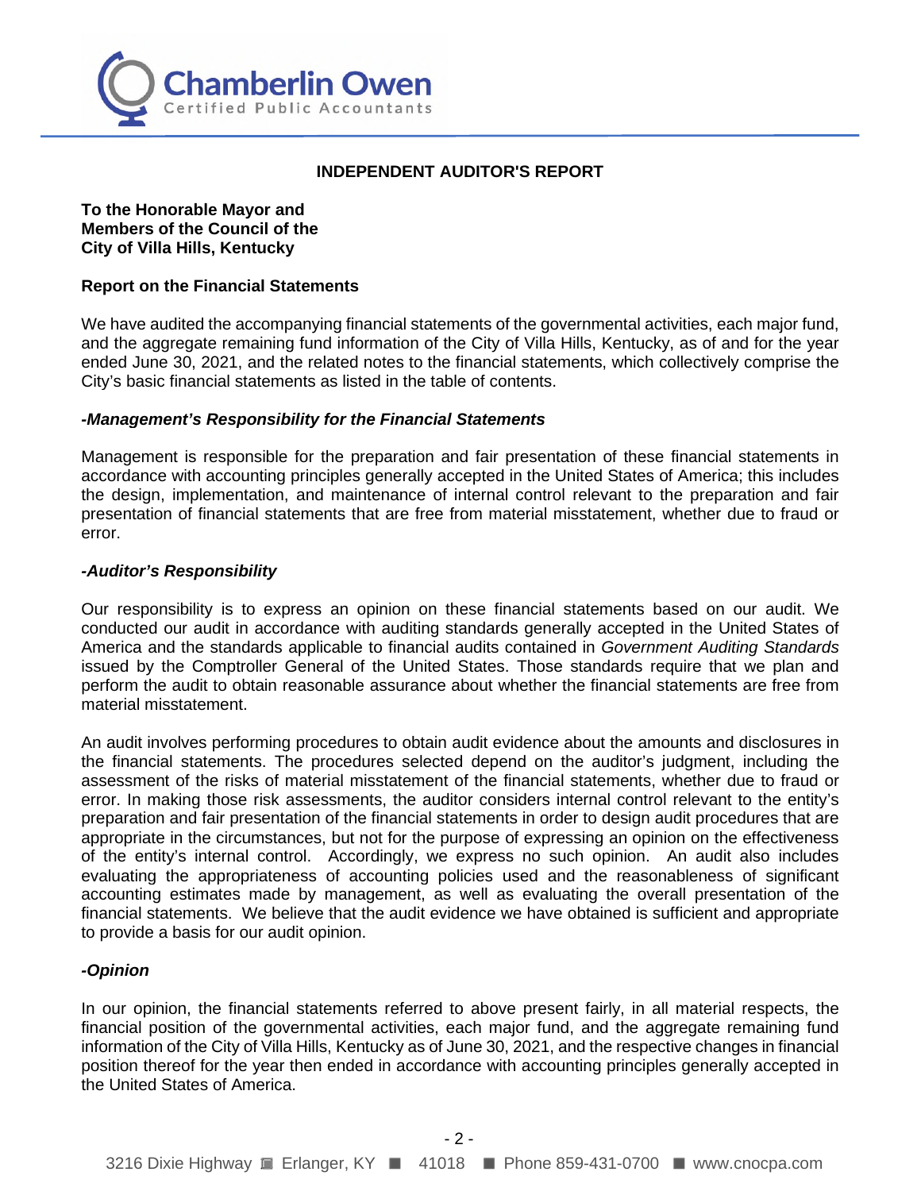# INDEPENDENT AUDITOR'S REPORT

**To the Honorable Mayor and**
**Members of the Council of the**
**City of Villa Hills, Kentucky**

## Report on the Financial Statements

We have audited the accompanying financial statements of the governmental activities, each major fund, and the aggregate remaining fund information of the City of Villa Hills, Kentucky, as of and for the year ended June 30, 2021, and the related notes to the financial statements, which collectively comprise the City's basic financial statements as listed in the table of contents.

### *-Management's Responsibility for the Financial Statements*

Management is responsible for the preparation and fair presentation of these financial statements in accordance with accounting principles generally accepted in the United States of America; this includes the design, implementation, and maintenance of internal control relevant to the preparation and fair presentation of financial statements that are free from material misstatement, whether due to fraud or error.

### *-Auditor's Responsibility*

Our responsibility is to express an opinion on these financial statements based on our audit. We conducted our audit in accordance with auditing standards generally accepted in the United States of America and the standards applicable to financial audits contained in *Government Auditing Standards* issued by the Comptroller General of the United States. Those standards require that we plan and perform the audit to obtain reasonable assurance about whether the financial statements are free from material misstatement.

An audit involves performing procedures to obtain audit evidence about the amounts and disclosures in the financial statements. The procedures selected depend on the auditor's judgment, including the assessment of the risks of material misstatement of the financial statements, whether due to fraud or error. In making those risk assessments, the auditor considers internal control relevant to the entity's preparation and fair presentation of the financial statements in order to design audit procedures that are appropriate in the circumstances, but not for the purpose of expressing an opinion on the effectiveness of the entity's internal control. Accordingly, we express no such opinion. An audit also includes evaluating the appropriateness of accounting policies used and the reasonableness of significant accounting estimates made by management, as well as evaluating the overall presentation of the financial statements. We believe that the audit evidence we have obtained is sufficient and appropriate to provide a basis for our audit opinion.

### *-Opinion*

In our opinion, the financial statements referred to above present fairly, in all material respects, the financial position of the governmental activities, each major fund, and the aggregate remaining fund information of the City of Villa Hills, Kentucky as of June 30, 2021, and the respective changes in financial position thereof for the year then ended in accordance with accounting principles generally accepted in the United States of America.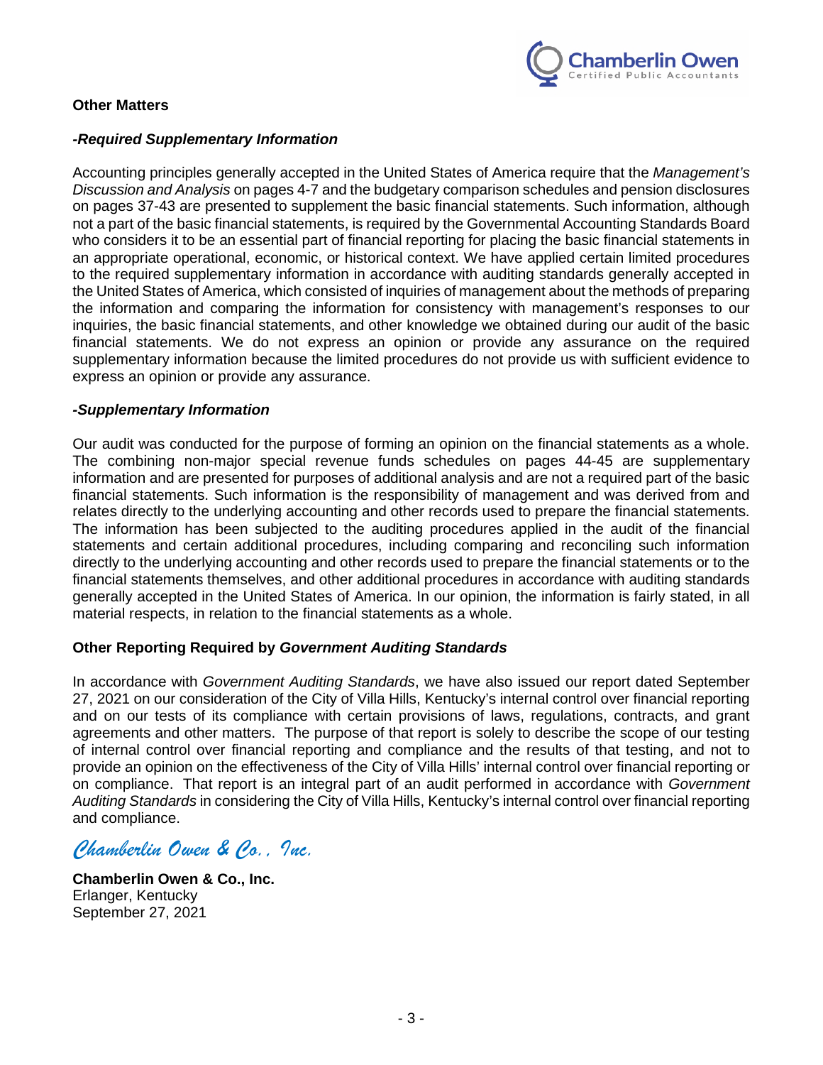**Other Matters**

***-Required Supplementary Information***

Accounting principles generally accepted in the United States of America require that the *Management's Discussion and Analysis* on pages 4-7 and the budgetary comparison schedules and pension disclosures on pages 37-43 are presented to supplement the basic financial statements. Such information, although not a part of the basic financial statements, is required by the Governmental Accounting Standards Board who considers it to be an essential part of financial reporting for placing the basic financial statements in an appropriate operational, economic, or historical context. We have applied certain limited procedures to the required supplementary information in accordance with auditing standards generally accepted in the United States of America, which consisted of inquiries of management about the methods of preparing the information and comparing the information for consistency with management's responses to our inquiries, the basic financial statements, and other knowledge we obtained during our audit of the basic financial statements. We do not express an opinion or provide any assurance on the required supplementary information because the limited procedures do not provide us with sufficient evidence to express an opinion or provide any assurance.

***-Supplementary Information***

Our audit was conducted for the purpose of forming an opinion on the financial statements as a whole. The combining non-major special revenue funds schedules on pages 44-45 are supplementary information and are presented for purposes of additional analysis and are not a required part of the basic financial statements. Such information is the responsibility of management and was derived from and relates directly to the underlying accounting and other records used to prepare the financial statements. The information has been subjected to the auditing procedures applied in the audit of the financial statements and certain additional procedures, including comparing and reconciling such information directly to the underlying accounting and other records used to prepare the financial statements or to the financial statements themselves, and other additional procedures in accordance with auditing standards generally accepted in the United States of America. In our opinion, the information is fairly stated, in all material respects, in relation to the financial statements as a whole.

**Other Reporting Required by *Government Auditing Standards***

In accordance with *Government Auditing Standards*, we have also issued our report dated September 27, 2021 on our consideration of the City of Villa Hills, Kentucky's internal control over financial reporting and on our tests of its compliance with certain provisions of laws, regulations, contracts, and grant agreements and other matters. The purpose of that report is solely to describe the scope of our testing of internal control over financial reporting and compliance and the results of that testing, and not to provide an opinion on the effectiveness of the City of Villa Hills' internal control over financial reporting or on compliance. That report is an integral part of an audit performed in accordance with *Government Auditing Standards* in considering the City of Villa Hills, Kentucky's internal control over financial reporting and compliance.

*Chamberlin Owen & Co., Inc.*

**Chamberlin Owen & Co., Inc.**
Erlanger, Kentucky
September 27, 2021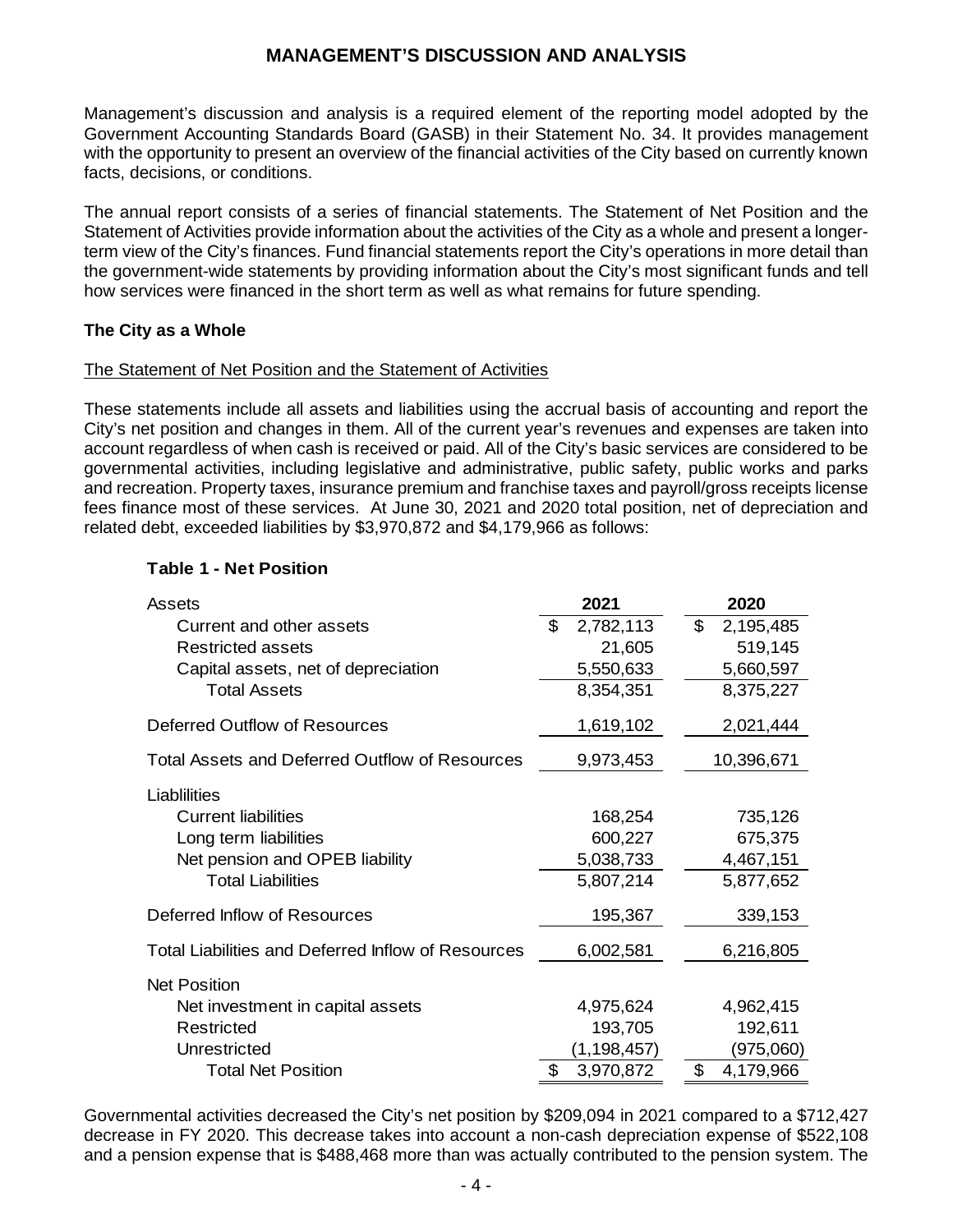# MANAGEMENT'S DISCUSSION AND ANALYSIS

Management's discussion and analysis is a required element of the reporting model adopted by the Government Accounting Standards Board (GASB) in their Statement No. 34. It provides management with the opportunity to present an overview of the financial activities of the City based on currently known facts, decisions, or conditions.

The annual report consists of a series of financial statements. The Statement of Net Position and the Statement of Activities provide information about the activities of the City as a whole and present a longer-term view of the City's finances. Fund financial statements report the City's operations in more detail than the government-wide statements by providing information about the City's most significant funds and tell how services were financed in the short term as well as what remains for future spending.

### The City as a Whole

The Statement of Net Position and the Statement of Activities

These statements include all assets and liabilities using the accrual basis of accounting and report the City's net position and changes in them. All of the current year's revenues and expenses are taken into account regardless of when cash is received or paid. All of the City's basic services are considered to be governmental activities, including legislative and administrative, public safety, public works and parks and recreation. Property taxes, insurance premium and franchise taxes and payroll/gross receipts license fees finance most of these services. At June 30, 2021 and 2020 total position, net of depreciation and related debt, exceeded liabilities by $3,970,872 and $4,179,966 as follows:

**Table 1 - Net Position**

| Assets | 2021 | 2020 |
|---|---|---|
| Current and other assets | $ 2,782,113 | $ 2,195,485 |
| Restricted assets | 21,605 | 519,145 |
| Capital assets, net of depreciation | 5,550,633 | 5,660,597 |
| Total Assets | 8,354,351 | 8,375,227 |
| Deferred Outflow of Resources | 1,619,102 | 2,021,444 |
| Total Assets and Deferred Outflow of Resources | 9,973,453 | 10,396,671 |
| Liablilities | | |
| Current liabilities | 168,254 | 735,126 |
| Long term liabilities | 600,227 | 675,375 |
| Net pension and OPEB liability | 5,038,733 | 4,467,151 |
| Total Liabilities | 5,807,214 | 5,877,652 |
| Deferred Inflow of Resources | 195,367 | 339,153 |
| Total Liabilities and Deferred Inflow of Resources | 6,002,581 | 6,216,805 |
| Net Position | | |
| Net investment in capital assets | 4,975,624 | 4,962,415 |
| Restricted | 193,705 | 192,611 |
| Unrestricted | (1,198,457) | (975,060) |
| Total Net Position | $ 3,970,872 | $ 4,179,966 |

Governmental activities decreased the City's net position by $209,094 in 2021 compared to a $712,427 decrease in FY 2020. This decrease takes into account a non-cash depreciation expense of $522,108 and a pension expense that is $488,468 more than was actually contributed to the pension system. The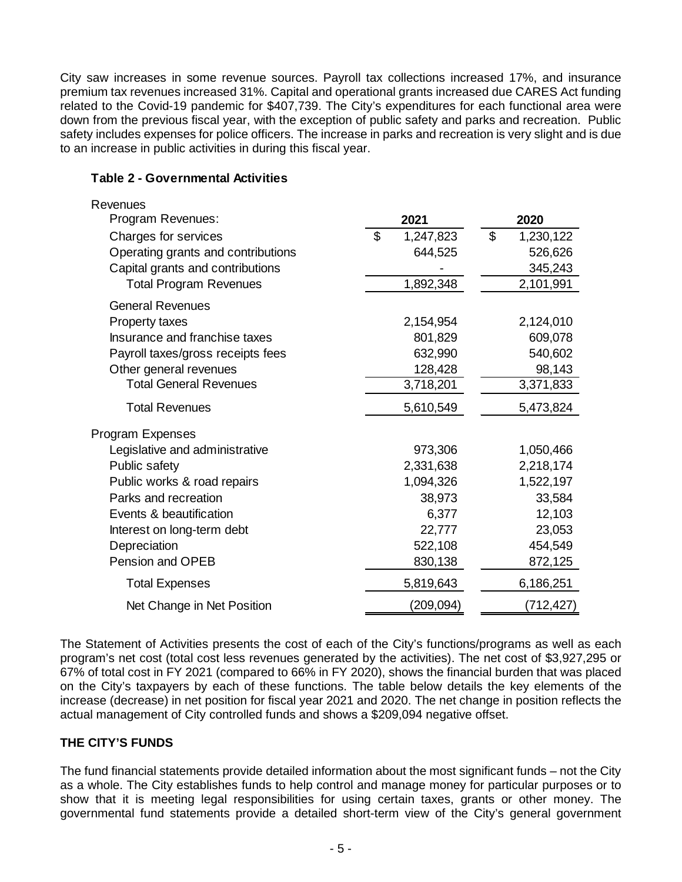City saw increases in some revenue sources. Payroll tax collections increased 17%, and insurance premium tax revenues increased 31%. Capital and operational grants increased due CARES Act funding related to the Covid-19 pandemic for $407,739. The City's expenditures for each functional area were down from the previous fiscal year, with the exception of public safety and parks and recreation. Public safety includes expenses for police officers. The increase in parks and recreation is very slight and is due to an increase in public activities in during this fiscal year.

**Table 2 - Governmental Activities**

| Revenues | 2021 | 2020 |
|---|---|---|
| Program Revenues: | | |
| Charges for services | $ 1,247,823 | $ 1,230,122 |
| Operating grants and contributions | 644,525 | 526,626 |
| Capital grants and contributions | - | 345,243 |
| Total Program Revenues | 1,892,348 | 2,101,991 |
| General Revenues | | |
| Property taxes | 2,154,954 | 2,124,010 |
| Insurance and franchise taxes | 801,829 | 609,078 |
| Payroll taxes/gross receipts fees | 632,990 | 540,602 |
| Other general revenues | 128,428 | 98,143 |
| Total General Revenues | 3,718,201 | 3,371,833 |
| Total Revenues | 5,610,549 | 5,473,824 |
| Program Expenses | | |
| Legislative and administrative | 973,306 | 1,050,466 |
| Public safety | 2,331,638 | 2,218,174 |
| Public works & road repairs | 1,094,326 | 1,522,197 |
| Parks and recreation | 38,973 | 33,584 |
| Events & beautification | 6,377 | 12,103 |
| Interest on long-term debt | 22,777 | 23,053 |
| Depreciation | 522,108 | 454,549 |
| Pension and OPEB | 830,138 | 872,125 |
| Total Expenses | 5,819,643 | 6,186,251 |
| Net Change in Net Position | (209,094) | (712,427) |

The Statement of Activities presents the cost of each of the City's functions/programs as well as each program's net cost (total cost less revenues generated by the activities). The net cost of $3,927,295 or 67% of total cost in FY 2021 (compared to 66% in FY 2020), shows the financial burden that was placed on the City's taxpayers by each of these functions. The table below details the key elements of the increase (decrease) in net position for fiscal year 2021 and 2020. The net change in position reflects the actual management of City controlled funds and shows a $209,094 negative offset.

## THE CITY'S FUNDS

The fund financial statements provide detailed information about the most significant funds – not the City as a whole. The City establishes funds to help control and manage money for particular purposes or to show that it is meeting legal responsibilities for using certain taxes, grants or other money. The governmental fund statements provide a detailed short-term view of the City's general government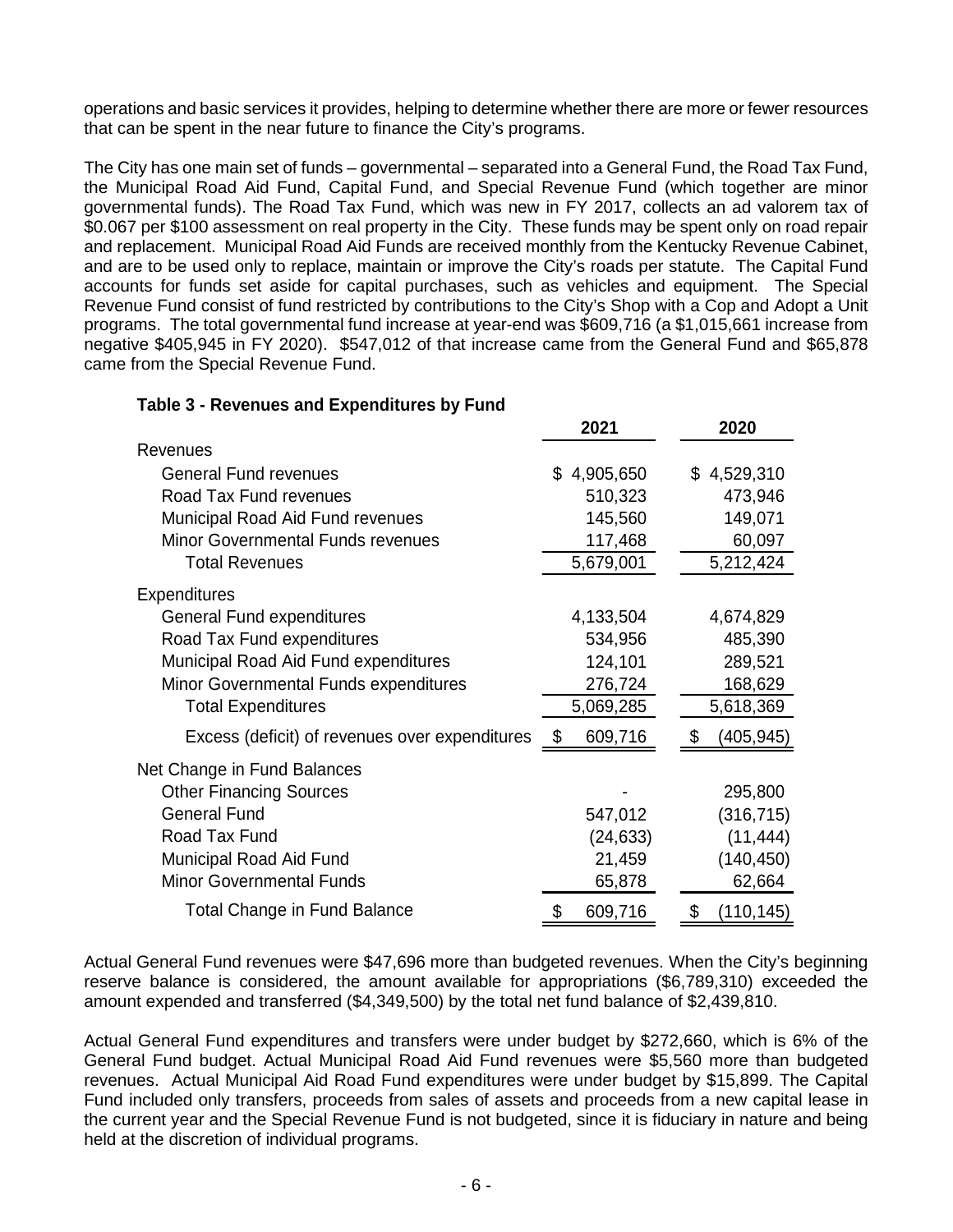operations and basic services it provides, helping to determine whether there are more or fewer resources that can be spent in the near future to finance the City's programs.

The City has one main set of funds – governmental – separated into a General Fund, the Road Tax Fund, the Municipal Road Aid Fund, Capital Fund, and Special Revenue Fund (which together are minor governmental funds). The Road Tax Fund, which was new in FY 2017, collects an ad valorem tax of $0.067 per $100 assessment on real property in the City. These funds may be spent only on road repair and replacement. Municipal Road Aid Funds are received monthly from the Kentucky Revenue Cabinet, and are to be used only to replace, maintain or improve the City's roads per statute. The Capital Fund accounts for funds set aside for capital purchases, such as vehicles and equipment. The Special Revenue Fund consist of fund restricted by contributions to the City's Shop with a Cop and Adopt a Unit programs. The total governmental fund increase at year-end was $609,716 (a $1,015,661 increase from negative $405,945 in FY 2020). $547,012 of that increase came from the General Fund and $65,878 came from the Special Revenue Fund.

**Table 3 - Revenues and Expenditures by Fund**

| | 2021 | 2020 |
|---|---|---|
| Revenues | | |
| General Fund revenues | $ 4,905,650 | $ 4,529,310 |
| Road Tax Fund revenues | 510,323 | 473,946 |
| Municipal Road Aid Fund revenues | 145,560 | 149,071 |
| Minor Governmental Funds revenues | 117,468 | 60,097 |
| Total Revenues | 5,679,001 | 5,212,424 |
| Expenditures | | |
| General Fund expenditures | 4,133,504 | 4,674,829 |
| Road Tax Fund expenditures | 534,956 | 485,390 |
| Municipal Road Aid Fund expenditures | 124,101 | 289,521 |
| Minor Governmental Funds expenditures | 276,724 | 168,629 |
| Total Expenditures | 5,069,285 | 5,618,369 |
| Excess (deficit) of revenues over expenditures | $ 609,716 | $ (405,945) |
| Net Change in Fund Balances | | |
| Other Financing Sources | - | 295,800 |
| General Fund | 547,012 | (316,715) |
| Road Tax Fund | (24,633) | (11,444) |
| Municipal Road Aid Fund | 21,459 | (140,450) |
| Minor Governmental Funds | 65,878 | 62,664 |
| Total Change in Fund Balance | $ 609,716 | $ (110,145) |

Actual General Fund revenues were $47,696 more than budgeted revenues. When the City's beginning reserve balance is considered, the amount available for appropriations ($6,789,310) exceeded the amount expended and transferred ($4,349,500) by the total net fund balance of $2,439,810.

Actual General Fund expenditures and transfers were under budget by $272,660, which is 6% of the General Fund budget. Actual Municipal Road Aid Fund revenues were $5,560 more than budgeted revenues. Actual Municipal Aid Road Fund expenditures were under budget by $15,899. The Capital Fund included only transfers, proceeds from sales of assets and proceeds from a new capital lease in the current year and the Special Revenue Fund is not budgeted, since it is fiduciary in nature and being held at the discretion of individual programs.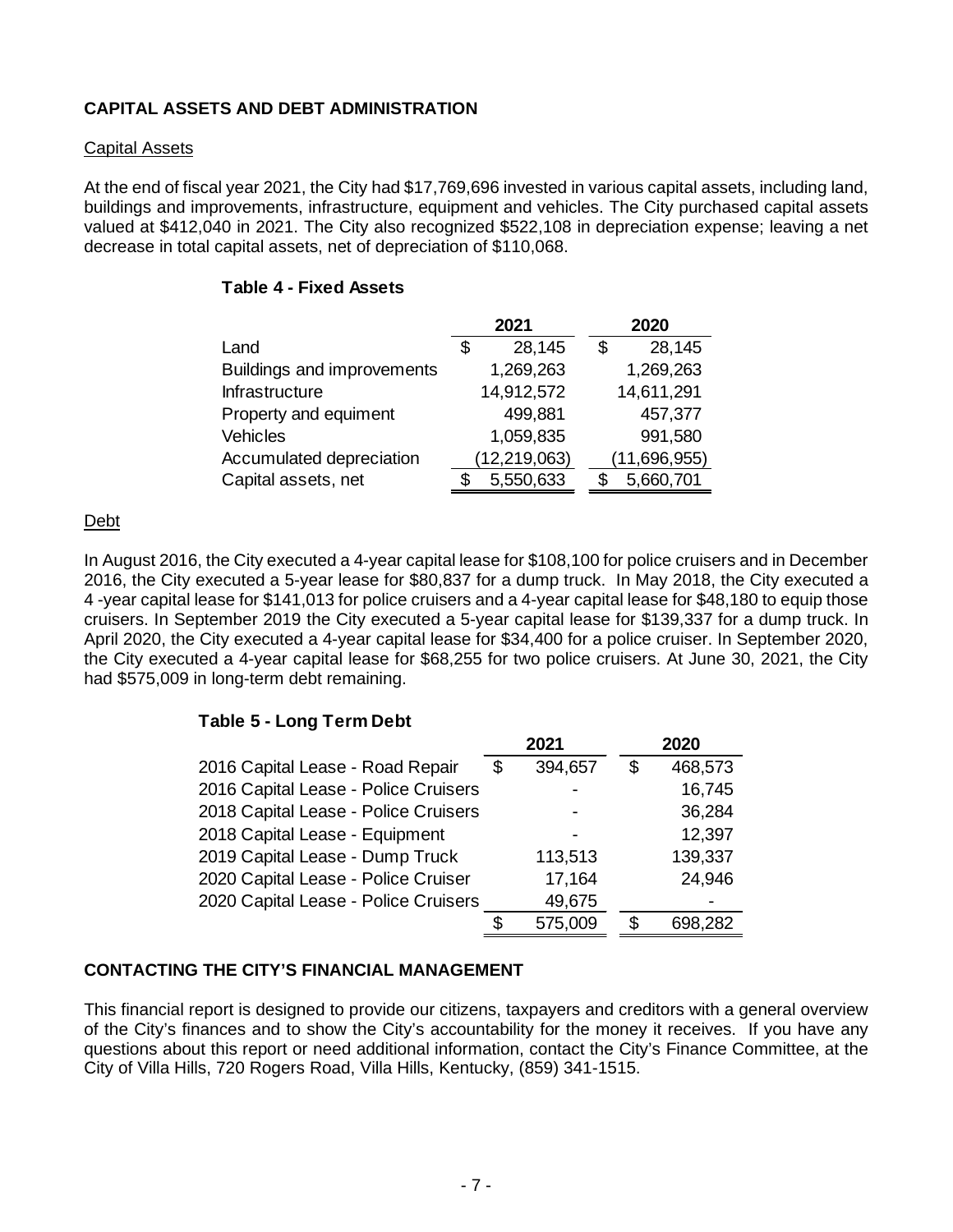## CAPITAL ASSETS AND DEBT ADMINISTRATION

### Capital Assets

At the end of fiscal year 2021, the City had $17,769,696 invested in various capital assets, including land, buildings and improvements, infrastructure, equipment and vehicles. The City purchased capital assets valued at $412,040 in 2021. The City also recognized $522,108 in depreciation expense; leaving a net decrease in total capital assets, net of depreciation of $110,068.

**Table 4 - Fixed Assets**

| | 2021 | 2020 |
|---|---|---|
| Land | $ 28,145 | $ 28,145 |
| Buildings and improvements | 1,269,263 | 1,269,263 |
| Infrastructure | 14,912,572 | 14,611,291 |
| Property and equiment | 499,881 | 457,377 |
| Vehicles | 1,059,835 | 991,580 |
| Accumulated depreciation | (12,219,063) | (11,696,955) |
| Capital assets, net | $ 5,550,633 | $ 5,660,701 |

### Debt

In August 2016, the City executed a 4-year capital lease for $108,100 for police cruisers and in December 2016, the City executed a 5-year lease for $80,837 for a dump truck. In May 2018, the City executed a 4 -year capital lease for $141,013 for police cruisers and a 4-year capital lease for $48,180 to equip those cruisers. In September 2019 the City executed a 5-year capital lease for $139,337 for a dump truck. In April 2020, the City executed a 4-year capital lease for $34,400 for a police cruiser. In September 2020, the City executed a 4-year capital lease for $68,255 for two police cruisers. At June 30, 2021, the City had $575,009 in long-term debt remaining.

**Table 5 - Long Term Debt**

| | 2021 | 2020 |
|---|---|---|
| 2016 Capital Lease - Road Repair | $ 394,657 | $ 468,573 |
| 2016 Capital Lease - Police Cruisers | - | 16,745 |
| 2018 Capital Lease - Police Cruisers | - | 36,284 |
| 2018 Capital Lease - Equipment | - | 12,397 |
| 2019 Capital Lease - Dump Truck | 113,513 | 139,337 |
| 2020 Capital Lease - Police Cruiser | 17,164 | 24,946 |
| 2020 Capital Lease - Police Cruisers | 49,675 | - |
| | $ 575,009 | $ 698,282 |

## CONTACTING THE CITY'S FINANCIAL MANAGEMENT

This financial report is designed to provide our citizens, taxpayers and creditors with a general overview of the City's finances and to show the City's accountability for the money it receives. If you have any questions about this report or need additional information, contact the City's Finance Committee, at the City of Villa Hills, 720 Rogers Road, Villa Hills, Kentucky, (859) 341-1515.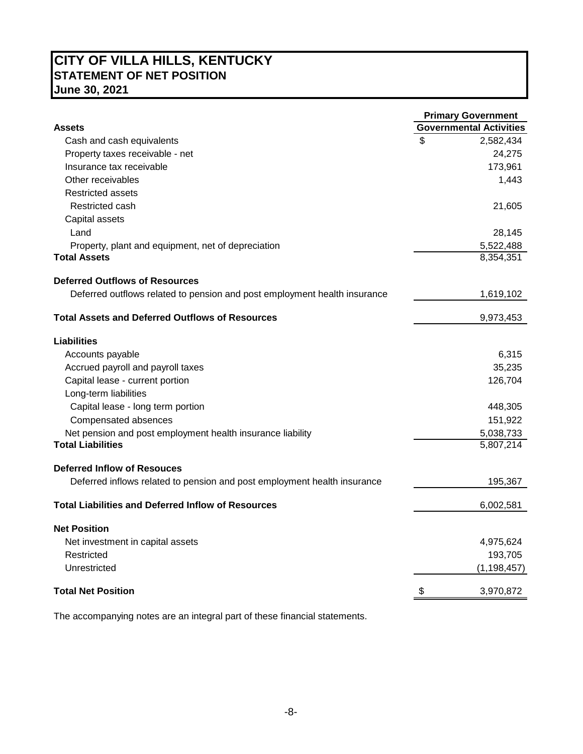# CITY OF VILLA HILLS, KENTUCKY
## STATEMENT OF NET POSITION
## June 30, 2021

| | Primary Government |
|---|---|
| **Assets** | **Governmental Activities** |
| Cash and cash equivalents | $ 2,582,434 |
| Property taxes receivable - net | 24,275 |
| Insurance tax receivable | 173,961 |
| Other receivables | 1,443 |
| Restricted assets | |
| Restricted cash | 21,605 |
| Capital assets | |
| Land | 28,145 |
| Property, plant and equipment, net of depreciation | 5,522,488 |
| **Total Assets** | 8,354,351 |
| **Deferred Outflows of Resources** | |
| Deferred outflows related to pension and post employment health insurance | 1,619,102 |
| **Total Assets and Deferred Outflows of Resources** | 9,973,453 |
| **Liabilities** | |
| Accounts payable | 6,315 |
| Accrued payroll and payroll taxes | 35,235 |
| Capital lease - current portion | 126,704 |
| Long-term liabilities | |
| Capital lease - long term portion | 448,305 |
| Compensated absences | 151,922 |
| Net pension and post employment health insurance liability | 5,038,733 |
| **Total Liabilities** | 5,807,214 |
| **Deferred Inflow of Resouces** | |
| Deferred inflows related to pension and post employment health insurance | 195,367 |
| **Total Liabilities and Deferred Inflow of Resources** | 6,002,581 |
| **Net Position** | |
| Net investment in capital assets | 4,975,624 |
| Restricted | 193,705 |
| Unrestricted | (1,198,457) |
| **Total Net Position** | $ 3,970,872 |

The accompanying notes are an integral part of these financial statements.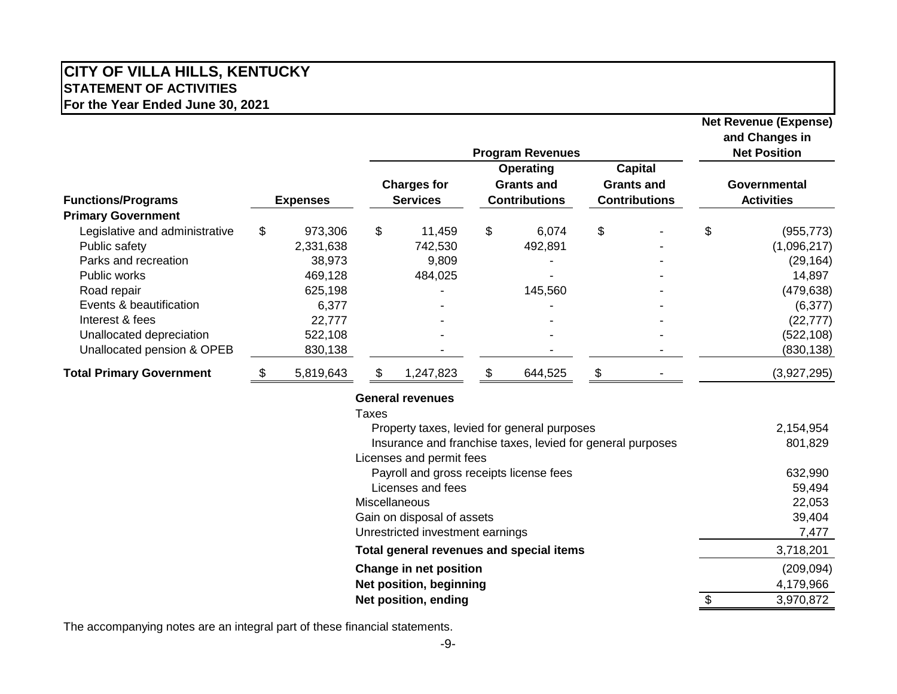# CITY OF VILLA HILLS, KENTUCKY
## STATEMENT OF ACTIVITIES
### For the Year Ended June 30, 2021

| | | Program Revenues | | | Net Revenue (Expense) and Changes in Net Position |
|---|---|---|---|---|---|
| **Functions/Programs** | **Expenses** | **Charges for Services** | **Operating Grants and Contributions** | **Capital Grants and Contributions** | **Governmental Activities** |
| **Primary Government** | | | | | |
| Legislative and administrative | $ 973,306 | $ 11,459 | $ 6,074 | $ - | $ (955,773) |
| Public safety | 2,331,638 | 742,530 | 492,891 | - | (1,096,217) |
| Parks and recreation | 38,973 | 9,809 | - | - | (29,164) |
| Public works | 469,128 | 484,025 | - | - | 14,897 |
| Road repair | 625,198 | - | 145,560 | - | (479,638) |
| Events & beautification | 6,377 | - | - | - | (6,377) |
| Interest & fees | 22,777 | - | - | - | (22,777) |
| Unallocated depreciation | 522,108 | - | - | - | (522,108) |
| Unallocated pension & OPEB | 830,138 | - | - | - | (830,138) |
| **Total Primary Government** | $ 5,819,643 | $ 1,247,823 | $ 644,525 | $ - | (3,927,295) |

| | |
|---|---|
| **General revenues** | |
| Taxes | |
| Property taxes, levied for general purposes | 2,154,954 |
| Insurance and franchise taxes, levied for general purposes | 801,829 |
| Licenses and permit fees | |
| Payroll and gross receipts license fees | 632,990 |
| Licenses and fees | 59,494 |
| Miscellaneous | 22,053 |
| Gain on disposal of assets | 39,404 |
| Unrestricted investment earnings | 7,477 |
| **Total general revenues and special items** | 3,718,201 |
| **Change in net position** | (209,094) |
| **Net position, beginning** | 4,179,966 |
| **Net position, ending** | $ 3,970,872 |

The accompanying notes are an integral part of these financial statements.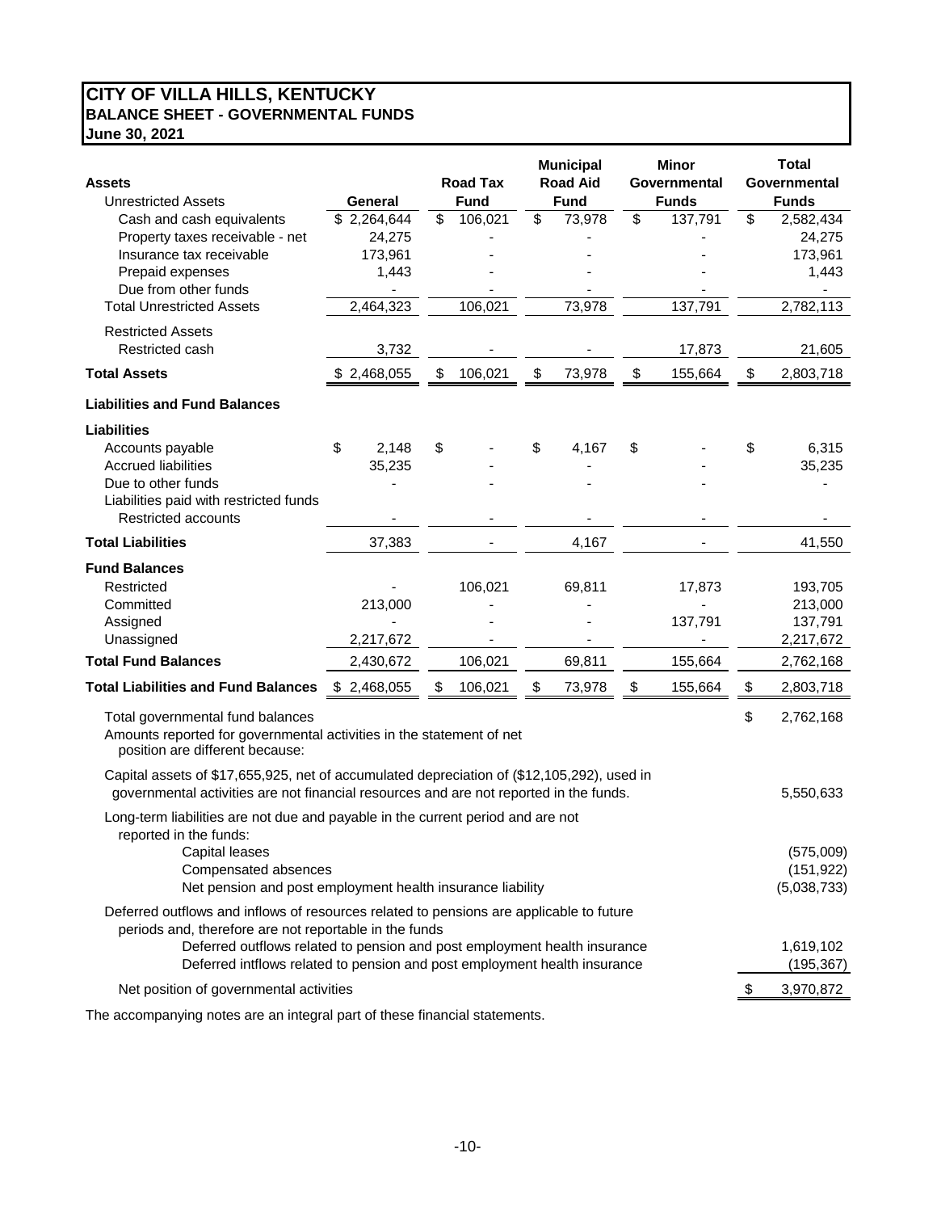# CITY OF VILLA HILLS, KENTUCKY
## BALANCE SHEET - GOVERNMENTAL FUNDS
### June 30, 2021

| Assets | General | Road Tax Fund | Municipal Road Aid Fund | Minor Governmental Funds | Total Governmental Funds |
|---|---|---|---|---|---|
| **Unrestricted Assets** | | | | | |
| Cash and cash equivalents | $ 2,264,644 | $ 106,021 | $ 73,978 | $ 137,791 | $ 2,582,434 |
| Property taxes receivable - net | 24,275 | - | - | - | 24,275 |
| Insurance tax receivable | 173,961 | - | - | - | 173,961 |
| Prepaid expenses | 1,443 | - | - | - | 1,443 |
| Due from other funds | - | - | - | - | - |
| Total Unrestricted Assets | 2,464,323 | 106,021 | 73,978 | 137,791 | 2,782,113 |
| **Restricted Assets** | | | | | |
| Restricted cash | 3,732 | - | - | 17,873 | 21,605 |
| **Total Assets** | $ 2,468,055 | $ 106,021 | $ 73,978 | $ 155,664 | $ 2,803,718 |
| **Liabilities and Fund Balances** | | | | | |
| **Liabilities** | | | | | |
| Accounts payable | $ 2,148 | $ - | $ 4,167 | $ - | $ 6,315 |
| Accrued liabilities | 35,235 | - | - | - | 35,235 |
| Due to other funds | - | - | - | - | - |
| Liabilities paid with restricted funds | | | | | |
| Restricted accounts | - | - | - | - | - |
| **Total Liabilities** | 37,383 | - | 4,167 | - | 41,550 |
| **Fund Balances** | | | | | |
| Restricted | - | 106,021 | 69,811 | 17,873 | 193,705 |
| Committed | 213,000 | - | - | - | 213,000 |
| Assigned | - | - | - | 137,791 | 137,791 |
| Unassigned | 2,217,672 | - | - | - | 2,217,672 |
| **Total Fund Balances** | 2,430,672 | 106,021 | 69,811 | 155,664 | 2,762,168 |
| **Total Liabilities and Fund Balances** | $ 2,468,055 | $ 106,021 | $ 73,978 | $ 155,664 | $ 2,803,718 |

| | |
|---|---|
| Total governmental fund balances | $ 2,762,168 |
| Amounts reported for governmental activities in the statement of net position are different because: | |
| Capital assets of $17,655,925, net of accumulated depreciation of ($12,105,292), used in governmental activities are not financial resources and are not reported in the funds. | 5,550,633 |
| Long-term liabilities are not due and payable in the current period and are not reported in the funds: | |
| Capital leases | (575,009) |
| Compensated absences | (151,922) |
| Net pension and post employment health insurance liability | (5,038,733) |
| Deferred outflows and inflows of resources related to pensions are applicable to future periods and, therefore are not reportable in the funds | |
| Deferred outflows related to pension and post employment health insurance | 1,619,102 |
| Deferred intflows related to pension and post employment health insurance | (195,367) |
| Net position of governmental activities | $ 3,970,872 |

The accompanying notes are an integral part of these financial statements.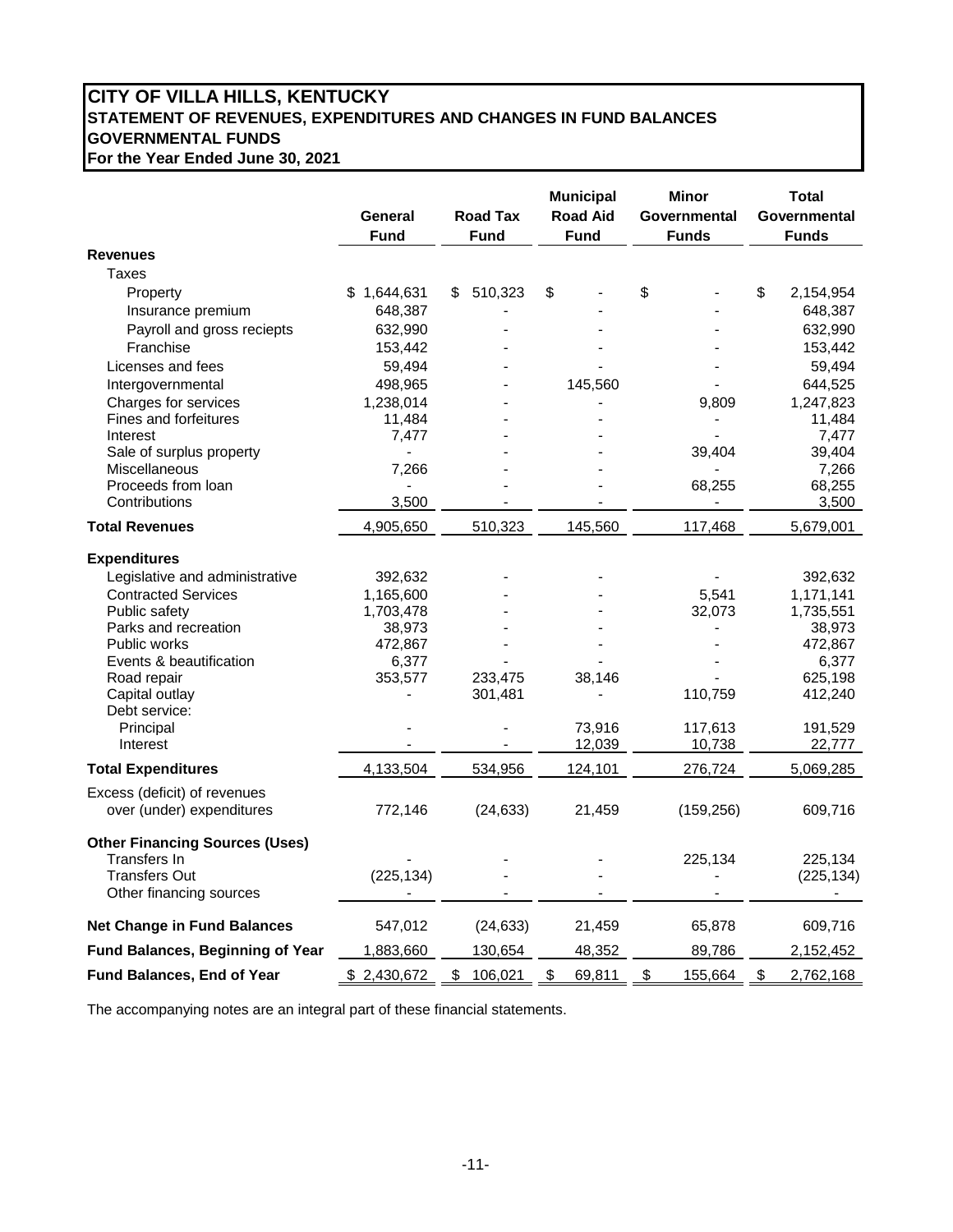# CITY OF VILLA HILLS, KENTUCKY
## STATEMENT OF REVENUES, EXPENDITURES AND CHANGES IN FUND BALANCES
## GOVERNMENTAL FUNDS
**For the Year Ended June 30, 2021**

| | General Fund | Road Tax Fund | Municipal Road Aid Fund | Minor Governmental Funds | Total Governmental Funds |
|---|---|---|---|---|---|
| **Revenues** | | | | | |
| Taxes | | | | | |
| Property | $ 1,644,631 | $ 510,323 | $ - | $ - | $ 2,154,954 |
| Insurance premium | 648,387 | - | - | - | 648,387 |
| Payroll and gross reciepts | 632,990 | - | - | - | 632,990 |
| Franchise | 153,442 | - | - | - | 153,442 |
| Licenses and fees | 59,494 | - | - | - | 59,494 |
| Intergovernmental | 498,965 | - | 145,560 | - | 644,525 |
| Charges for services | 1,238,014 | - | - | 9,809 | 1,247,823 |
| Fines and forfeitures | 11,484 | - | - | - | 11,484 |
| Interest | 7,477 | - | - | - | 7,477 |
| Sale of surplus property | - | - | - | 39,404 | 39,404 |
| Miscellaneous | 7,266 | - | - | - | 7,266 |
| Proceeds from loan | - | - | - | 68,255 | 68,255 |
| Contributions | 3,500 | - | - | - | 3,500 |
| **Total Revenues** | 4,905,650 | 510,323 | 145,560 | 117,468 | 5,679,001 |
| **Expenditures** | | | | | |
| Legislative and administrative | 392,632 | - | - | - | 392,632 |
| Contracted Services | 1,165,600 | - | - | 5,541 | 1,171,141 |
| Public safety | 1,703,478 | - | - | 32,073 | 1,735,551 |
| Parks and recreation | 38,973 | - | - | - | 38,973 |
| Public works | 472,867 | - | - | - | 472,867 |
| Events & beautification | 6,377 | - | - | - | 6,377 |
| Road repair | 353,577 | 233,475 | 38,146 | - | 625,198 |
| Capital outlay | - | 301,481 | - | 110,759 | 412,240 |
| Debt service: | | | | | |
| Principal | - | - | 73,916 | 117,613 | 191,529 |
| Interest | - | - | 12,039 | 10,738 | 22,777 |
| **Total Expenditures** | 4,133,504 | 534,956 | 124,101 | 276,724 | 5,069,285 |
| Excess (deficit) of revenues over (under) expenditures | 772,146 | (24,633) | 21,459 | (159,256) | 609,716 |
| **Other Financing Sources (Uses)** | | | | | |
| Transfers In | - | - | - | 225,134 | 225,134 |
| Transfers Out | (225,134) | - | - | - | (225,134) |
| Other financing sources | - | - | - | - | - |
| **Net Change in Fund Balances** | 547,012 | (24,633) | 21,459 | 65,878 | 609,716 |
| **Fund Balances, Beginning of Year** | 1,883,660 | 130,654 | 48,352 | 89,786 | 2,152,452 |
| **Fund Balances, End of Year** | $ 2,430,672 | $ 106,021 | $ 69,811 | $ 155,664 | $ 2,762,168 |

The accompanying notes are an integral part of these financial statements.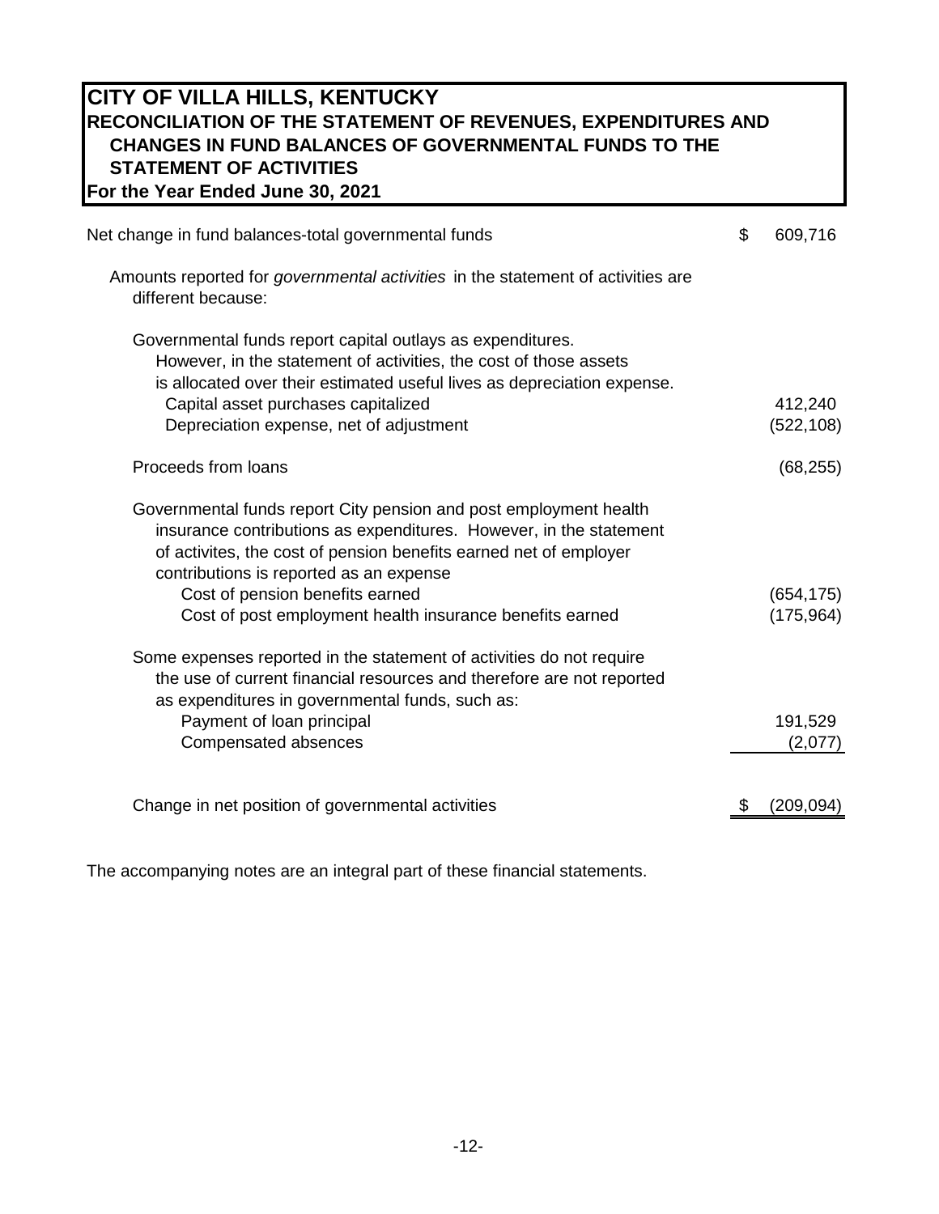# CITY OF VILLA HILLS, KENTUCKY
## RECONCILIATION OF THE STATEMENT OF REVENUES, EXPENDITURES AND CHANGES IN FUND BALANCES OF GOVERNMENTAL FUNDS TO THE STATEMENT OF ACTIVITIES
**For the Year Ended June 30, 2021**

| | |
|---|---|
| Net change in fund balances-total governmental funds | $ 609,716 |
| Amounts reported for *governmental activities* in the statement of activities are different because: | |
| Governmental funds report capital outlays as expenditures. However, in the statement of activities, the cost of those assets is allocated over their estimated useful lives as depreciation expense. | |
| Capital asset purchases capitalized | 412,240 |
| Depreciation expense, net of adjustment | (522,108) |
| Proceeds from loans | (68,255) |
| Governmental funds report City pension and post employment health insurance contributions as expenditures. However, in the statement of activites, the cost of pension benefits earned net of employer contributions is reported as an expense | |
| Cost of pension benefits earned | (654,175) |
| Cost of post employment health insurance benefits earned | (175,964) |
| Some expenses reported in the statement of activities do not require the use of current financial resources and therefore are not reported as expenditures in governmental funds, such as: | |
| Payment of loan principal | 191,529 |
| Compensated absences | (2,077) |
| Change in net position of governmental activities | $ (209,094) |

The accompanying notes are an integral part of these financial statements.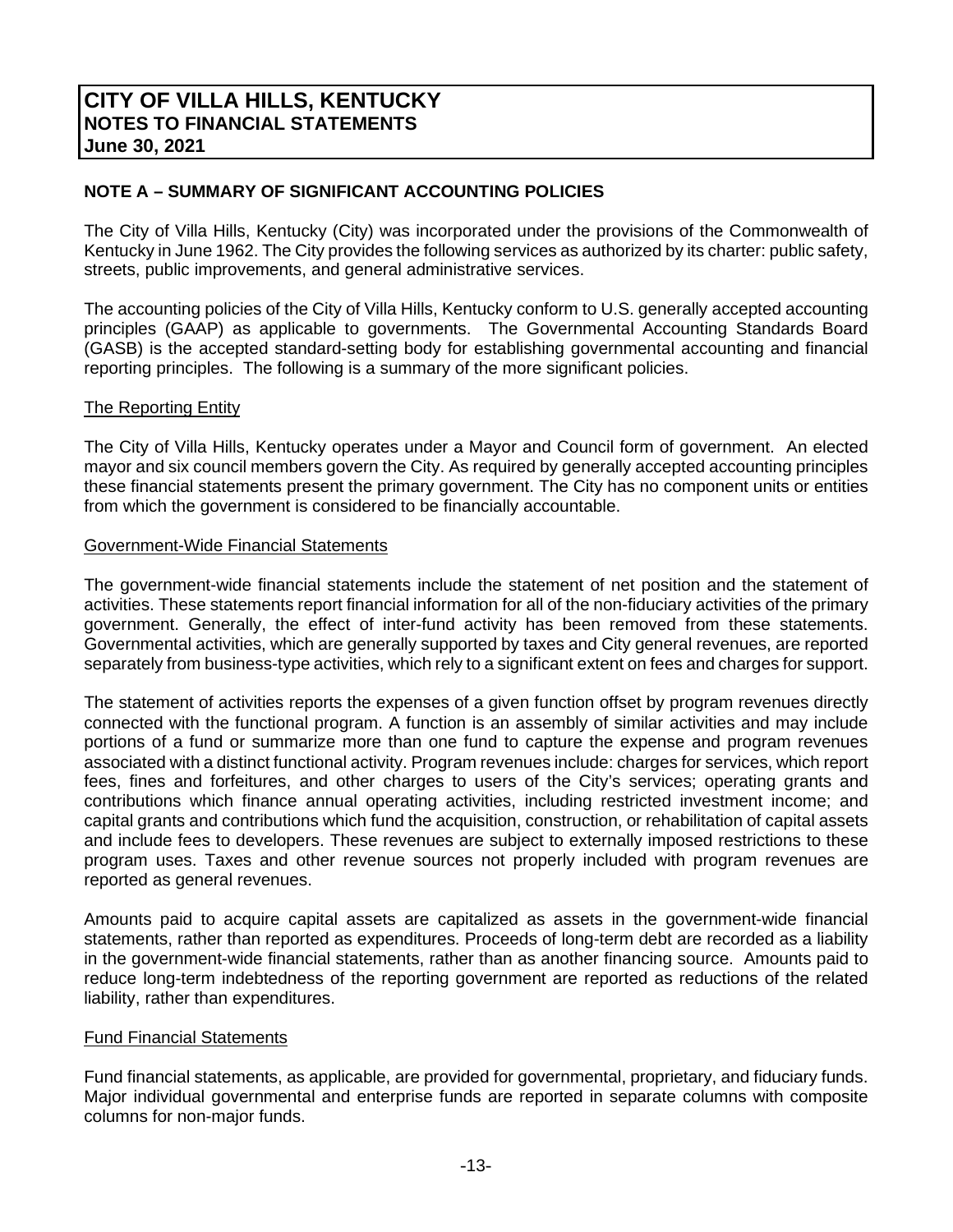# CITY OF VILLA HILLS, KENTUCKY
## NOTES TO FINANCIAL STATEMENTS
**June 30, 2021**

### NOTE A – SUMMARY OF SIGNIFICANT ACCOUNTING POLICIES

The City of Villa Hills, Kentucky (City) was incorporated under the provisions of the Commonwealth of Kentucky in June 1962. The City provides the following services as authorized by its charter: public safety, streets, public improvements, and general administrative services.

The accounting policies of the City of Villa Hills, Kentucky conform to U.S. generally accepted accounting principles (GAAP) as applicable to governments. The Governmental Accounting Standards Board (GASB) is the accepted standard-setting body for establishing governmental accounting and financial reporting principles. The following is a summary of the more significant policies.

<u>The Reporting Entity</u>

The City of Villa Hills, Kentucky operates under a Mayor and Council form of government. An elected mayor and six council members govern the City. As required by generally accepted accounting principles these financial statements present the primary government. The City has no component units or entities from which the government is considered to be financially accountable.

<u>Government-Wide Financial Statements</u>

The government-wide financial statements include the statement of net position and the statement of activities. These statements report financial information for all of the non-fiduciary activities of the primary government. Generally, the effect of inter-fund activity has been removed from these statements. Governmental activities, which are generally supported by taxes and City general revenues, are reported separately from business-type activities, which rely to a significant extent on fees and charges for support.

The statement of activities reports the expenses of a given function offset by program revenues directly connected with the functional program. A function is an assembly of similar activities and may include portions of a fund or summarize more than one fund to capture the expense and program revenues associated with a distinct functional activity. Program revenues include: charges for services, which report fees, fines and forfeitures, and other charges to users of the City's services; operating grants and contributions which finance annual operating activities, including restricted investment income; and capital grants and contributions which fund the acquisition, construction, or rehabilitation of capital assets and include fees to developers. These revenues are subject to externally imposed restrictions to these program uses. Taxes and other revenue sources not properly included with program revenues are reported as general revenues.

Amounts paid to acquire capital assets are capitalized as assets in the government-wide financial statements, rather than reported as expenditures. Proceeds of long-term debt are recorded as a liability in the government-wide financial statements, rather than as another financing source. Amounts paid to reduce long-term indebtedness of the reporting government are reported as reductions of the related liability, rather than expenditures.

<u>Fund Financial Statements</u>

Fund financial statements, as applicable, are provided for governmental, proprietary, and fiduciary funds. Major individual governmental and enterprise funds are reported in separate columns with composite columns for non-major funds.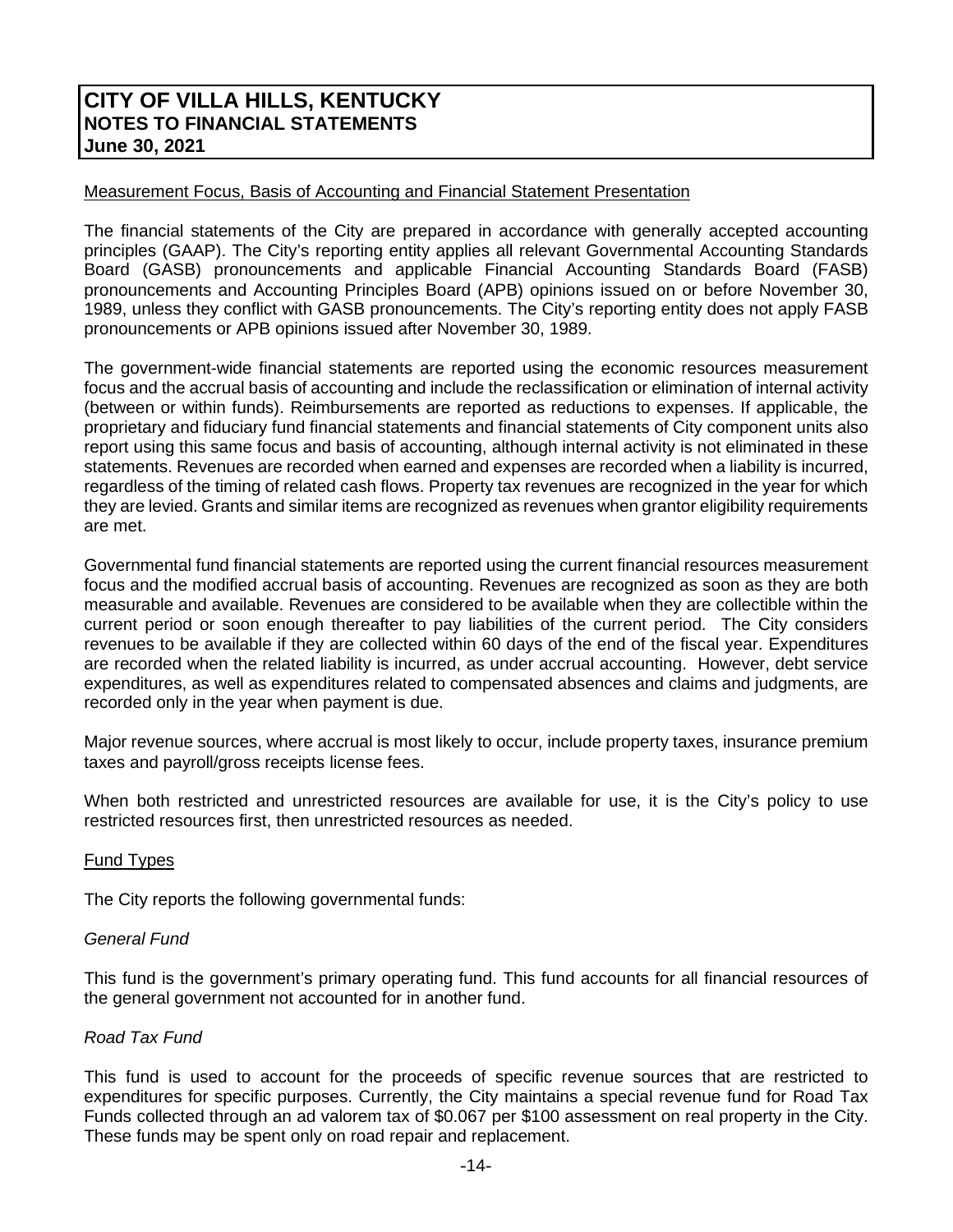## Measurement Focus, Basis of Accounting and Financial Statement Presentation

The financial statements of the City are prepared in accordance with generally accepted accounting principles (GAAP). The City's reporting entity applies all relevant Governmental Accounting Standards Board (GASB) pronouncements and applicable Financial Accounting Standards Board (FASB) pronouncements and Accounting Principles Board (APB) opinions issued on or before November 30, 1989, unless they conflict with GASB pronouncements. The City's reporting entity does not apply FASB pronouncements or APB opinions issued after November 30, 1989.

The government-wide financial statements are reported using the economic resources measurement focus and the accrual basis of accounting and include the reclassification or elimination of internal activity (between or within funds). Reimbursements are reported as reductions to expenses. If applicable, the proprietary and fiduciary fund financial statements and financial statements of City component units also report using this same focus and basis of accounting, although internal activity is not eliminated in these statements. Revenues are recorded when earned and expenses are recorded when a liability is incurred, regardless of the timing of related cash flows. Property tax revenues are recognized in the year for which they are levied. Grants and similar items are recognized as revenues when grantor eligibility requirements are met.

Governmental fund financial statements are reported using the current financial resources measurement focus and the modified accrual basis of accounting. Revenues are recognized as soon as they are both measurable and available. Revenues are considered to be available when they are collectible within the current period or soon enough thereafter to pay liabilities of the current period. The City considers revenues to be available if they are collected within 60 days of the end of the fiscal year. Expenditures are recorded when the related liability is incurred, as under accrual accounting. However, debt service expenditures, as well as expenditures related to compensated absences and claims and judgments, are recorded only in the year when payment is due.

Major revenue sources, where accrual is most likely to occur, include property taxes, insurance premium taxes and payroll/gross receipts license fees.

When both restricted and unrestricted resources are available for use, it is the City's policy to use restricted resources first, then unrestricted resources as needed.

## Fund Types

The City reports the following governmental funds:

*General Fund*

This fund is the government's primary operating fund. This fund accounts for all financial resources of the general government not accounted for in another fund.

*Road Tax Fund*

This fund is used to account for the proceeds of specific revenue sources that are restricted to expenditures for specific purposes. Currently, the City maintains a special revenue fund for Road Tax Funds collected through an ad valorem tax of $0.067 per $100 assessment on real property in the City. These funds may be spent only on road repair and replacement.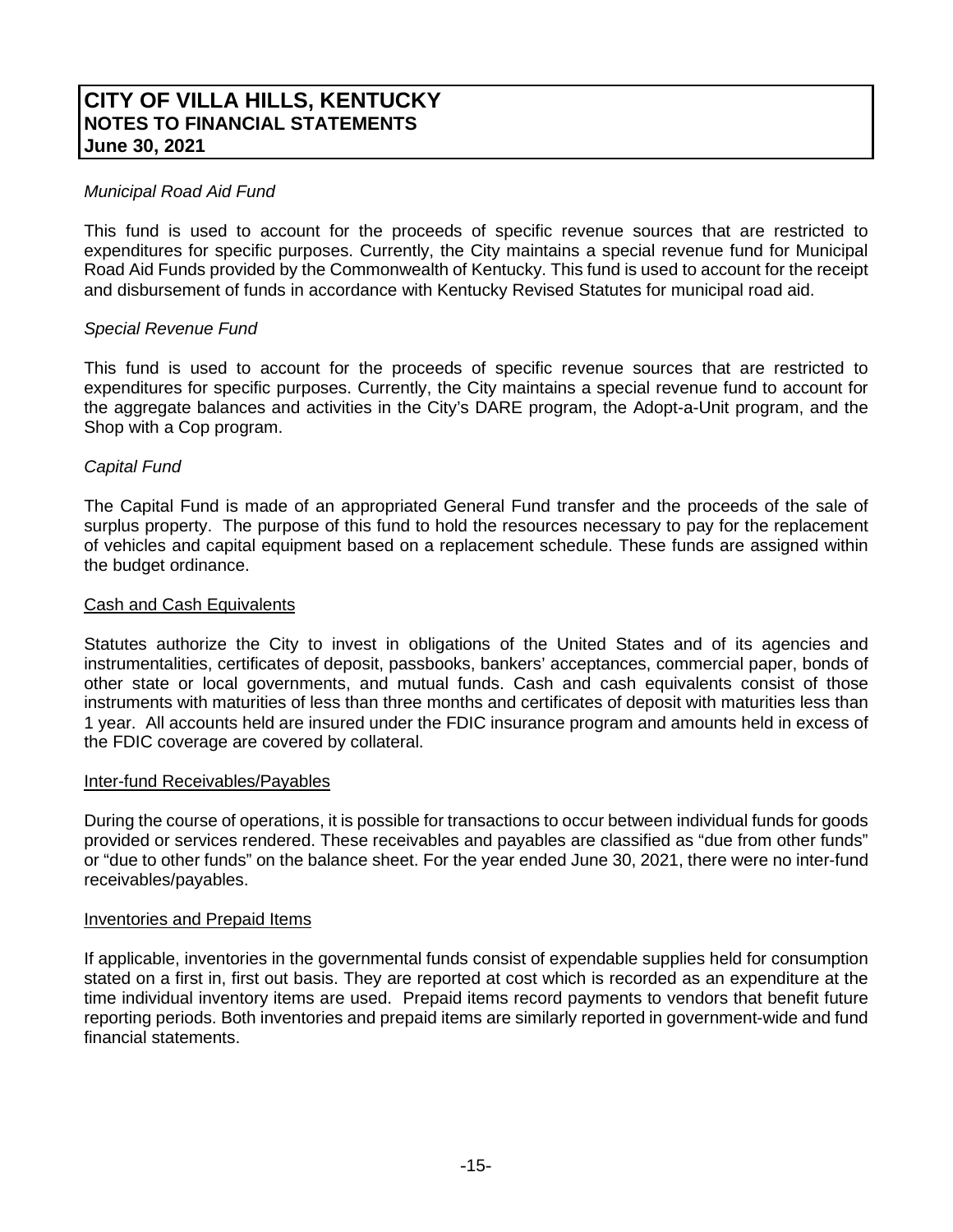*Municipal Road Aid Fund*

This fund is used to account for the proceeds of specific revenue sources that are restricted to expenditures for specific purposes. Currently, the City maintains a special revenue fund for Municipal Road Aid Funds provided by the Commonwealth of Kentucky. This fund is used to account for the receipt and disbursement of funds in accordance with Kentucky Revised Statutes for municipal road aid.

*Special Revenue Fund*

This fund is used to account for the proceeds of specific revenue sources that are restricted to expenditures for specific purposes. Currently, the City maintains a special revenue fund to account for the aggregate balances and activities in the City's DARE program, the Adopt-a-Unit program, and the Shop with a Cop program.

*Capital Fund*

The Capital Fund is made of an appropriated General Fund transfer and the proceeds of the sale of surplus property. The purpose of this fund to hold the resources necessary to pay for the replacement of vehicles and capital equipment based on a replacement schedule. These funds are assigned within the budget ordinance.

<u>Cash and Cash Equivalents</u>

Statutes authorize the City to invest in obligations of the United States and of its agencies and instrumentalities, certificates of deposit, passbooks, bankers' acceptances, commercial paper, bonds of other state or local governments, and mutual funds. Cash and cash equivalents consist of those instruments with maturities of less than three months and certificates of deposit with maturities less than 1 year. All accounts held are insured under the FDIC insurance program and amounts held in excess of the FDIC coverage are covered by collateral.

<u>Inter-fund Receivables/Payables</u>

During the course of operations, it is possible for transactions to occur between individual funds for goods provided or services rendered. These receivables and payables are classified as "due from other funds" or "due to other funds" on the balance sheet. For the year ended June 30, 2021, there were no inter-fund receivables/payables.

<u>Inventories and Prepaid Items</u>

If applicable, inventories in the governmental funds consist of expendable supplies held for consumption stated on a first in, first out basis. They are reported at cost which is recorded as an expenditure at the time individual inventory items are used. Prepaid items record payments to vendors that benefit future reporting periods. Both inventories and prepaid items are similarly reported in government-wide and fund financial statements.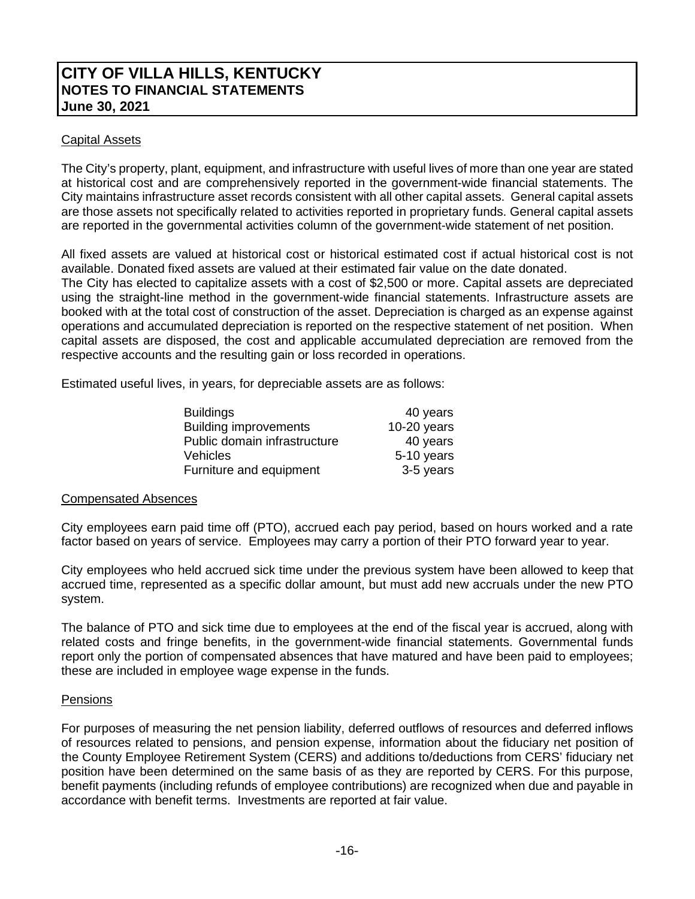# CITY OF VILLA HILLS, KENTUCKY
## NOTES TO FINANCIAL STATEMENTS
### June 30, 2021

Capital Assets

The City's property, plant, equipment, and infrastructure with useful lives of more than one year are stated at historical cost and are comprehensively reported in the government-wide financial statements. The City maintains infrastructure asset records consistent with all other capital assets. General capital assets are those assets not specifically related to activities reported in proprietary funds. General capital assets are reported in the governmental activities column of the government-wide statement of net position.

All fixed assets are valued at historical cost or historical estimated cost if actual historical cost is not available. Donated fixed assets are valued at their estimated fair value on the date donated.
The City has elected to capitalize assets with a cost of $2,500 or more. Capital assets are depreciated using the straight-line method in the government-wide financial statements. Infrastructure assets are booked with at the total cost of construction of the asset. Depreciation is charged as an expense against operations and accumulated depreciation is reported on the respective statement of net position. When capital assets are disposed, the cost and applicable accumulated depreciation are removed from the respective accounts and the resulting gain or loss recorded in operations.

Estimated useful lives, in years, for depreciable assets are as follows:

| | |
|---|---|
| Buildings | 40 years |
| Building improvements | 10-20 years |
| Public domain infrastructure | 40 years |
| Vehicles | 5-10 years |
| Furniture and equipment | 3-5 years |

Compensated Absences

City employees earn paid time off (PTO), accrued each pay period, based on hours worked and a rate factor based on years of service. Employees may carry a portion of their PTO forward year to year.

City employees who held accrued sick time under the previous system have been allowed to keep that accrued time, represented as a specific dollar amount, but must add new accruals under the new PTO system.

The balance of PTO and sick time due to employees at the end of the fiscal year is accrued, along with related costs and fringe benefits, in the government-wide financial statements. Governmental funds report only the portion of compensated absences that have matured and have been paid to employees; these are included in employee wage expense in the funds.

Pensions

For purposes of measuring the net pension liability, deferred outflows of resources and deferred inflows of resources related to pensions, and pension expense, information about the fiduciary net position of the County Employee Retirement System (CERS) and additions to/deductions from CERS' fiduciary net position have been determined on the same basis of as they are reported by CERS. For this purpose, benefit payments (including refunds of employee contributions) are recognized when due and payable in accordance with benefit terms. Investments are reported at fair value.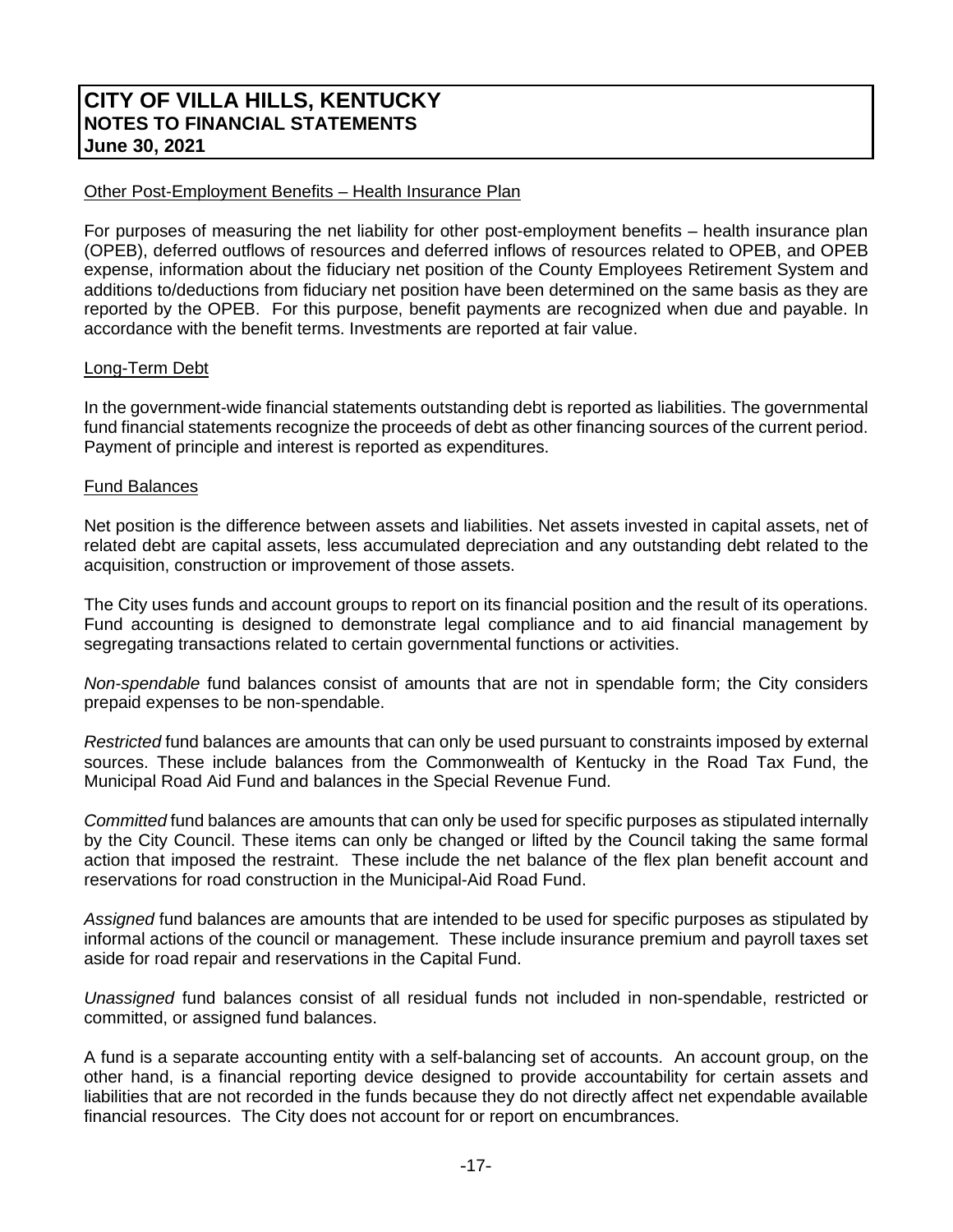Other Post-Employment Benefits – Health Insurance Plan

For purposes of measuring the net liability for other post-employment benefits – health insurance plan (OPEB), deferred outflows of resources and deferred inflows of resources related to OPEB, and OPEB expense, information about the fiduciary net position of the County Employees Retirement System and additions to/deductions from fiduciary net position have been determined on the same basis as they are reported by the OPEB. For this purpose, benefit payments are recognized when due and payable. In accordance with the benefit terms. Investments are reported at fair value.

Long-Term Debt

In the government-wide financial statements outstanding debt is reported as liabilities. The governmental fund financial statements recognize the proceeds of debt as other financing sources of the current period. Payment of principle and interest is reported as expenditures.

Fund Balances

Net position is the difference between assets and liabilities. Net assets invested in capital assets, net of related debt are capital assets, less accumulated depreciation and any outstanding debt related to the acquisition, construction or improvement of those assets.

The City uses funds and account groups to report on its financial position and the result of its operations. Fund accounting is designed to demonstrate legal compliance and to aid financial management by segregating transactions related to certain governmental functions or activities.

*Non-spendable* fund balances consist of amounts that are not in spendable form; the City considers prepaid expenses to be non-spendable.

*Restricted* fund balances are amounts that can only be used pursuant to constraints imposed by external sources. These include balances from the Commonwealth of Kentucky in the Road Tax Fund, the Municipal Road Aid Fund and balances in the Special Revenue Fund.

*Committed* fund balances are amounts that can only be used for specific purposes as stipulated internally by the City Council. These items can only be changed or lifted by the Council taking the same formal action that imposed the restraint. These include the net balance of the flex plan benefit account and reservations for road construction in the Municipal-Aid Road Fund.

*Assigned* fund balances are amounts that are intended to be used for specific purposes as stipulated by informal actions of the council or management. These include insurance premium and payroll taxes set aside for road repair and reservations in the Capital Fund.

*Unassigned* fund balances consist of all residual funds not included in non-spendable, restricted or committed, or assigned fund balances.

A fund is a separate accounting entity with a self-balancing set of accounts. An account group, on the other hand, is a financial reporting device designed to provide accountability for certain assets and liabilities that are not recorded in the funds because they do not directly affect net expendable available financial resources. The City does not account for or report on encumbrances.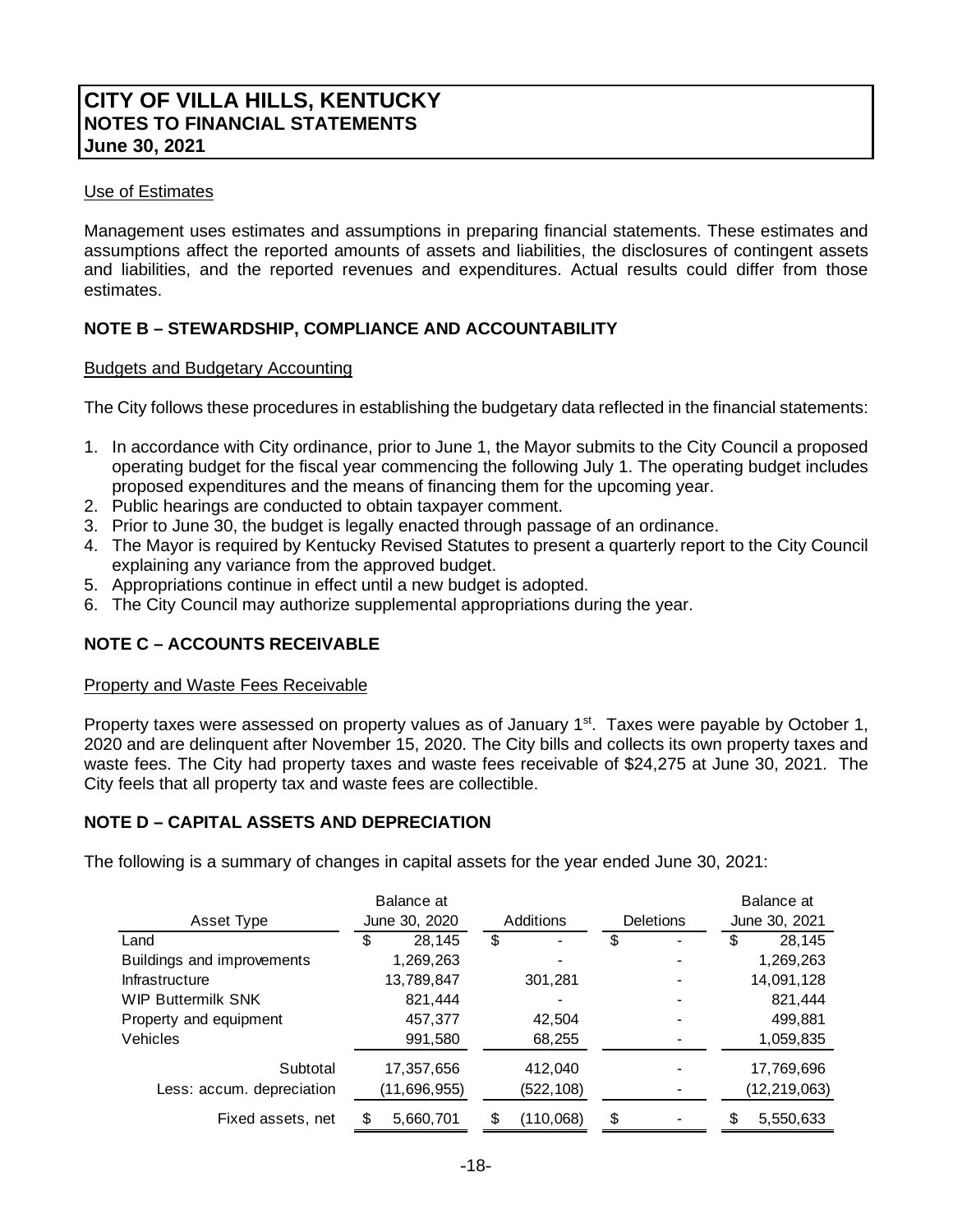# CITY OF VILLA HILLS, KENTUCKY
## NOTES TO FINANCIAL STATEMENTS
## June 30, 2021

Use of Estimates

Management uses estimates and assumptions in preparing financial statements. These estimates and assumptions affect the reported amounts of assets and liabilities, the disclosures of contingent assets and liabilities, and the reported revenues and expenditures. Actual results could differ from those estimates.

## NOTE B – STEWARDSHIP, COMPLIANCE AND ACCOUNTABILITY

Budgets and Budgetary Accounting

The City follows these procedures in establishing the budgetary data reflected in the financial statements:

1. In accordance with City ordinance, prior to June 1, the Mayor submits to the City Council a proposed operating budget for the fiscal year commencing the following July 1. The operating budget includes proposed expenditures and the means of financing them for the upcoming year.
2. Public hearings are conducted to obtain taxpayer comment.
3. Prior to June 30, the budget is legally enacted through passage of an ordinance.
4. The Mayor is required by Kentucky Revised Statutes to present a quarterly report to the City Council explaining any variance from the approved budget.
5. Appropriations continue in effect until a new budget is adopted.
6. The City Council may authorize supplemental appropriations during the year.

## NOTE C – ACCOUNTS RECEIVABLE

Property and Waste Fees Receivable

Property taxes were assessed on property values as of January 1st. Taxes were payable by October 1, 2020 and are delinquent after November 15, 2020. The City bills and collects its own property taxes and waste fees. The City had property taxes and waste fees receivable of $24,275 at June 30, 2021. The City feels that all property tax and waste fees are collectible.

## NOTE D – CAPITAL ASSETS AND DEPRECIATION

The following is a summary of changes in capital assets for the year ended June 30, 2021:

| Asset Type | Balance at June 30, 2020 | Additions | Deletions | Balance at June 30, 2021 |
|---|---|---|---|---|
| Land | $ 28,145 | $ - | $ - | $ 28,145 |
| Buildings and improvements | 1,269,263 | - | - | 1,269,263 |
| Infrastructure | 13,789,847 | 301,281 | - | 14,091,128 |
| WIP Buttermilk SNK | 821,444 | - | - | 821,444 |
| Property and equipment | 457,377 | 42,504 | - | 499,881 |
| Vehicles | 991,580 | 68,255 | - | 1,059,835 |
| Subtotal | 17,357,656 | 412,040 | - | 17,769,696 |
| Less: accum. depreciation | (11,696,955) | (522,108) | - | (12,219,063) |
| Fixed assets, net | $ 5,660,701 | $ (110,068) | $ - | $ 5,550,633 |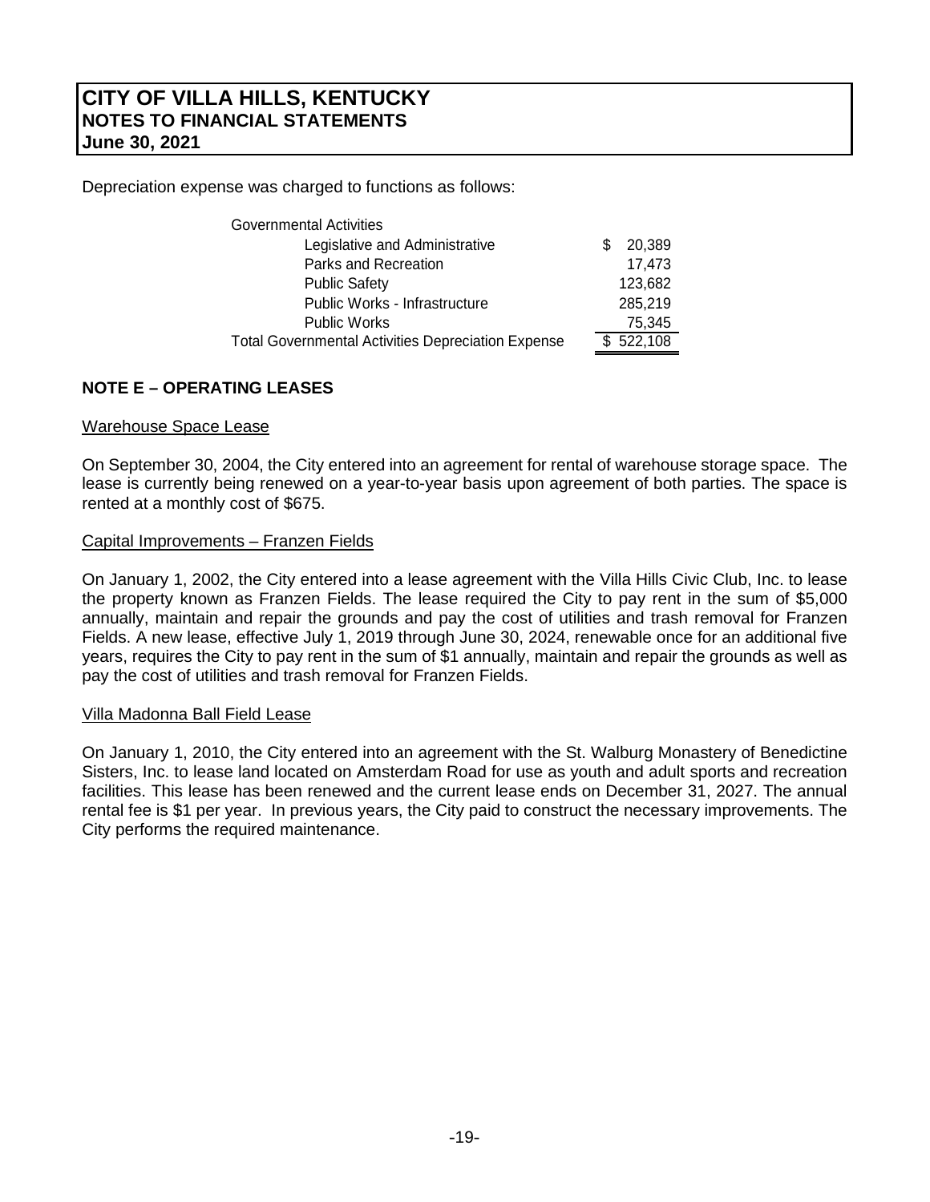Depreciation expense was charged to functions as follows:

| | |
|---|---|
| Governmental Activities | |
| Legislative and Administrative | $ 20,389 |
| Parks and Recreation | 17,473 |
| Public Safety | 123,682 |
| Public Works - Infrastructure | 285,219 |
| Public Works | 75,345 |
| Total Governmental Activities Depreciation Expense | $ 522,108 |

## NOTE E – OPERATING LEASES

Warehouse Space Lease

On September 30, 2004, the City entered into an agreement for rental of warehouse storage space. The lease is currently being renewed on a year-to-year basis upon agreement of both parties. The space is rented at a monthly cost of $675.

Capital Improvements – Franzen Fields

On January 1, 2002, the City entered into a lease agreement with the Villa Hills Civic Club, Inc. to lease the property known as Franzen Fields. The lease required the City to pay rent in the sum of $5,000 annually, maintain and repair the grounds and pay the cost of utilities and trash removal for Franzen Fields. A new lease, effective July 1, 2019 through June 30, 2024, renewable once for an additional five years, requires the City to pay rent in the sum of $1 annually, maintain and repair the grounds as well as pay the cost of utilities and trash removal for Franzen Fields.

Villa Madonna Ball Field Lease

On January 1, 2010, the City entered into an agreement with the St. Walburg Monastery of Benedictine Sisters, Inc. to lease land located on Amsterdam Road for use as youth and adult sports and recreation facilities. This lease has been renewed and the current lease ends on December 31, 2027. The annual rental fee is $1 per year. In previous years, the City paid to construct the necessary improvements. The City performs the required maintenance.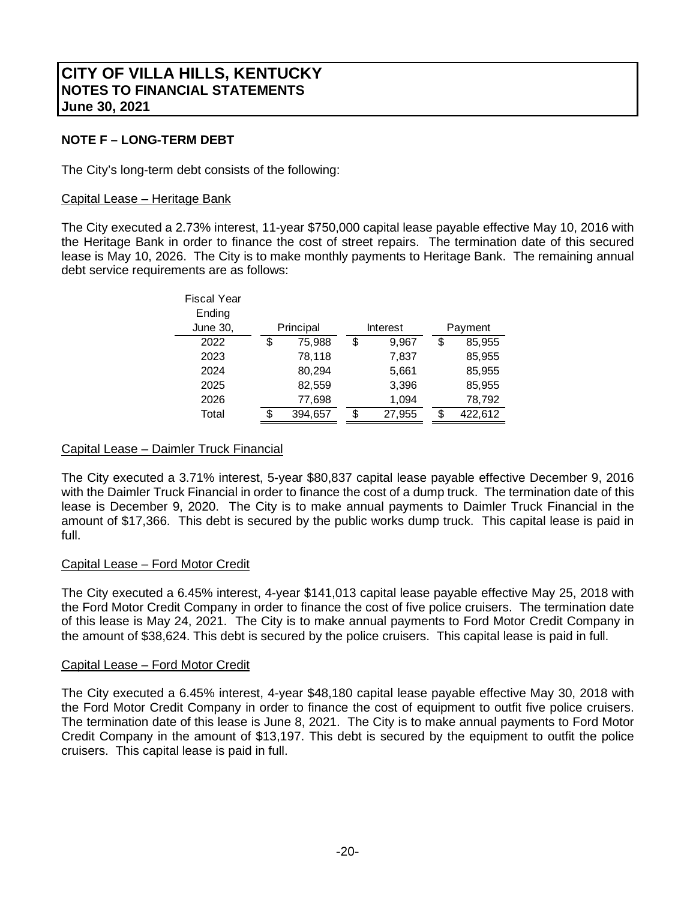# CITY OF VILLA HILLS, KENTUCKY
## NOTES TO FINANCIAL STATEMENTS
**June 30, 2021**

**NOTE F – LONG-TERM DEBT**

The City's long-term debt consists of the following:

Capital Lease – Heritage Bank

The City executed a 2.73% interest, 11-year $750,000 capital lease payable effective May 10, 2016 with the Heritage Bank in order to finance the cost of street repairs. The termination date of this secured lease is May 10, 2026. The City is to make monthly payments to Heritage Bank. The remaining annual debt service requirements are as follows:

| Fiscal Year Ending June 30, | Principal | Interest | Payment |
|---|---|---|---|
| 2022 | $ 75,988 | $ 9,967 | $ 85,955 |
| 2023 | 78,118 | 7,837 | 85,955 |
| 2024 | 80,294 | 5,661 | 85,955 |
| 2025 | 82,559 | 3,396 | 85,955 |
| 2026 | 77,698 | 1,094 | 78,792 |
| Total | $ 394,657 | $ 27,955 | $ 422,612 |

Capital Lease – Daimler Truck Financial

The City executed a 3.71% interest, 5-year $80,837 capital lease payable effective December 9, 2016 with the Daimler Truck Financial in order to finance the cost of a dump truck. The termination date of this lease is December 9, 2020. The City is to make annual payments to Daimler Truck Financial in the amount of $17,366. This debt is secured by the public works dump truck. This capital lease is paid in full.

Capital Lease – Ford Motor Credit

The City executed a 6.45% interest, 4-year $141,013 capital lease payable effective May 25, 2018 with the Ford Motor Credit Company in order to finance the cost of five police cruisers. The termination date of this lease is May 24, 2021. The City is to make annual payments to Ford Motor Credit Company in the amount of $38,624. This debt is secured by the police cruisers. This capital lease is paid in full.

Capital Lease – Ford Motor Credit

The City executed a 6.45% interest, 4-year $48,180 capital lease payable effective May 30, 2018 with the Ford Motor Credit Company in order to finance the cost of equipment to outfit five police cruisers. The termination date of this lease is June 8, 2021. The City is to make annual payments to Ford Motor Credit Company in the amount of $13,197. This debt is secured by the equipment to outfit the police cruisers. This capital lease is paid in full.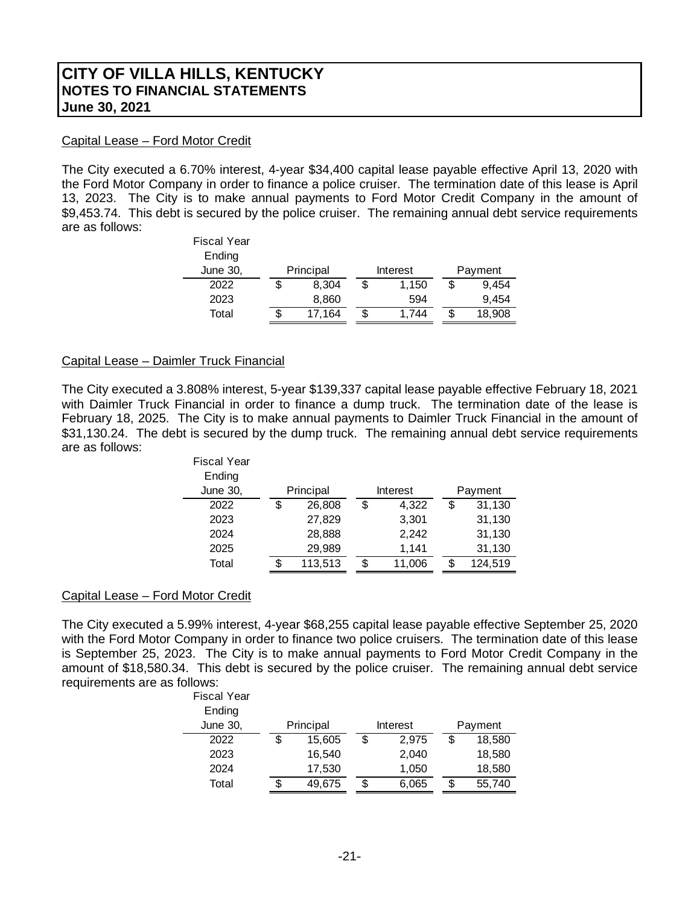# CITY OF VILLA HILLS, KENTUCKY
## NOTES TO FINANCIAL STATEMENTS
## June 30, 2021

Capital Lease – Ford Motor Credit

The City executed a 6.70% interest, 4-year $34,400 capital lease payable effective April 13, 2020 with the Ford Motor Company in order to finance a police cruiser. The termination date of this lease is April 13, 2023. The City is to make annual payments to Ford Motor Credit Company in the amount of $9,453.74. This debt is secured by the police cruiser. The remaining annual debt service requirements are as follows:

| Fiscal Year Ending June 30, | Principal | Interest | Payment |
|---|---|---|---|
| 2022 | $ 8,304 | $ 1,150 | $ 9,454 |
| 2023 | 8,860 | 594 | 9,454 |
| Total | $ 17,164 | $ 1,744 | $ 18,908 |

Capital Lease – Daimler Truck Financial

The City executed a 3.808% interest, 5-year $139,337 capital lease payable effective February 18, 2021 with Daimler Truck Financial in order to finance a dump truck. The termination date of the lease is February 18, 2025. The City is to make annual payments to Daimler Truck Financial in the amount of $31,130.24. The debt is secured by the dump truck. The remaining annual debt service requirements are as follows:

| Fiscal Year Ending June 30, | Principal | Interest | Payment |
|---|---|---|---|
| 2022 | $ 26,808 | $ 4,322 | $ 31,130 |
| 2023 | 27,829 | 3,301 | 31,130 |
| 2024 | 28,888 | 2,242 | 31,130 |
| 2025 | 29,989 | 1,141 | 31,130 |
| Total | $ 113,513 | $ 11,006 | $ 124,519 |

Capital Lease – Ford Motor Credit

The City executed a 5.99% interest, 4-year $68,255 capital lease payable effective September 25, 2020 with the Ford Motor Company in order to finance two police cruisers. The termination date of this lease is September 25, 2023. The City is to make annual payments to Ford Motor Credit Company in the amount of $18,580.34. This debt is secured by the police cruiser. The remaining annual debt service requirements are as follows:

| Fiscal Year Ending June 30, | Principal | Interest | Payment |
|---|---|---|---|
| 2022 | $ 15,605 | $ 2,975 | $ 18,580 |
| 2023 | 16,540 | 2,040 | 18,580 |
| 2024 | 17,530 | 1,050 | 18,580 |
| Total | $ 49,675 | $ 6,065 | $ 55,740 |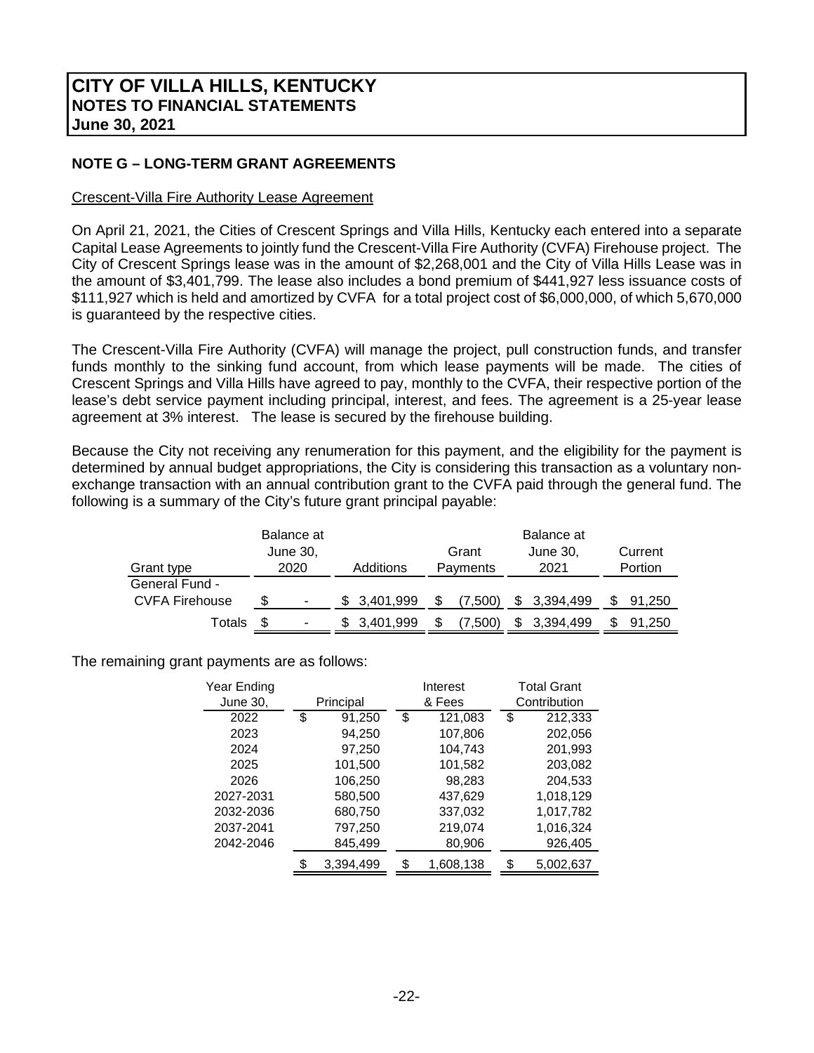# CITY OF VILLA HILLS, KENTUCKY
## NOTES TO FINANCIAL STATEMENTS
## June 30, 2021

### NOTE G – LONG-TERM GRANT AGREEMENTS

Crescent-Villa Fire Authority Lease Agreement

On April 21, 2021, the Cities of Crescent Springs and Villa Hills, Kentucky each entered into a separate Capital Lease Agreements to jointly fund the Crescent-Villa Fire Authority (CVFA) Firehouse project. The City of Crescent Springs lease was in the amount of $2,268,001 and the City of Villa Hills Lease was in the amount of $3,401,799. The lease also includes a bond premium of $441,927 less issuance costs of $111,927 which is held and amortized by CVFA for a total project cost of $6,000,000, of which 5,670,000 is guaranteed by the respective cities.

The Crescent-Villa Fire Authority (CVFA) will manage the project, pull construction funds, and transfer funds monthly to the sinking fund account, from which lease payments will be made. The cities of Crescent Springs and Villa Hills have agreed to pay, monthly to the CVFA, their respective portion of the lease's debt service payment including principal, interest, and fees. The agreement is a 25-year lease agreement at 3% interest. The lease is secured by the firehouse building.

Because the City not receiving any renumeration for this payment, and the eligibility for the payment is determined by annual budget appropriations, the City is considering this transaction as a voluntary non-exchange transaction with an annual contribution grant to the CVFA paid through the general fund. The following is a summary of the City's future grant principal payable:

| Grant type | Balance at June 30, 2020 | Additions | Grant Payments | Balance at June 30, 2021 | Current Portion |
|---|---|---|---|---|---|
| General Fund - CVFA Firehouse | $ - | $ 3,401,999 | $ (7,500) | $ 3,394,499 | $ 91,250 |
| Totals | $ - | $ 3,401,999 | $ (7,500) | $ 3,394,499 | $ 91,250 |

The remaining grant payments are as follows:

| Year Ending June 30, | Principal | Interest & Fees | Total Grant Contribution |
|---|---|---|---|
| 2022 | $ 91,250 | $ 121,083 | $ 212,333 |
| 2023 | 94,250 | 107,806 | 202,056 |
| 2024 | 97,250 | 104,743 | 201,993 |
| 2025 | 101,500 | 101,582 | 203,082 |
| 2026 | 106,250 | 98,283 | 204,533 |
| 2027-2031 | 580,500 | 437,629 | 1,018,129 |
| 2032-2036 | 680,750 | 337,032 | 1,017,782 |
| 2037-2041 | 797,250 | 219,074 | 1,016,324 |
| 2042-2046 | 845,499 | 80,906 | 926,405 |
| | $ 3,394,499 | $ 1,608,138 | $ 5,002,637 |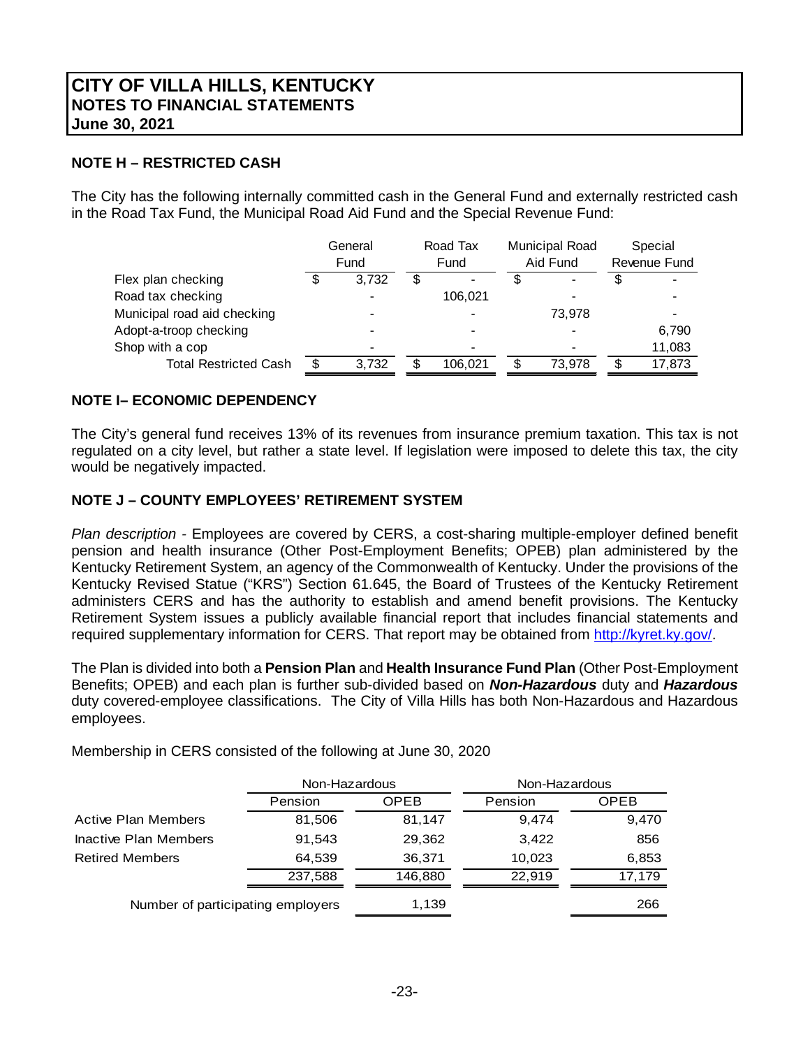**CITY OF VILLA HILLS, KENTUCKY**
**NOTES TO FINANCIAL STATEMENTS**
**June 30, 2021**

## NOTE H – RESTRICTED CASH

The City has the following internally committed cash in the General Fund and externally restricted cash in the Road Tax Fund, the Municipal Road Aid Fund and the Special Revenue Fund:

| | General Fund | Road Tax Fund | Municipal Road Aid Fund | Special Revenue Fund |
|---|---|---|---|---|
| Flex plan checking | $ 3,732 | $ - | $ - | $ - |
| Road tax checking | - | 106,021 | - | - |
| Municipal road aid checking | - | - | 73,978 | - |
| Adopt-a-troop checking | - | - | - | 6,790 |
| Shop with a cop | - | - | - | 11,083 |
| Total Restricted Cash | $ 3,732 | $ 106,021 | $ 73,978 | $ 17,873 |

## NOTE I– ECONOMIC DEPENDENCY

The City's general fund receives 13% of its revenues from insurance premium taxation. This tax is not regulated on a city level, but rather a state level. If legislation were imposed to delete this tax, the city would be negatively impacted.

## NOTE J – COUNTY EMPLOYEES' RETIREMENT SYSTEM

*Plan description -* Employees are covered by CERS, a cost-sharing multiple-employer defined benefit pension and health insurance (Other Post-Employment Benefits; OPEB) plan administered by the Kentucky Retirement System, an agency of the Commonwealth of Kentucky. Under the provisions of the Kentucky Revised Statue ("KRS") Section 61.645, the Board of Trustees of the Kentucky Retirement administers CERS and has the authority to establish and amend benefit provisions. The Kentucky Retirement System issues a publicly available financial report that includes financial statements and required supplementary information for CERS. That report may be obtained from http://kyret.ky.gov/.

The Plan is divided into both a **Pension Plan** and **Health Insurance Fund Plan** (Other Post-Employment Benefits; OPEB) and each plan is further sub-divided based on ***Non-Hazardous*** duty and ***Hazardous*** duty covered-employee classifications. The City of Villa Hills has both Non-Hazardous and Hazardous employees.

Membership in CERS consisted of the following at June 30, 2020

| | Non-Hazardous | | Non-Hazardous | |
|---|---|---|---|---|
| | Pension | OPEB | Pension | OPEB |
| Active Plan Members | 81,506 | 81,147 | 9,474 | 9,470 |
| Inactive Plan Members | 91,543 | 29,362 | 3,422 | 856 |
| Retired Members | 64,539 | 36,371 | 10,023 | 6,853 |
| | 237,588 | 146,880 | 22,919 | 17,179 |
| Number of participating employers | | 1,139 | | 266 |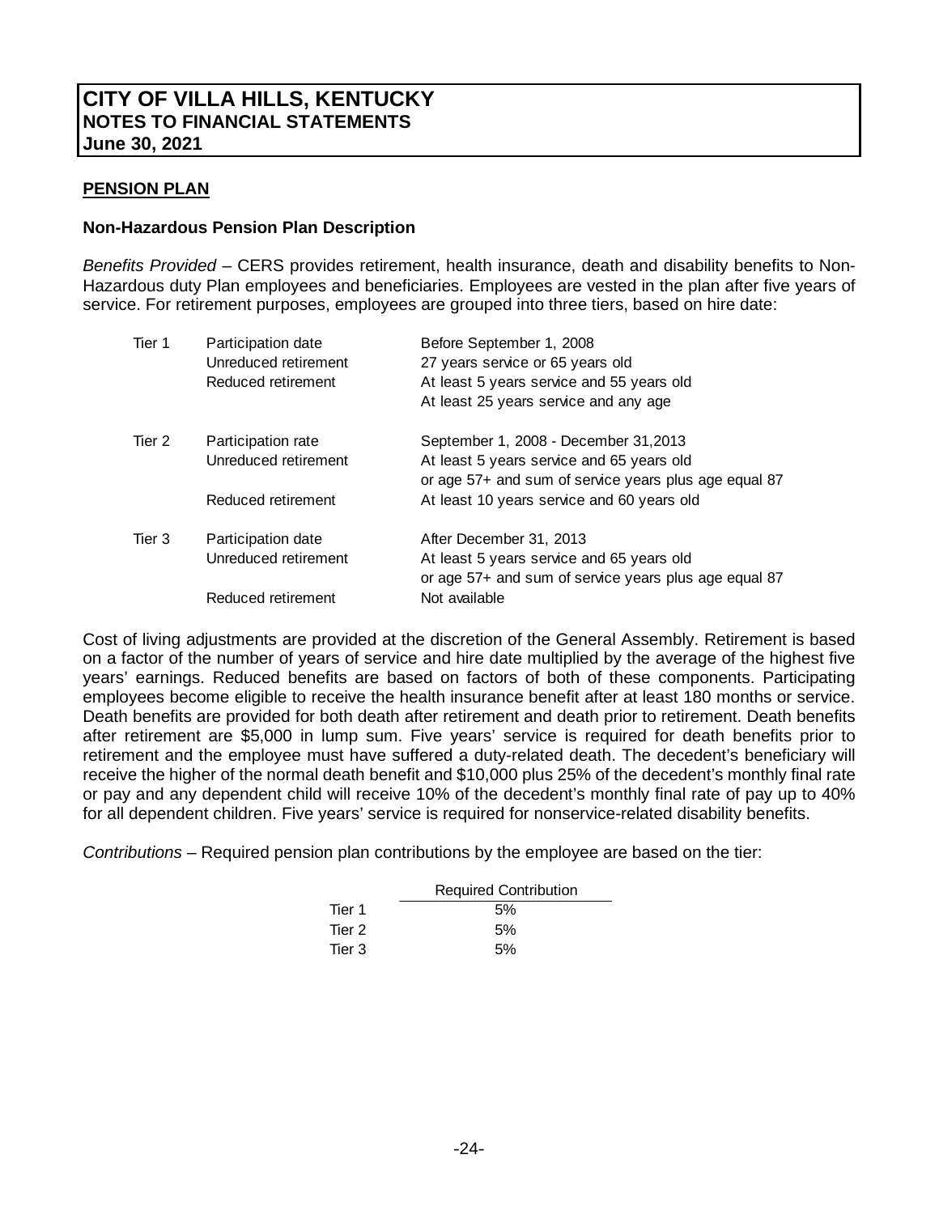# CITY OF VILLA HILLS, KENTUCKY
## NOTES TO FINANCIAL STATEMENTS
**June 30, 2021**

**PENSION PLAN**

**Non-Hazardous Pension Plan Description**

*Benefits Provided* – CERS provides retirement, health insurance, death and disability benefits to Non-Hazardous duty Plan employees and beneficiaries. Employees are vested in the plan after five years of service. For retirement purposes, employees are grouped into three tiers, based on hire date:

| | | |
|---|---|---|
| Tier 1 | Participation date | Before September 1, 2008 |
| | Unreduced retirement | 27 years service or 65 years old |
| | Reduced retirement | At least 5 years service and 55 years old |
| | | At least 25 years service and any age |
| Tier 2 | Participation rate | September 1, 2008 - December 31,2013 |
| | Unreduced retirement | At least 5 years service and 65 years old |
| | | or age 57+ and sum of service years plus age equal 87 |
| | Reduced retirement | At least 10 years service and 60 years old |
| Tier 3 | Participation date | After December 31, 2013 |
| | Unreduced retirement | At least 5 years service and 65 years old |
| | | or age 57+ and sum of service years plus age equal 87 |
| | Reduced retirement | Not available |

Cost of living adjustments are provided at the discretion of the General Assembly. Retirement is based on a factor of the number of years of service and hire date multiplied by the average of the highest five years' earnings. Reduced benefits are based on factors of both of these components. Participating employees become eligible to receive the health insurance benefit after at least 180 months or service. Death benefits are provided for both death after retirement and death prior to retirement. Death benefits after retirement are $5,000 in lump sum. Five years' service is required for death benefits prior to retirement and the employee must have suffered a duty-related death. The decedent's beneficiary will receive the higher of the normal death benefit and $10,000 plus 25% of the decedent's monthly final rate or pay and any dependent child will receive 10% of the decedent's monthly final rate of pay up to 40% for all dependent children. Five years' service is required for nonservice-related disability benefits.

*Contributions* – Required pension plan contributions by the employee are based on the tier:

| | Required Contribution |
|---|---|
| Tier 1 | 5% |
| Tier 2 | 5% |
| Tier 3 | 5% |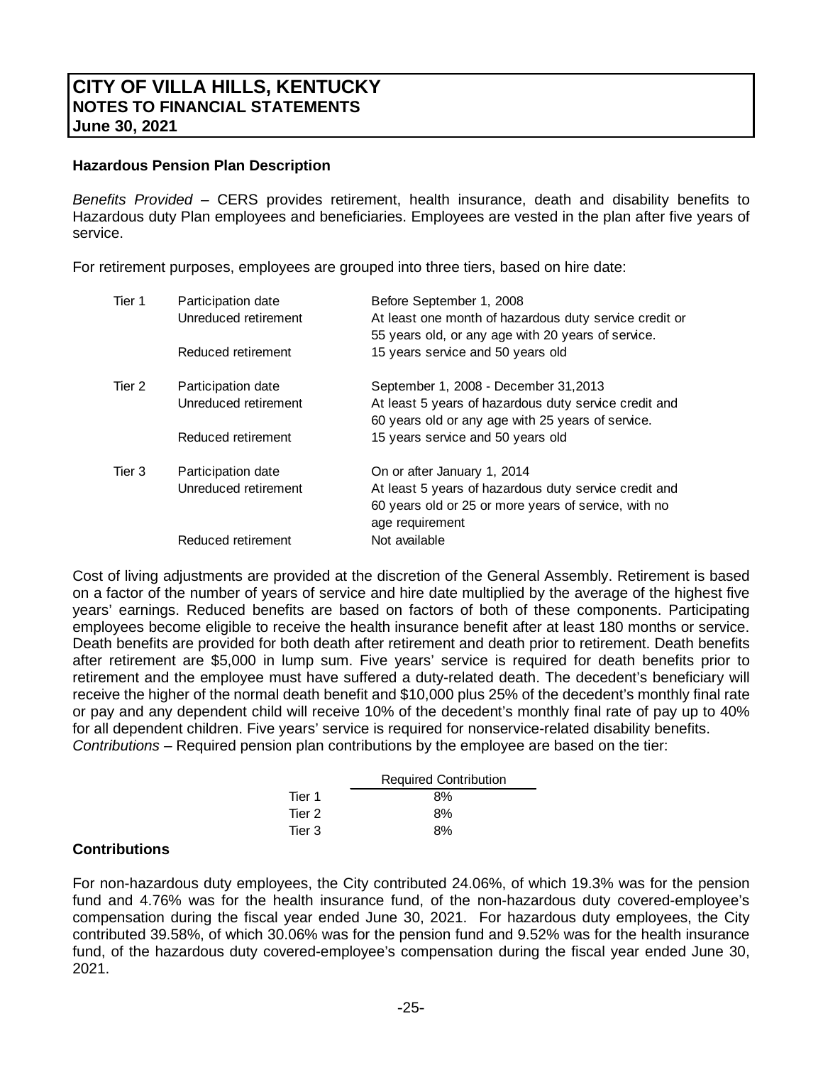# CITY OF VILLA HILLS, KENTUCKY
## NOTES TO FINANCIAL STATEMENTS
## June 30, 2021

### Hazardous Pension Plan Description

*Benefits Provided* – CERS provides retirement, health insurance, death and disability benefits to Hazardous duty Plan employees and beneficiaries. Employees are vested in the plan after five years of service.

For retirement purposes, employees are grouped into three tiers, based on hire date:

| | | |
|---|---|---|
| Tier 1 | Participation date | Before September 1, 2008 |
| | Unreduced retirement | At least one month of hazardous duty service credit or 55 years old, or any age with 20 years of service. |
| | Reduced retirement | 15 years service and 50 years old |
| Tier 2 | Participation date | September 1, 2008 - December 31,2013 |
| | Unreduced retirement | At least 5 years of hazardous duty service credit and 60 years old or any age with 25 years of service. |
| | Reduced retirement | 15 years service and 50 years old |
| Tier 3 | Participation date | On or after January 1, 2014 |
| | Unreduced retirement | At least 5 years of hazardous duty service credit and 60 years old or 25 or more years of service, with no age requirement |
| | Reduced retirement | Not available |

Cost of living adjustments are provided at the discretion of the General Assembly. Retirement is based on a factor of the number of years of service and hire date multiplied by the average of the highest five years' earnings. Reduced benefits are based on factors of both of these components. Participating employees become eligible to receive the health insurance benefit after at least 180 months or service. Death benefits are provided for both death after retirement and death prior to retirement. Death benefits after retirement are $5,000 in lump sum. Five years' service is required for death benefits prior to retirement and the employee must have suffered a duty-related death. The decedent's beneficiary will receive the higher of the normal death benefit and $10,000 plus 25% of the decedent's monthly final rate or pay and any dependent child will receive 10% of the decedent's monthly final rate of pay up to 40% for all dependent children. Five years' service is required for nonservice-related disability benefits.
*Contributions* – Required pension plan contributions by the employee are based on the tier:

| | Required Contribution |
|---|---|
| Tier 1 | 8% |
| Tier 2 | 8% |
| Tier 3 | 8% |

### Contributions

For non-hazardous duty employees, the City contributed 24.06%, of which 19.3% was for the pension fund and 4.76% was for the health insurance fund, of the non-hazardous duty covered-employee's compensation during the fiscal year ended June 30, 2021. For hazardous duty employees, the City contributed 39.58%, of which 30.06% was for the pension fund and 9.52% was for the health insurance fund, of the hazardous duty covered-employee's compensation during the fiscal year ended June 30, 2021.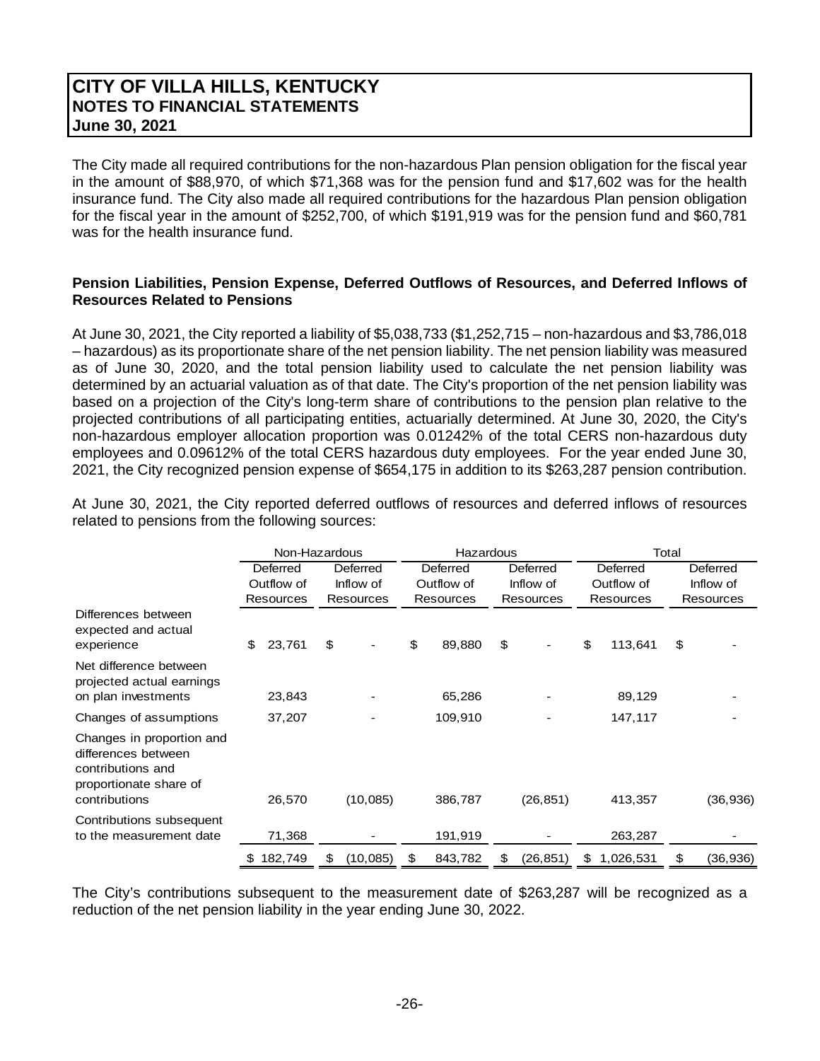# CITY OF VILLA HILLS, KENTUCKY
## NOTES TO FINANCIAL STATEMENTS
**June 30, 2021**

The City made all required contributions for the non-hazardous Plan pension obligation for the fiscal year in the amount of $88,970, of which $71,368 was for the pension fund and $17,602 was for the health insurance fund. The City also made all required contributions for the hazardous Plan pension obligation for the fiscal year in the amount of $252,700, of which $191,919 was for the pension fund and $60,781 was for the health insurance fund.

**Pension Liabilities, Pension Expense, Deferred Outflows of Resources, and Deferred Inflows of Resources Related to Pensions**

At June 30, 2021, the City reported a liability of $5,038,733 ($1,252,715 – non-hazardous and $3,786,018 – hazardous) as its proportionate share of the net pension liability. The net pension liability was measured as of June 30, 2020, and the total pension liability used to calculate the net pension liability was determined by an actuarial valuation as of that date. The City's proportion of the net pension liability was based on a projection of the City's long-term share of contributions to the pension plan relative to the projected contributions of all participating entities, actuarially determined. At June 30, 2020, the City's non-hazardous employer allocation proportion was 0.01242% of the total CERS non-hazardous duty employees and 0.09612% of the total CERS hazardous duty employees. For the year ended June 30, 2021, the City recognized pension expense of $654,175 in addition to its $263,287 pension contribution.

At June 30, 2021, the City reported deferred outflows of resources and deferred inflows of resources related to pensions from the following sources:

| | Non-Hazardous | | Hazardous | | Total | |
|---|---|---|---|---|---|---|
| | Deferred Outflow of Resources | Deferred Inflow of Resources | Deferred Outflow of Resources | Deferred Inflow of Resources | Deferred Outflow of Resources | Deferred Inflow of Resources |
| Differences between expected and actual experience | $ 23,761 | $ - | $ 89,880 | $ - | $ 113,641 | $ - |
| Net difference between projected actual earnings on plan investments | 23,843 | - | 65,286 | - | 89,129 | - |
| Changes of assumptions | 37,207 | - | 109,910 | - | 147,117 | - |
| Changes in proportion and differences between contributions and proportionate share of contributions | 26,570 | (10,085) | 386,787 | (26,851) | 413,357 | (36,936) |
| Contributions subsequent to the measurement date | 71,368 | - | 191,919 | - | 263,287 | - |
| | $ 182,749 | $ (10,085) | $ 843,782 | $ (26,851) | $ 1,026,531 | $ (36,936) |

The City's contributions subsequent to the measurement date of $263,287 will be recognized as a reduction of the net pension liability in the year ending June 30, 2022.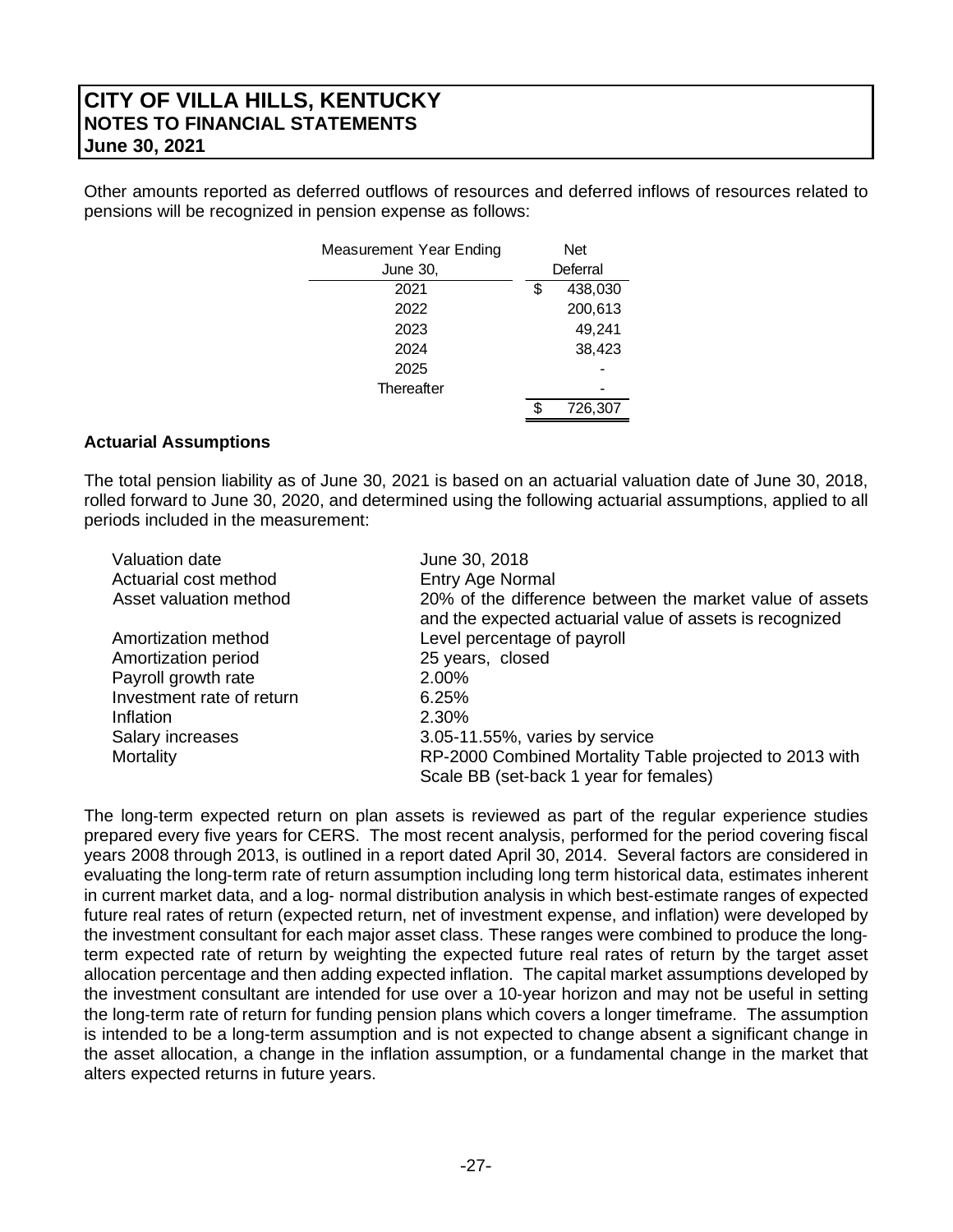Other amounts reported as deferred outflows of resources and deferred inflows of resources related to pensions will be recognized in pension expense as follows:

| Measurement Year Ending June 30, | Net Deferral |
|---|---|
| 2021 | $ 438,030 |
| 2022 | 200,613 |
| 2023 | 49,241 |
| 2024 | 38,423 |
| 2025 | - |
| Thereafter | - |
| | $ 726,307 |

### Actuarial Assumptions

The total pension liability as of June 30, 2021 is based on an actuarial valuation date of June 30, 2018, rolled forward to June 30, 2020, and determined using the following actuarial assumptions, applied to all periods included in the measurement:

| | |
|---|---|
| Valuation date | June 30, 2018 |
| Actuarial cost method | Entry Age Normal |
| Asset valuation method | 20% of the difference between the market value of assets and the expected actuarial value of assets is recognized |
| Amortization method | Level percentage of payroll |
| Amortization period | 25 years, closed |
| Payroll growth rate | 2.00% |
| Investment rate of return | 6.25% |
| Inflation | 2.30% |
| Salary increases | 3.05-11.55%, varies by service |
| Mortality | RP-2000 Combined Mortality Table projected to 2013 with Scale BB (set-back 1 year for females) |

The long-term expected return on plan assets is reviewed as part of the regular experience studies prepared every five years for CERS. The most recent analysis, performed for the period covering fiscal years 2008 through 2013, is outlined in a report dated April 30, 2014. Several factors are considered in evaluating the long-term rate of return assumption including long term historical data, estimates inherent in current market data, and a log- normal distribution analysis in which best-estimate ranges of expected future real rates of return (expected return, net of investment expense, and inflation) were developed by the investment consultant for each major asset class. These ranges were combined to produce the long-term expected rate of return by weighting the expected future real rates of return by the target asset allocation percentage and then adding expected inflation. The capital market assumptions developed by the investment consultant are intended for use over a 10-year horizon and may not be useful in setting the long-term rate of return for funding pension plans which covers a longer timeframe. The assumption is intended to be a long-term assumption and is not expected to change absent a significant change in the asset allocation, a change in the inflation assumption, or a fundamental change in the market that alters expected returns in future years.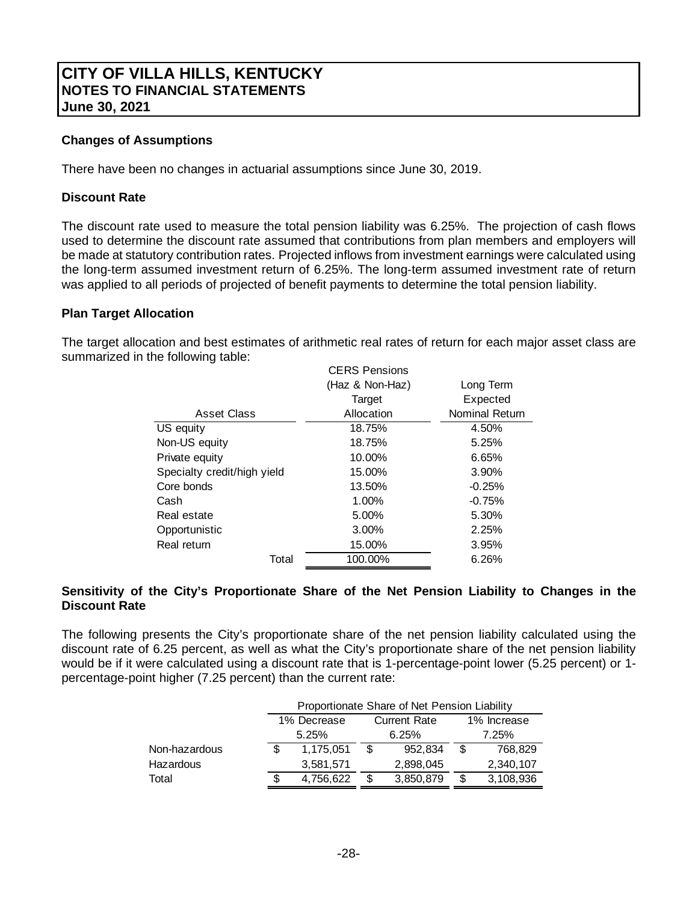**Changes of Assumptions**

There have been no changes in actuarial assumptions since June 30, 2019.

**Discount Rate**

The discount rate used to measure the total pension liability was 6.25%. The projection of cash flows used to determine the discount rate assumed that contributions from plan members and employers will be made at statutory contribution rates. Projected inflows from investment earnings were calculated using the long-term assumed investment return of 6.25%. The long-term assumed investment rate of return was applied to all periods of projected of benefit payments to determine the total pension liability.

**Plan Target Allocation**

The target allocation and best estimates of arithmetic real rates of return for each major asset class are summarized in the following table:

| Asset Class | CERS Pensions (Haz & Non-Haz) Target Allocation | Long Term Expected Nominal Return |
|---|---|---|
| US equity | 18.75% | 4.50% |
| Non-US equity | 18.75% | 5.25% |
| Private equity | 10.00% | 6.65% |
| Specialty credit/high yield | 15.00% | 3.90% |
| Core bonds | 13.50% | -0.25% |
| Cash | 1.00% | -0.75% |
| Real estate | 5.00% | 5.30% |
| Opportunistic | 3.00% | 2.25% |
| Real return | 15.00% | 3.95% |
| Total | 100.00% | 6.26% |

**Sensitivity of the City's Proportionate Share of the Net Pension Liability to Changes in the Discount Rate**

The following presents the City's proportionate share of the net pension liability calculated using the discount rate of 6.25 percent, as well as what the City's proportionate share of the net pension liability would be if it were calculated using a discount rate that is 1-percentage-point lower (5.25 percent) or 1-percentage-point higher (7.25 percent) than the current rate:

| | Proportionate Share of Net Pension Liability | | |
|---|---|---|---|
| | 1% Decrease 5.25% | Current Rate 6.25% | 1% Increase 7.25% |
| Non-hazardous | $ 1,175,051 | $ 952,834 | $ 768,829 |
| Hazardous | 3,581,571 | 2,898,045 | 2,340,107 |
| Total | $ 4,756,622 | $ 3,850,879 | $ 3,108,936 |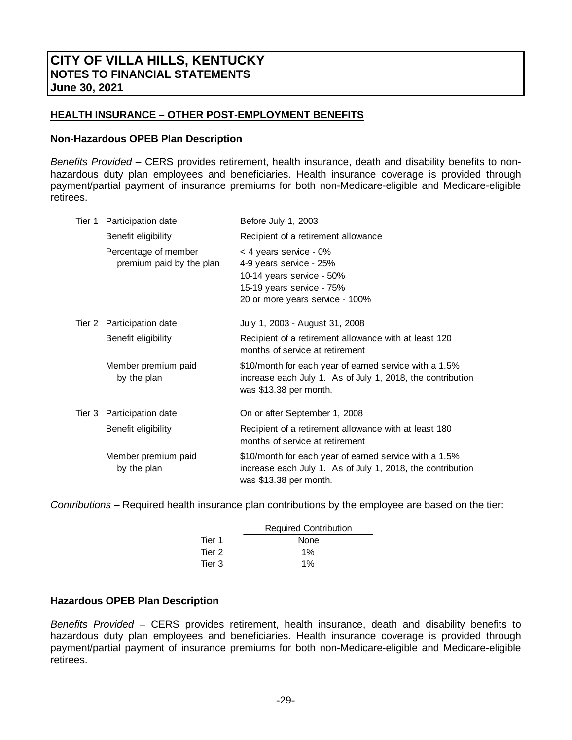# CITY OF VILLA HILLS, KENTUCKY
## NOTES TO FINANCIAL STATEMENTS
### June 30, 2021

**HEALTH INSURANCE – OTHER POST-EMPLOYMENT BENEFITS**

**Non-Hazardous OPEB Plan Description**

*Benefits Provided* – CERS provides retirement, health insurance, death and disability benefits to non-hazardous duty plan employees and beneficiaries. Health insurance coverage is provided through payment/partial payment of insurance premiums for both non-Medicare-eligible and Medicare-eligible retirees.

| | | |
|---|---|---|
| Tier 1 | Participation date | Before July 1, 2003 |
| | Benefit eligibility | Recipient of a retirement allowance |
| | Percentage of member premium paid by the plan | < 4 years service - 0%<br>4-9 years service - 25%<br>10-14 years service - 50%<br>15-19 years service - 75%<br>20 or more years service - 100% |
| Tier 2 | Participation date | July 1, 2003 - August 31, 2008 |
| | Benefit eligibility | Recipient of a retirement allowance with at least 120 months of service at retirement |
| | Member premium paid by the plan | \$10/month for each year of earned service with a 1.5% increase each July 1. As of July 1, 2018, the contribution was \$13.38 per month. |
| Tier 3 | Participation date | On or after September 1, 2008 |
| | Benefit eligibility | Recipient of a retirement allowance with at least 180 months of service at retirement |
| | Member premium paid by the plan | \$10/month for each year of earned service with a 1.5% increase each July 1. As of July 1, 2018, the contribution was \$13.38 per month. |

*Contributions* – Required health insurance plan contributions by the employee are based on the tier:

| | Required Contribution |
|---|---|
| Tier 1 | None |
| Tier 2 | 1% |
| Tier 3 | 1% |

**Hazardous OPEB Plan Description**

*Benefits Provided* – CERS provides retirement, health insurance, death and disability benefits to hazardous duty plan employees and beneficiaries. Health insurance coverage is provided through payment/partial payment of insurance premiums for both non-Medicare-eligible and Medicare-eligible retirees.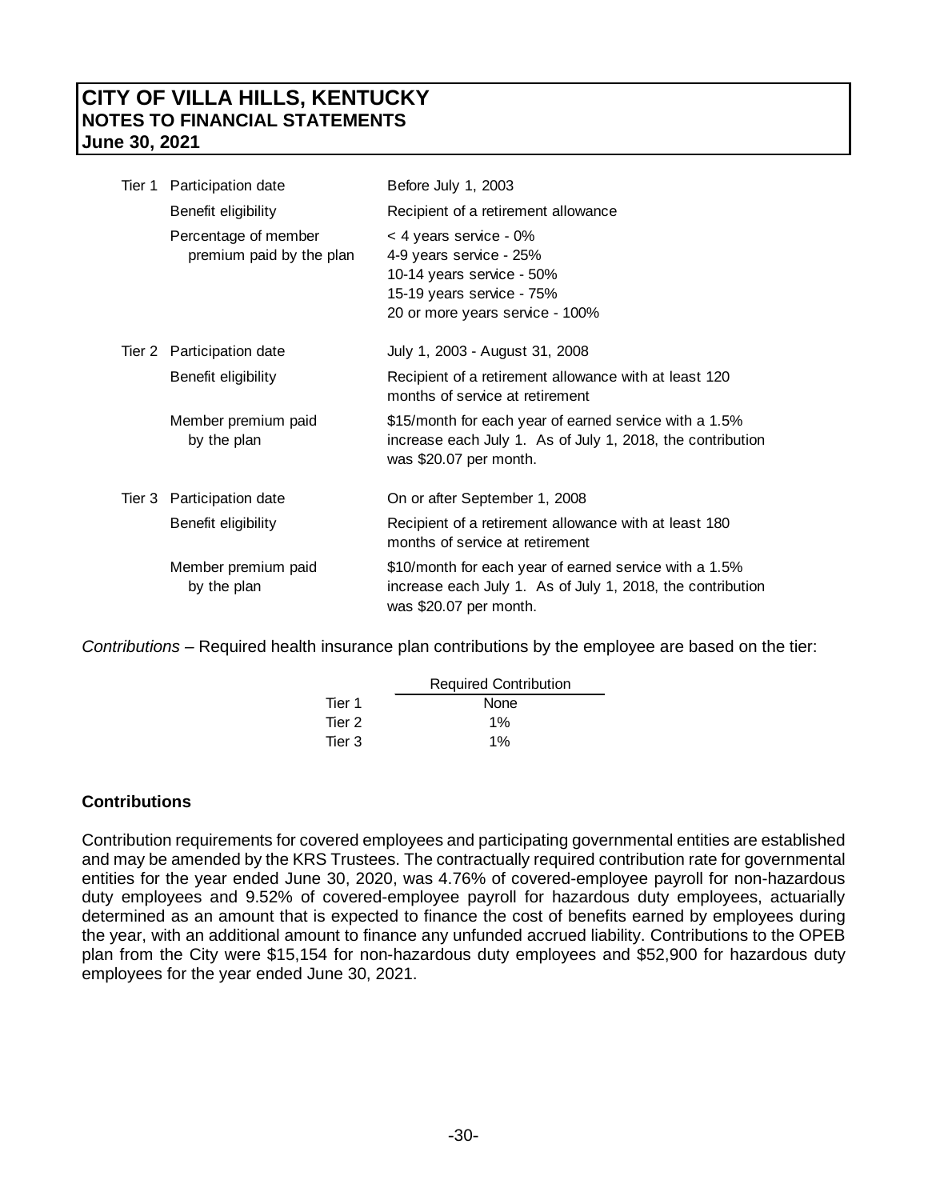| | | |
|---|---|---|
| Tier 1 | Participation date | Before July 1, 2003 |
| | Benefit eligibility | Recipient of a retirement allowance |
| | Percentage of member premium paid by the plan | < 4 years service - 0%<br>4-9 years service - 25%<br>10-14 years service - 50%<br>15-19 years service - 75%<br>20 or more years service - 100% |
| Tier 2 | Participation date | July 1, 2003 - August 31, 2008 |
| | Benefit eligibility | Recipient of a retirement allowance with at least 120 months of service at retirement |
| | Member premium paid by the plan | \$15/month for each year of earned service with a 1.5% increase each July 1. As of July 1, 2018, the contribution was \$20.07 per month. |
| Tier 3 | Participation date | On or after September 1, 2008 |
| | Benefit eligibility | Recipient of a retirement allowance with at least 180 months of service at retirement |
| | Member premium paid by the plan | \$10/month for each year of earned service with a 1.5% increase each July 1. As of July 1, 2018, the contribution was \$20.07 per month. |

*Contributions* – Required health insurance plan contributions by the employee are based on the tier:

| | Required Contribution |
|---|---|
| Tier 1 | None |
| Tier 2 | 1% |
| Tier 3 | 1% |

**Contributions**

Contribution requirements for covered employees and participating governmental entities are established and may be amended by the KRS Trustees. The contractually required contribution rate for governmental entities for the year ended June 30, 2020, was 4.76% of covered-employee payroll for non-hazardous duty employees and 9.52% of covered-employee payroll for hazardous duty employees, actuarially determined as an amount that is expected to finance the cost of benefits earned by employees during the year, with an additional amount to finance any unfunded accrued liability. Contributions to the OPEB plan from the City were \$15,154 for non-hazardous duty employees and \$52,900 for hazardous duty employees for the year ended June 30, 2021.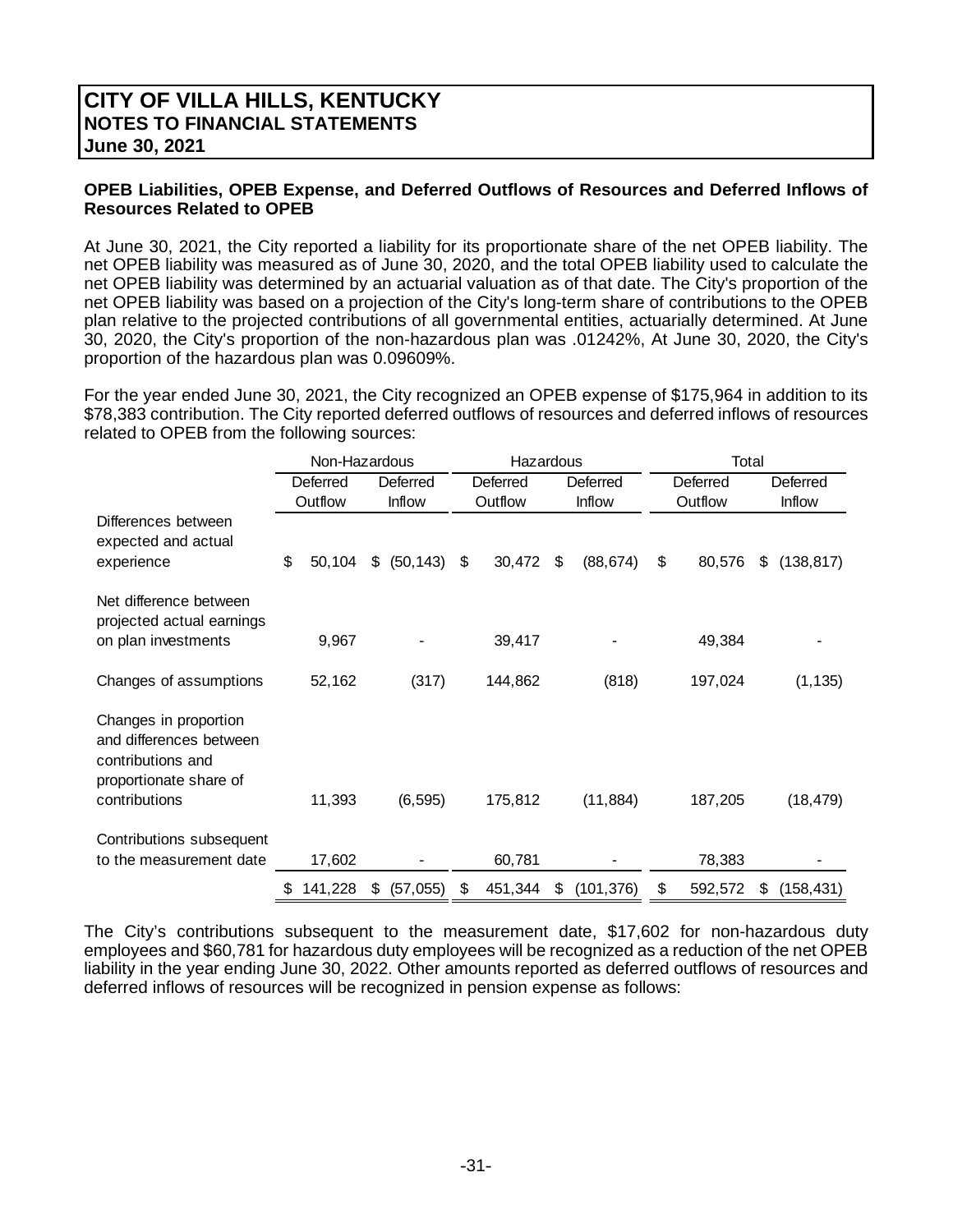# CITY OF VILLA HILLS, KENTUCKY
## NOTES TO FINANCIAL STATEMENTS
## June 30, 2021

**OPEB Liabilities, OPEB Expense, and Deferred Outflows of Resources and Deferred Inflows of Resources Related to OPEB**

At June 30, 2021, the City reported a liability for its proportionate share of the net OPEB liability. The net OPEB liability was measured as of June 30, 2020, and the total OPEB liability used to calculate the net OPEB liability was determined by an actuarial valuation as of that date. The City's proportion of the net OPEB liability was based on a projection of the City's long-term share of contributions to the OPEB plan relative to the projected contributions of all governmental entities, actuarially determined. At June 30, 2020, the City's proportion of the non-hazardous plan was .01242%, At June 30, 2020, the City's proportion of the hazardous plan was 0.09609%.

For the year ended June 30, 2021, the City recognized an OPEB expense of $175,964 in addition to its $78,383 contribution. The City reported deferred outflows of resources and deferred inflows of resources related to OPEB from the following sources:

| | Non-Hazardous | | Hazardous | | Total | |
|---|---|---|---|---|---|---|
| | Deferred Outflow | Deferred Inflow | Deferred Outflow | Deferred Inflow | Deferred Outflow | Deferred Inflow |
| Differences between expected and actual experience | $ 50,104 | $ (50,143) | $ 30,472 | $ (88,674) | $ 80,576 | $ (138,817) |
| Net difference between projected actual earnings on plan investments | 9,967 | - | 39,417 | - | 49,384 | - |
| Changes of assumptions | 52,162 | (317) | 144,862 | (818) | 197,024 | (1,135) |
| Changes in proportion and differences between contributions and proportionate share of contributions | 11,393 | (6,595) | 175,812 | (11,884) | 187,205 | (18,479) |
| Contributions subsequent to the measurement date | 17,602 | - | 60,781 | - | 78,383 | - |
| | $ 141,228 | $ (57,055) | $ 451,344 | $ (101,376) | $ 592,572 | $ (158,431) |

The City's contributions subsequent to the measurement date, $17,602 for non-hazardous duty employees and $60,781 for hazardous duty employees will be recognized as a reduction of the net OPEB liability in the year ending June 30, 2022. Other amounts reported as deferred outflows of resources and deferred inflows of resources will be recognized in pension expense as follows: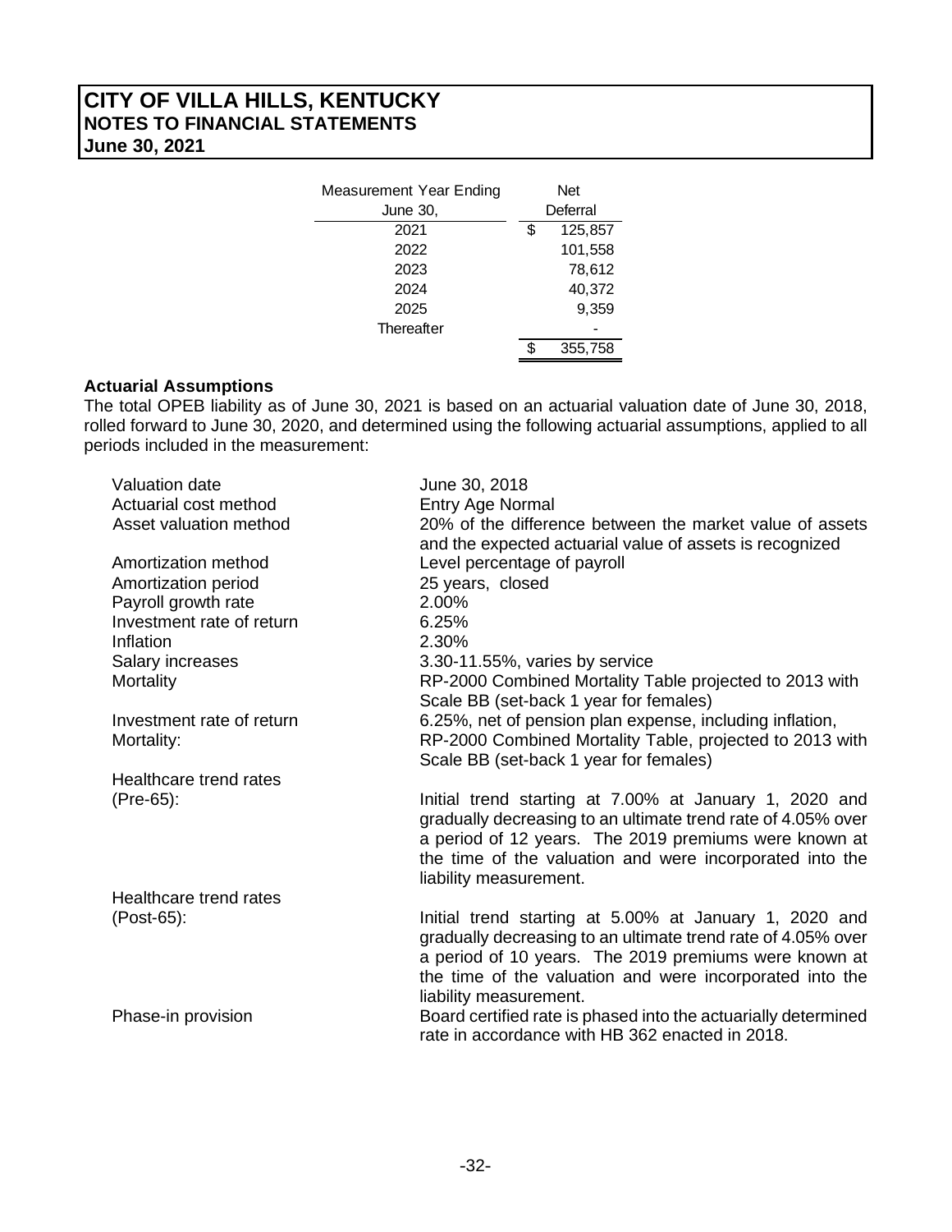| Measurement Year Ending June 30, | Net Deferral |
|---|---|
| 2021 | $ 125,857 |
| 2022 | 101,558 |
| 2023 | 78,612 |
| 2024 | 40,372 |
| 2025 | 9,359 |
| Thereafter | - |
| | $ 355,758 |

**Actuarial Assumptions**

The total OPEB liability as of June 30, 2021 is based on an actuarial valuation date of June 30, 2018, rolled forward to June 30, 2020, and determined using the following actuarial assumptions, applied to all periods included in the measurement:

| | |
|---|---|
| Valuation date | June 30, 2018 |
| Actuarial cost method | Entry Age Normal |
| Asset valuation method | 20% of the difference between the market value of assets and the expected actuarial value of assets is recognized |
| Amortization method | Level percentage of payroll |
| Amortization period | 25 years, closed |
| Payroll growth rate | 2.00% |
| Investment rate of return | 6.25% |
| Inflation | 2.30% |
| Salary increases | 3.30-11.55%, varies by service |
| Mortality | RP-2000 Combined Mortality Table projected to 2013 with Scale BB (set-back 1 year for females) |
| Investment rate of return | 6.25%, net of pension plan expense, including inflation, |
| Mortality: | RP-2000 Combined Mortality Table, projected to 2013 with Scale BB (set-back 1 year for females) |
| Healthcare trend rates (Pre-65): | Initial trend starting at 7.00% at January 1, 2020 and gradually decreasing to an ultimate trend rate of 4.05% over a period of 12 years. The 2019 premiums were known at the time of the valuation and were incorporated into the liability measurement. |
| Healthcare trend rates (Post-65): | Initial trend starting at 5.00% at January 1, 2020 and gradually decreasing to an ultimate trend rate of 4.05% over a period of 10 years. The 2019 premiums were known at the time of the valuation and were incorporated into the liability measurement. |
| Phase-in provision | Board certified rate is phased into the actuarially determined rate in accordance with HB 362 enacted in 2018. |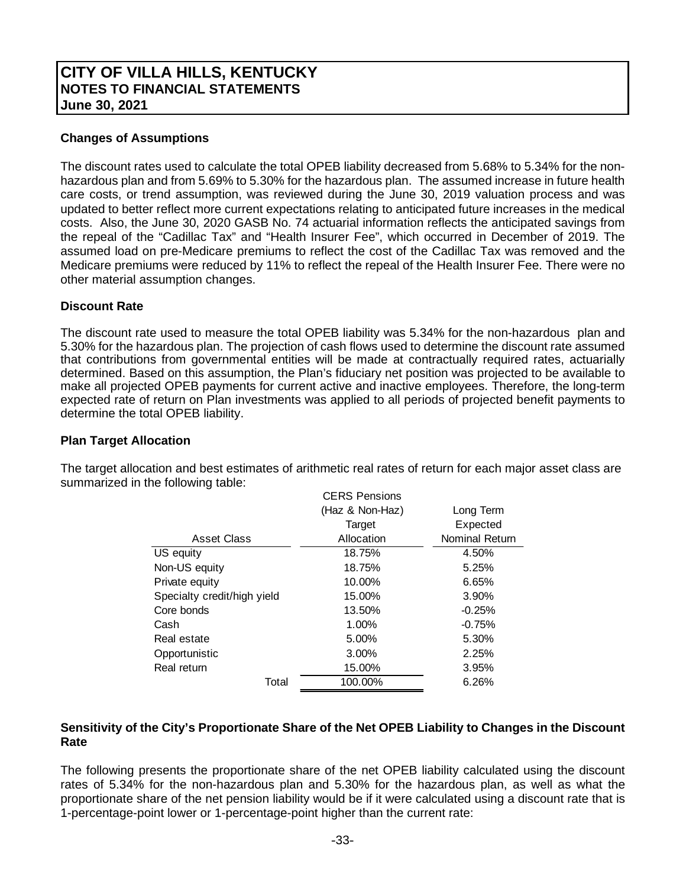# CITY OF VILLA HILLS, KENTUCKY
## NOTES TO FINANCIAL STATEMENTS
## June 30, 2021

### Changes of Assumptions

The discount rates used to calculate the total OPEB liability decreased from 5.68% to 5.34% for the non-hazardous plan and from 5.69% to 5.30% for the hazardous plan. The assumed increase in future health care costs, or trend assumption, was reviewed during the June 30, 2019 valuation process and was updated to better reflect more current expectations relating to anticipated future increases in the medical costs. Also, the June 30, 2020 GASB No. 74 actuarial information reflects the anticipated savings from the repeal of the "Cadillac Tax" and "Health Insurer Fee", which occurred in December of 2019. The assumed load on pre-Medicare premiums to reflect the cost of the Cadillac Tax was removed and the Medicare premiums were reduced by 11% to reflect the repeal of the Health Insurer Fee. There were no other material assumption changes.

### Discount Rate

The discount rate used to measure the total OPEB liability was 5.34% for the non-hazardous plan and 5.30% for the hazardous plan. The projection of cash flows used to determine the discount rate assumed that contributions from governmental entities will be made at contractually required rates, actuarially determined. Based on this assumption, the Plan's fiduciary net position was projected to be available to make all projected OPEB payments for current active and inactive employees. Therefore, the long-term expected rate of return on Plan investments was applied to all periods of projected benefit payments to determine the total OPEB liability.

### Plan Target Allocation

The target allocation and best estimates of arithmetic real rates of return for each major asset class are summarized in the following table:

| Asset Class | CERS Pensions (Haz & Non-Haz) Target Allocation | Long Term Expected Nominal Return |
|---|---|---|
| US equity | 18.75% | 4.50% |
| Non-US equity | 18.75% | 5.25% |
| Private equity | 10.00% | 6.65% |
| Specialty credit/high yield | 15.00% | 3.90% |
| Core bonds | 13.50% | -0.25% |
| Cash | 1.00% | -0.75% |
| Real estate | 5.00% | 5.30% |
| Opportunistic | 3.00% | 2.25% |
| Real return | 15.00% | 3.95% |
| Total | 100.00% | 6.26% |

### Sensitivity of the City's Proportionate Share of the Net OPEB Liability to Changes in the Discount Rate

The following presents the proportionate share of the net OPEB liability calculated using the discount rates of 5.34% for the non-hazardous plan and 5.30% for the hazardous plan, as well as what the proportionate share of the net pension liability would be if it were calculated using a discount rate that is 1-percentage-point lower or 1-percentage-point higher than the current rate: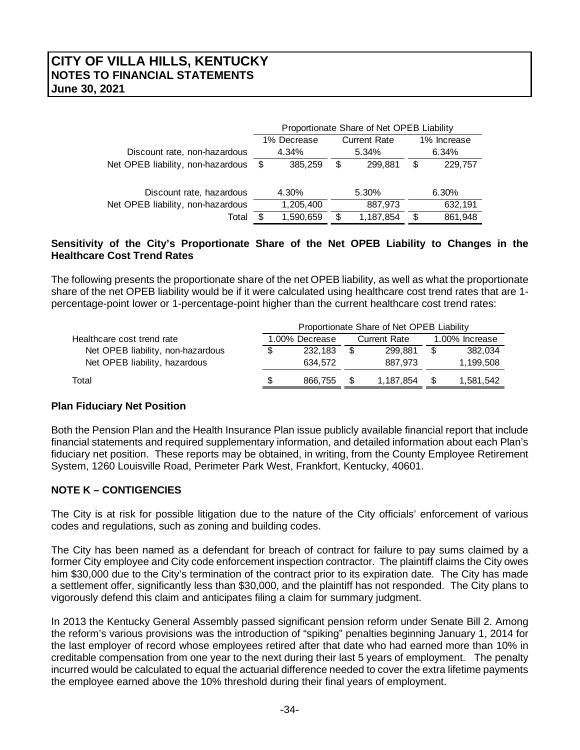| | Proportionate Share of Net OPEB Liability | | |
|---|---|---|---|
| | 1% Decrease | Current Rate | 1% Increase |
| Discount rate, non-hazardous | 4.34% | 5.34% | 6.34% |
| Net OPEB liability, non-hazardous | $ 385,259 | $ 299,881 | $ 229,757 |
| Discount rate, hazardous | 4.30% | 5.30% | 6.30% |
| Net OPEB liability, non-hazardous | 1,205,400 | 887,973 | 632,191 |
| Total | $ 1,590,659 | $ 1,187,854 | $ 861,948 |

**Sensitivity of the City's Proportionate Share of the Net OPEB Liability to Changes in the Healthcare Cost Trend Rates**

The following presents the proportionate share of the net OPEB liability, as well as what the proportionate share of the net OPEB liability would be if it were calculated using healthcare cost trend rates that are 1-percentage-point lower or 1-percentage-point higher than the current healthcare cost trend rates:

| | Proportionate Share of Net OPEB Liability | | |
|---|---|---|---|
| Healthcare cost trend rate | 1.00% Decrease | Current Rate | 1.00% Increase |
| Net OPEB liability, non-hazardous | $ 232,183 | $ 299,881 | $ 382,034 |
| Net OPEB liability, hazardous | 634,572 | 887,973 | 1,199,508 |
| Total | $ 866,755 | $ 1,187,854 | $ 1,581,542 |

**Plan Fiduciary Net Position**

Both the Pension Plan and the Health Insurance Plan issue publicly available financial report that include financial statements and required supplementary information, and detailed information about each Plan's fiduciary net position. These reports may be obtained, in writing, from the County Employee Retirement System, 1260 Louisville Road, Perimeter Park West, Frankfort, Kentucky, 40601.

## NOTE K – CONTIGENCIES

The City is at risk for possible litigation due to the nature of the City officials' enforcement of various codes and regulations, such as zoning and building codes.

The City has been named as a defendant for breach of contract for failure to pay sums claimed by a former City employee and City code enforcement inspection contractor. The plaintiff claims the City owes him $30,000 due to the City's termination of the contract prior to its expiration date. The City has made a settlement offer, significantly less than $30,000, and the plaintiff has not responded. The City plans to vigorously defend this claim and anticipates filing a claim for summary judgment.

In 2013 the Kentucky General Assembly passed significant pension reform under Senate Bill 2. Among the reform's various provisions was the introduction of "spiking" penalties beginning January 1, 2014 for the last employer of record whose employees retired after that date who had earned more than 10% in creditable compensation from one year to the next during their last 5 years of employment. The penalty incurred would be calculated to equal the actuarial difference needed to cover the extra lifetime payments the employee earned above the 10% threshold during their final years of employment.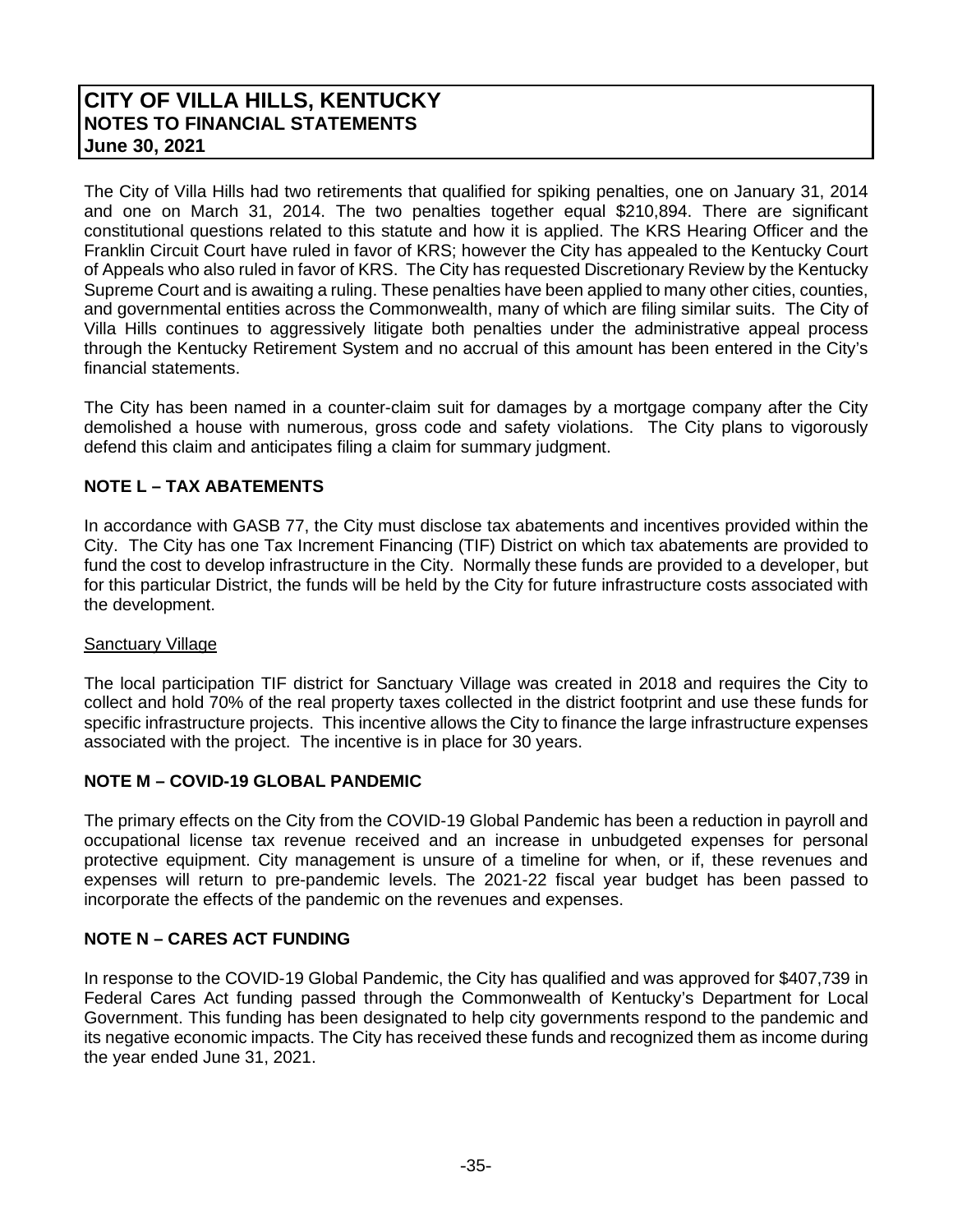The City of Villa Hills had two retirements that qualified for spiking penalties, one on January 31, 2014 and one on March 31, 2014. The two penalties together equal $210,894. There are significant constitutional questions related to this statute and how it is applied. The KRS Hearing Officer and the Franklin Circuit Court have ruled in favor of KRS; however the City has appealed to the Kentucky Court of Appeals who also ruled in favor of KRS. The City has requested Discretionary Review by the Kentucky Supreme Court and is awaiting a ruling. These penalties have been applied to many other cities, counties, and governmental entities across the Commonwealth, many of which are filing similar suits. The City of Villa Hills continues to aggressively litigate both penalties under the administrative appeal process through the Kentucky Retirement System and no accrual of this amount has been entered in the City's financial statements.

The City has been named in a counter-claim suit for damages by a mortgage company after the City demolished a house with numerous, gross code and safety violations. The City plans to vigorously defend this claim and anticipates filing a claim for summary judgment.

## NOTE L – TAX ABATEMENTS

In accordance with GASB 77, the City must disclose tax abatements and incentives provided within the City. The City has one Tax Increment Financing (TIF) District on which tax abatements are provided to fund the cost to develop infrastructure in the City. Normally these funds are provided to a developer, but for this particular District, the funds will be held by the City for future infrastructure costs associated with the development.

Sanctuary Village

The local participation TIF district for Sanctuary Village was created in 2018 and requires the City to collect and hold 70% of the real property taxes collected in the district footprint and use these funds for specific infrastructure projects. This incentive allows the City to finance the large infrastructure expenses associated with the project. The incentive is in place for 30 years.

## NOTE M – COVID-19 GLOBAL PANDEMIC

The primary effects on the City from the COVID-19 Global Pandemic has been a reduction in payroll and occupational license tax revenue received and an increase in unbudgeted expenses for personal protective equipment. City management is unsure of a timeline for when, or if, these revenues and expenses will return to pre-pandemic levels. The 2021-22 fiscal year budget has been passed to incorporate the effects of the pandemic on the revenues and expenses.

## NOTE N – CARES ACT FUNDING

In response to the COVID-19 Global Pandemic, the City has qualified and was approved for $407,739 in Federal Cares Act funding passed through the Commonwealth of Kentucky's Department for Local Government. This funding has been designated to help city governments respond to the pandemic and its negative economic impacts. The City has received these funds and recognized them as income during the year ended June 31, 2021.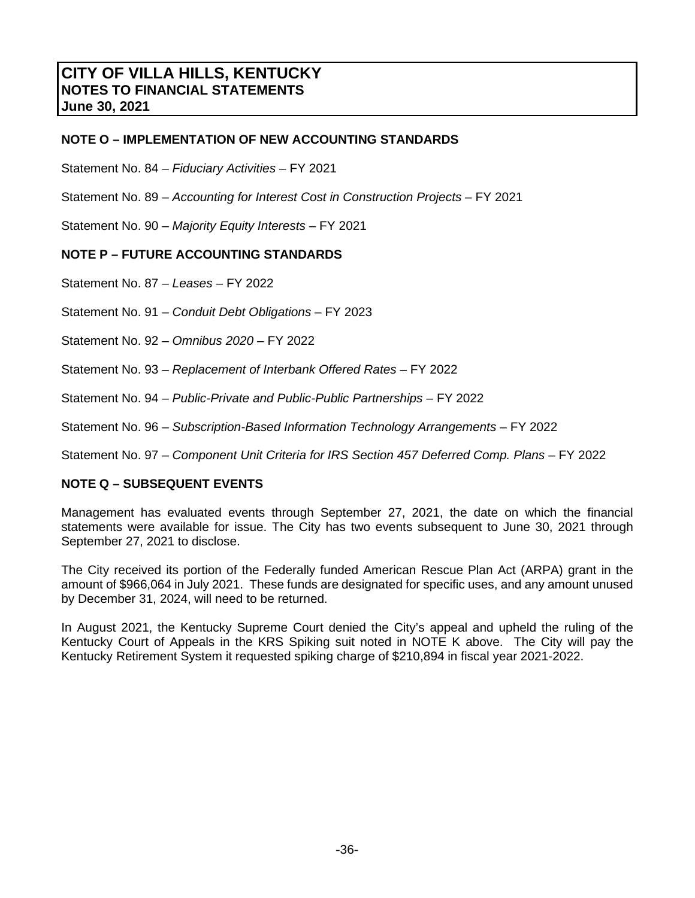## NOTE O – IMPLEMENTATION OF NEW ACCOUNTING STANDARDS

Statement No. 84 – *Fiduciary Activities* – FY 2021

Statement No. 89 – *Accounting for Interest Cost in Construction Projects* – FY 2021

Statement No. 90 – *Majority Equity Interests* – FY 2021

## NOTE P – FUTURE ACCOUNTING STANDARDS

Statement No. 87 – *Leases* – FY 2022

Statement No. 91 – *Conduit Debt Obligations* – FY 2023

Statement No. 92 – *Omnibus 2020* – FY 2022

Statement No. 93 – *Replacement of Interbank Offered Rates* – FY 2022

Statement No. 94 – *Public-Private and Public-Public Partnerships* – FY 2022

Statement No. 96 – *Subscription-Based Information Technology Arrangements* – FY 2022

Statement No. 97 – *Component Unit Criteria for IRS Section 457 Deferred Comp. Plans* – FY 2022

## NOTE Q – SUBSEQUENT EVENTS

Management has evaluated events through September 27, 2021, the date on which the financial statements were available for issue. The City has two events subsequent to June 30, 2021 through September 27, 2021 to disclose.

The City received its portion of the Federally funded American Rescue Plan Act (ARPA) grant in the amount of $966,064 in July 2021. These funds are designated for specific uses, and any amount unused by December 31, 2024, will need to be returned.

In August 2021, the Kentucky Supreme Court denied the City's appeal and upheld the ruling of the Kentucky Court of Appeals in the KRS Spiking suit noted in NOTE K above. The City will pay the Kentucky Retirement System it requested spiking charge of $210,894 in fiscal year 2021-2022.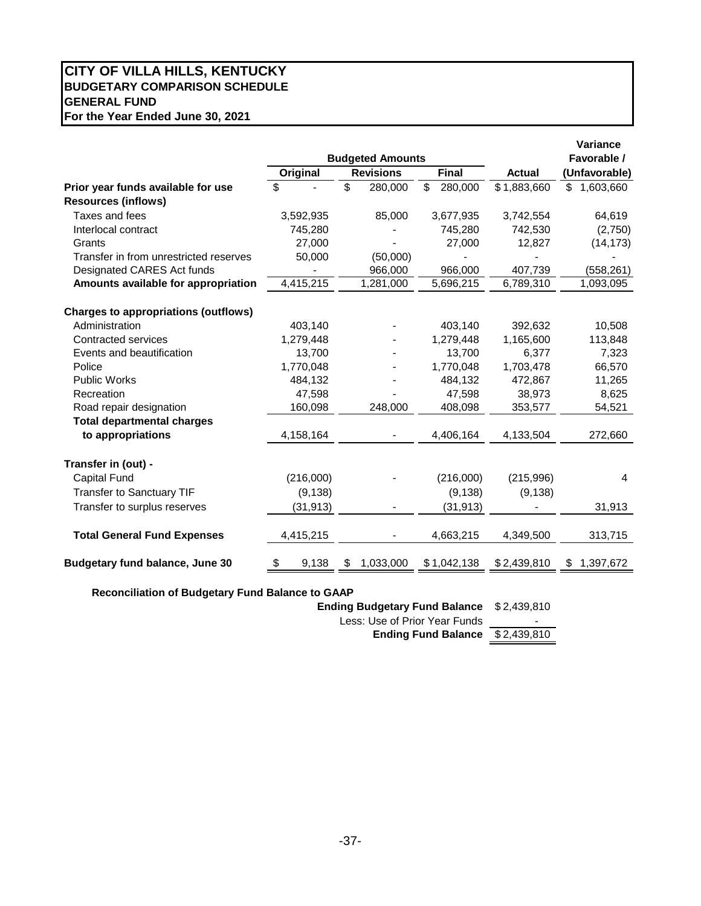# CITY OF VILLA HILLS, KENTUCKY
## BUDGETARY COMPARISON SCHEDULE
## GENERAL FUND
**For the Year Ended June 30, 2021**

| | Budgeted Amounts | | | | Variance Favorable / |
|---|---|---|---|---|---|
| | Original | Revisions | Final | Actual | (Unfavorable) |
| **Prior year funds available for use** | $ - | $ 280,000 | $ 280,000 | $ 1,883,660 | $ 1,603,660 |
| **Resources (inflows)** | | | | | |
| Taxes and fees | 3,592,935 | 85,000 | 3,677,935 | 3,742,554 | 64,619 |
| Interlocal contract | 745,280 | - | 745,280 | 742,530 | (2,750) |
| Grants | 27,000 | - | 27,000 | 12,827 | (14,173) |
| Transfer in from unrestricted reserves | 50,000 | (50,000) | - | - | - |
| Designated CARES Act funds | - | 966,000 | 966,000 | 407,739 | (558,261) |
| **Amounts available for appropriation** | 4,415,215 | 1,281,000 | 5,696,215 | 6,789,310 | 1,093,095 |
| | | | | | |
| **Charges to appropriations (outflows)** | | | | | |
| Administration | 403,140 | - | 403,140 | 392,632 | 10,508 |
| Contracted services | 1,279,448 | - | 1,279,448 | 1,165,600 | 113,848 |
| Events and beautification | 13,700 | - | 13,700 | 6,377 | 7,323 |
| Police | 1,770,048 | - | 1,770,048 | 1,703,478 | 66,570 |
| Public Works | 484,132 | - | 484,132 | 472,867 | 11,265 |
| Recreation | 47,598 | - | 47,598 | 38,973 | 8,625 |
| Road repair designation | 160,098 | 248,000 | 408,098 | 353,577 | 54,521 |
| **Total departmental charges to appropriations** | 4,158,164 | - | 4,406,164 | 4,133,504 | 272,660 |
| | | | | | |
| **Transfer in (out) -** | | | | | |
| Capital Fund | (216,000) | - | (216,000) | (215,996) | 4 |
| Transfer to Sanctuary TIF | (9,138) | | (9,138) | (9,138) | |
| Transfer to surplus reserves | (31,913) | - | (31,913) | - | 31,913 |
| | | | | | |
| **Total General Fund Expenses** | 4,415,215 | - | 4,663,215 | 4,349,500 | 313,715 |
| | | | | | |
| **Budgetary fund balance, June 30** | $ 9,138 | $ 1,033,000 | $ 1,042,138 | $ 2,439,810 | $ 1,397,672 |

**Reconciliation of Budgetary Fund Balance to GAAP**

| | |
|---|---|
| **Ending Budgetary Fund Balance** | $ 2,439,810 |
| Less: Use of Prior Year Funds | - |
| **Ending Fund Balance** | $ 2,439,810 |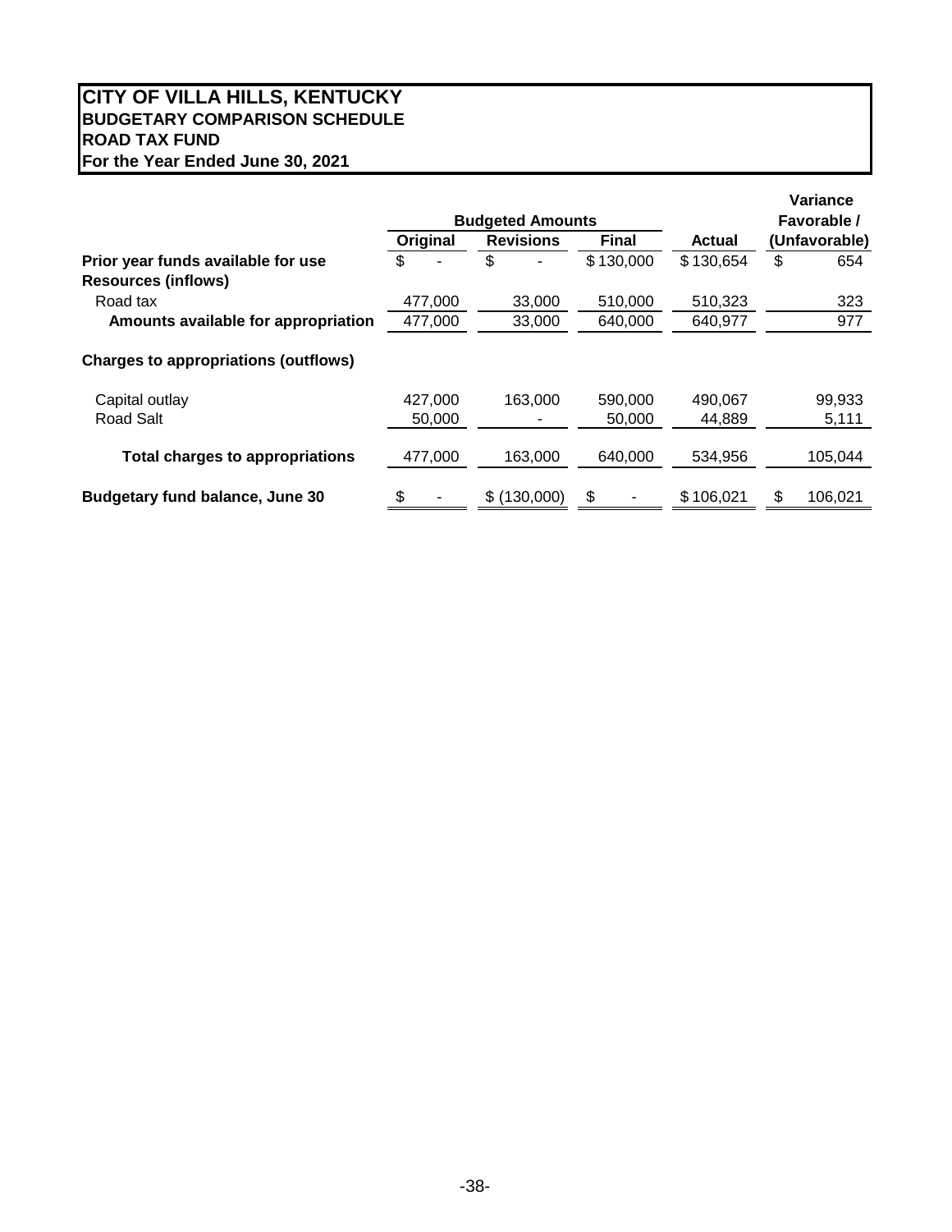# CITY OF VILLA HILLS, KENTUCKY
## BUDGETARY COMPARISON SCHEDULE
## ROAD TAX FUND
## For the Year Ended June 30, 2021

| | Budgeted Amounts | | | | Variance Favorable / |
|---|---|---|---|---|---|
| | Original | Revisions | Final | Actual | (Unfavorable) |
| **Prior year funds available for use** | $ - | $ - | $ 130,000 | $ 130,654 | $ 654 |
| **Resources (inflows)** | | | | | |
| Road tax | 477,000 | 33,000 | 510,000 | 510,323 | 323 |
| **Amounts available for appropriation** | 477,000 | 33,000 | 640,000 | 640,977 | 977 |
| **Charges to appropriations (outflows)** | | | | | |
| Capital outlay | 427,000 | 163,000 | 590,000 | 490,067 | 99,933 |
| Road Salt | 50,000 | - | 50,000 | 44,889 | 5,111 |
| **Total charges to appropriations** | 477,000 | 163,000 | 640,000 | 534,956 | 105,044 |
| **Budgetary fund balance, June 30** | $ - | $ (130,000) | $ - | $ 106,021 | $ 106,021 |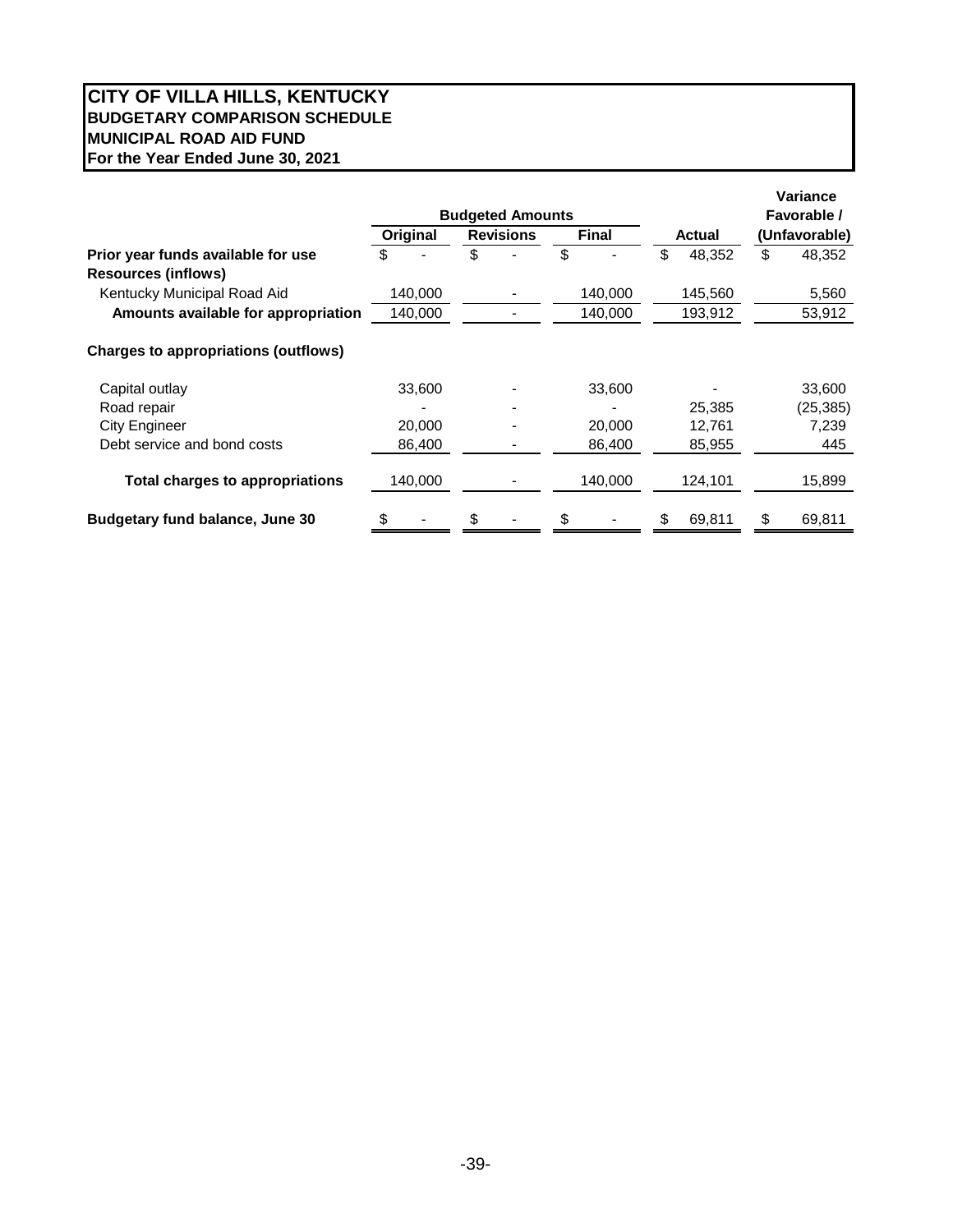# CITY OF VILLA HILLS, KENTUCKY
## BUDGETARY COMPARISON SCHEDULE
## MUNICIPAL ROAD AID FUND
## For the Year Ended June 30, 2021

| | Budgeted Amounts | | | | Variance Favorable / |
|---|---|---|---|---|---|
| | Original | Revisions | Final | Actual | (Unfavorable) |
| **Prior year funds available for use** | $ - | $ - | $ - | $ 48,352 | $ 48,352 |
| **Resources (inflows)** | | | | | |
| Kentucky Municipal Road Aid | 140,000 | - | 140,000 | 145,560 | 5,560 |
| **Amounts available for appropriation** | 140,000 | - | 140,000 | 193,912 | 53,912 |
| **Charges to appropriations (outflows)** | | | | | |
| Capital outlay | 33,600 | - | 33,600 | - | 33,600 |
| Road repair | - | - | - | 25,385 | (25,385) |
| City Engineer | 20,000 | - | 20,000 | 12,761 | 7,239 |
| Debt service and bond costs | 86,400 | - | 86,400 | 85,955 | 445 |
| **Total charges to appropriations** | 140,000 | - | 140,000 | 124,101 | 15,899 |
| **Budgetary fund balance, June 30** | $ - | $ - | $ - | $ 69,811 | $ 69,811 |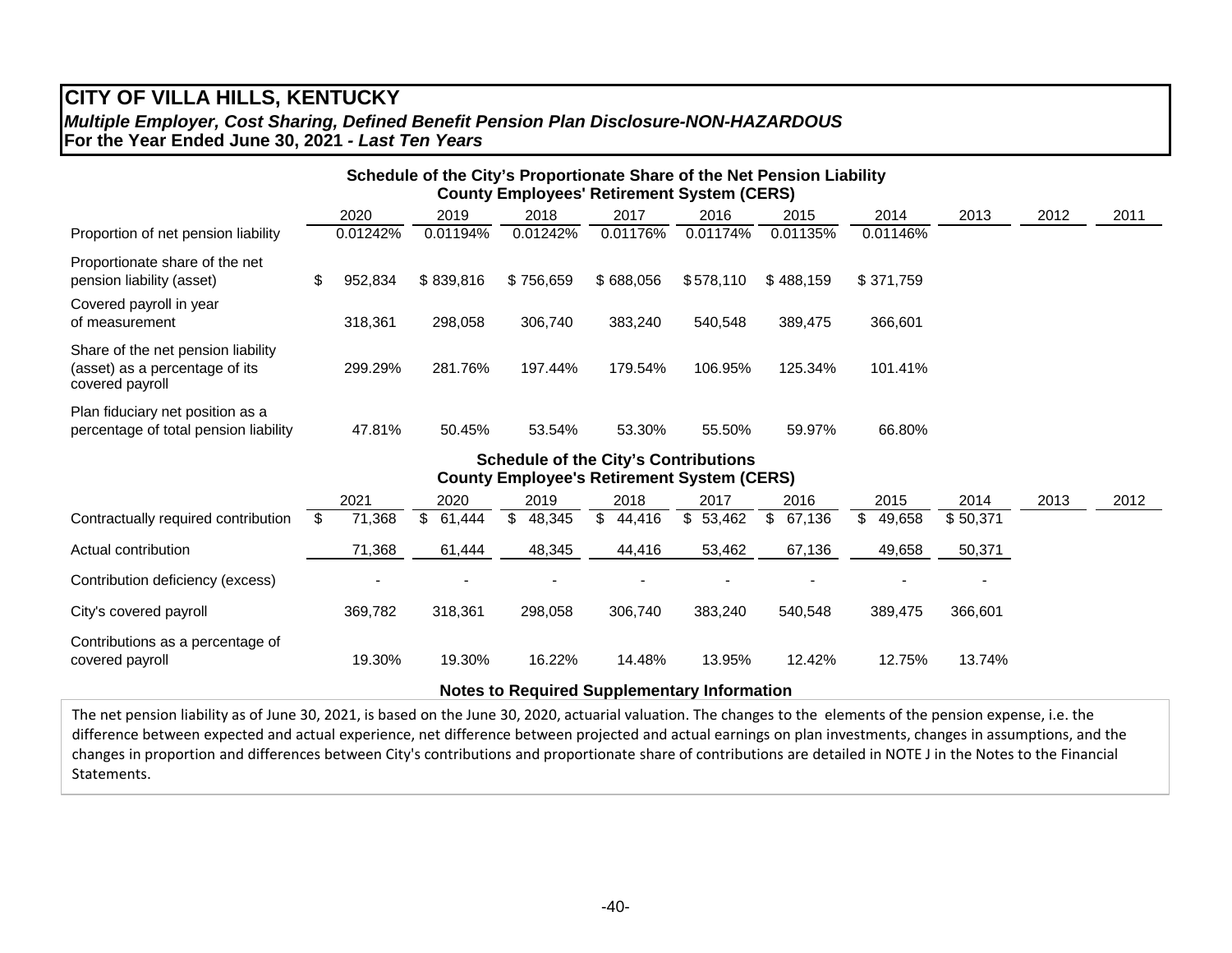# CITY OF VILLA HILLS, KENTUCKY

***Multiple Employer, Cost Sharing, Defined Benefit Pension Plan Disclosure-NON-HAZARDOUS***

**For the Year Ended June 30, 2021 - *Last Ten Years***

### Schedule of the City's Proportionate Share of the Net Pension Liability
### County Employees' Retirement System (CERS)

| | 2020 | 2019 | 2018 | 2017 | 2016 | 2015 | 2014 | 2013 | 2012 | 2011 |
|---|---|---|---|---|---|---|---|---|---|---|
| Proportion of net pension liability | 0.01242% | 0.01194% | 0.01242% | 0.01176% | 0.01174% | 0.01135% | 0.01146% | | | |
| Proportionate share of the net pension liability (asset) | $ 952,834 | $ 839,816 | $ 756,659 | $ 688,056 | $ 578,110 | $ 488,159 | $ 371,759 | | | |
| Covered payroll in year of measurement | 318,361 | 298,058 | 306,740 | 383,240 | 540,548 | 389,475 | 366,601 | | | |
| Share of the net pension liability (asset) as a percentage of its covered payroll | 299.29% | 281.76% | 197.44% | 179.54% | 106.95% | 125.34% | 101.41% | | | |
| Plan fiduciary net position as a percentage of total pension liability | 47.81% | 50.45% | 53.54% | 53.30% | 55.50% | 59.97% | 66.80% | | | |

### Schedule of the City's Contributions
### County Employee's Retirement System (CERS)

| | 2021 | 2020 | 2019 | 2018 | 2017 | 2016 | 2015 | 2014 | 2013 | 2012 |
|---|---|---|---|---|---|---|---|---|---|---|
| Contractually required contribution | $ 71,368 | $ 61,444 | $ 48,345 | $ 44,416 | $ 53,462 | $ 67,136 | $ 49,658 | $ 50,371 | | |
| Actual contribution | 71,368 | 61,444 | 48,345 | 44,416 | 53,462 | 67,136 | 49,658 | 50,371 | | |
| Contribution deficiency (excess) | - | - | - | - | - | - | - | - | | |
| City's covered payroll | 369,782 | 318,361 | 298,058 | 306,740 | 383,240 | 540,548 | 389,475 | 366,601 | | |
| Contributions as a percentage of covered payroll | 19.30% | 19.30% | 16.22% | 14.48% | 13.95% | 12.42% | 12.75% | 13.74% | | |

### Notes to Required Supplementary Information

The net pension liability as of June 30, 2021, is based on the June 30, 2020, actuarial valuation. The changes to the elements of the pension expense, i.e. the difference between expected and actual experience, net difference between projected and actual earnings on plan investments, changes in assumptions, and the changes in proportion and differences between City's contributions and proportionate share of contributions are detailed in NOTE J in the Notes to the Financial Statements.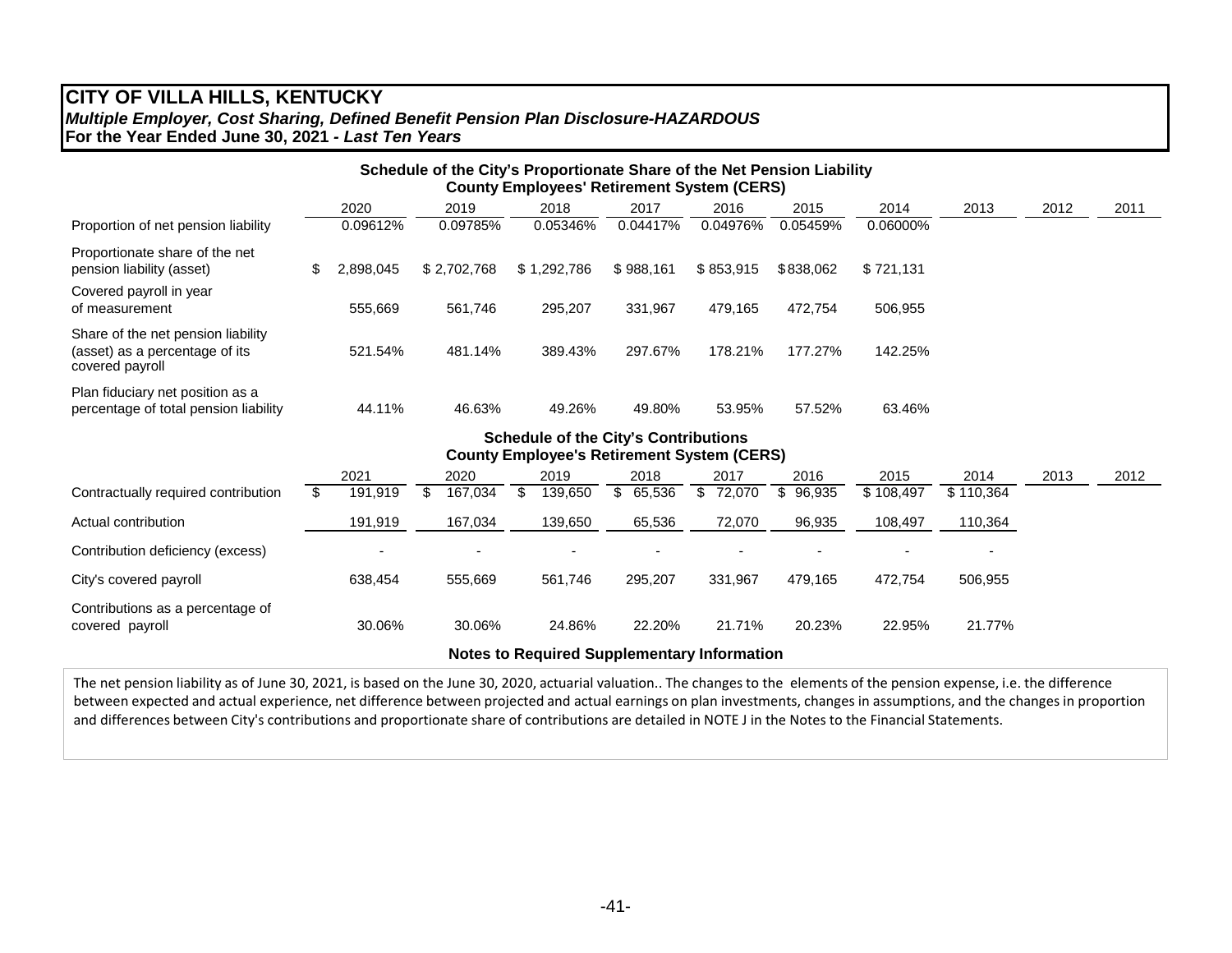# CITY OF VILLA HILLS, KENTUCKY

***Multiple Employer, Cost Sharing, Defined Benefit Pension Plan Disclosure-HAZARDOUS***

**For the Year Ended June 30, 2021 - *Last Ten Years***

### Schedule of the City's Proportionate Share of the Net Pension Liability
### County Employees' Retirement System (CERS)

| | 2020 | 2019 | 2018 | 2017 | 2016 | 2015 | 2014 | 2013 | 2012 | 2011 |
|---|---|---|---|---|---|---|---|---|---|---|
| Proportion of net pension liability | 0.09612% | 0.09785% | 0.05346% | 0.04417% | 0.04976% | 0.05459% | 0.06000% | | | |
| Proportionate share of the net pension liability (asset) | $ 2,898,045 | $ 2,702,768 | $ 1,292,786 | $ 988,161 | $ 853,915 | $ 838,062 | $ 721,131 | | | |
| Covered payroll in year of measurement | 555,669 | 561,746 | 295,207 | 331,967 | 479,165 | 472,754 | 506,955 | | | |
| Share of the net pension liability (asset) as a percentage of its covered payroll | 521.54% | 481.14% | 389.43% | 297.67% | 178.21% | 177.27% | 142.25% | | | |
| Plan fiduciary net position as a percentage of total pension liability | 44.11% | 46.63% | 49.26% | 49.80% | 53.95% | 57.52% | 63.46% | | | |

### Schedule of the City's Contributions
### County Employee's Retirement System (CERS)

| | 2021 | 2020 | 2019 | 2018 | 2017 | 2016 | 2015 | 2014 | 2013 | 2012 |
|---|---|---|---|---|---|---|---|---|---|---|
| Contractually required contribution | $ 191,919 | $ 167,034 | $ 139,650 | $ 65,536 | $ 72,070 | $ 96,935 | $ 108,497 | $ 110,364 | | |
| Actual contribution | 191,919 | 167,034 | 139,650 | 65,536 | 72,070 | 96,935 | 108,497 | 110,364 | | |
| Contribution deficiency (excess) | - | - | - | - | - | - | - | - | | |
| City's covered payroll | 638,454 | 555,669 | 561,746 | 295,207 | 331,967 | 479,165 | 472,754 | 506,955 | | |
| Contributions as a percentage of covered payroll | 30.06% | 30.06% | 24.86% | 22.20% | 21.71% | 20.23% | 22.95% | 21.77% | | |

### Notes to Required Supplementary Information

The net pension liability as of June 30, 2021, is based on the June 30, 2020, actuarial valuation.. The changes to the elements of the pension expense, i.e. the difference between expected and actual experience, net difference between projected and actual earnings on plan investments, changes in assumptions, and the changes in proportion and differences between City's contributions and proportionate share of contributions are detailed in NOTE J in the Notes to the Financial Statements.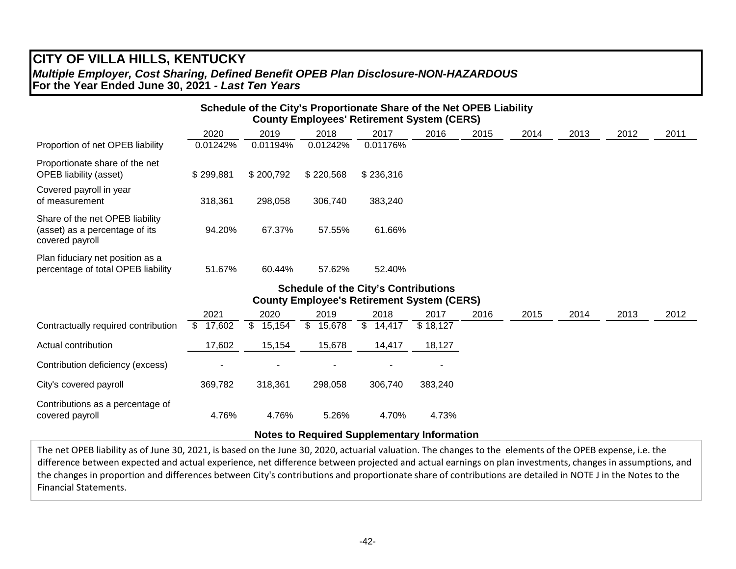# CITY OF VILLA HILLS, KENTUCKY

***Multiple Employer, Cost Sharing, Defined Benefit OPEB Plan Disclosure-NON-HAZARDOUS***

**For the Year Ended June 30, 2021 - *Last Ten Years***

### Schedule of the City's Proportionate Share of the Net OPEB Liability
### County Employees' Retirement System (CERS)

| | 2020 | 2019 | 2018 | 2017 | 2016 | 2015 | 2014 | 2013 | 2012 | 2011 |
|---|---|---|---|---|---|---|---|---|---|---|
| Proportion of net OPEB liability | 0.01242% | 0.01194% | 0.01242% | 0.01176% | | | | | | |
| Proportionate share of the net OPEB liability (asset) | $ 299,881 | $ 200,792 | $ 220,568 | $ 236,316 | | | | | | |
| Covered payroll in year of measurement | 318,361 | 298,058 | 306,740 | 383,240 | | | | | | |
| Share of the net OPEB liability (asset) as a percentage of its covered payroll | 94.20% | 67.37% | 57.55% | 61.66% | | | | | | |
| Plan fiduciary net position as a percentage of total OPEB liability | 51.67% | 60.44% | 57.62% | 52.40% | | | | | | |

### Schedule of the City's Contributions
### County Employee's Retirement System (CERS)

| | 2021 | 2020 | 2019 | 2018 | 2017 | 2016 | 2015 | 2014 | 2013 | 2012 |
|---|---|---|---|---|---|---|---|---|---|---|
| Contractually required contribution | $ 17,602 | $ 15,154 | $ 15,678 | $ 14,417 | $ 18,127 | | | | | |
| Actual contribution | 17,602 | 15,154 | 15,678 | 14,417 | 18,127 | | | | | |
| Contribution deficiency (excess) | - | - | - | - | - | | | | | |
| City's covered payroll | 369,782 | 318,361 | 298,058 | 306,740 | 383,240 | | | | | |
| Contributions as a percentage of covered payroll | 4.76% | 4.76% | 5.26% | 4.70% | 4.73% | | | | | |

### Notes to Required Supplementary Information

The net OPEB liability as of June 30, 2021, is based on the June 30, 2020, actuarial valuation. The changes to the elements of the OPEB expense, i.e. the difference between expected and actual experience, net difference between projected and actual earnings on plan investments, changes in assumptions, and the changes in proportion and differences between City's contributions and proportionate share of contributions are detailed in NOTE J in the Notes to the Financial Statements.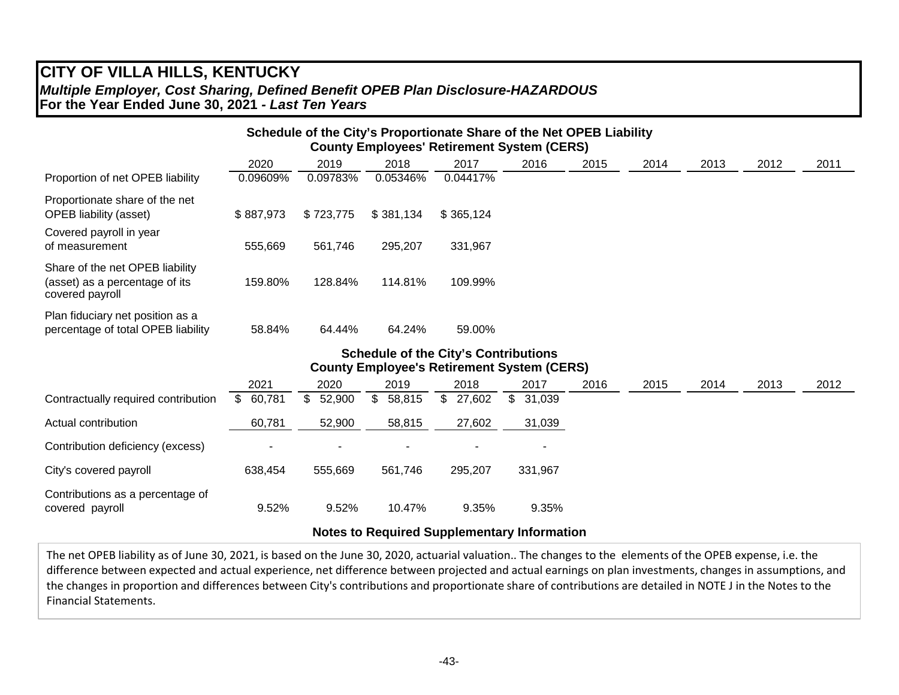# CITY OF VILLA HILLS, KENTUCKY

***Multiple Employer, Cost Sharing, Defined Benefit OPEB Plan Disclosure-HAZARDOUS***

**For the Year Ended June 30, 2021 - *Last Ten Years***

## Schedule of the City's Proportionate Share of the Net OPEB Liability
### County Employees' Retirement System (CERS)

| | 2020 | 2019 | 2018 | 2017 | 2016 | 2015 | 2014 | 2013 | 2012 | 2011 |
|---|---|---|---|---|---|---|---|---|---|---|
| Proportion of net OPEB liability | 0.09609% | 0.09783% | 0.05346% | 0.04417% | | | | | | |
| Proportionate share of the net OPEB liability (asset) | $ 887,973 | $ 723,775 | $ 381,134 | $ 365,124 | | | | | | |
| Covered payroll in year of measurement | 555,669 | 561,746 | 295,207 | 331,967 | | | | | | |
| Share of the net OPEB liability (asset) as a percentage of its covered payroll | 159.80% | 128.84% | 114.81% | 109.99% | | | | | | |
| Plan fiduciary net position as a percentage of total OPEB liability | 58.84% | 64.44% | 64.24% | 59.00% | | | | | | |

## Schedule of the City's Contributions
### County Employee's Retirement System (CERS)

| | 2021 | 2020 | 2019 | 2018 | 2017 | 2016 | 2015 | 2014 | 2013 | 2012 |
|---|---|---|---|---|---|---|---|---|---|---|
| Contractually required contribution | $ 60,781 | $ 52,900 | $ 58,815 | $ 27,602 | $ 31,039 | | | | | |
| Actual contribution | 60,781 | 52,900 | 58,815 | 27,602 | 31,039 | | | | | |
| Contribution deficiency (excess) | - | - | - | - | - | | | | | |
| City's covered payroll | 638,454 | 555,669 | 561,746 | 295,207 | 331,967 | | | | | |
| Contributions as a percentage of covered payroll | 9.52% | 9.52% | 10.47% | 9.35% | 9.35% | | | | | |

### Notes to Required Supplementary Information

The net OPEB liability as of June 30, 2021, is based on the June 30, 2020, actuarial valuation.. The changes to the elements of the OPEB expense, i.e. the difference between expected and actual experience, net difference between projected and actual earnings on plan investments, changes in assumptions, and the changes in proportion and differences between City's contributions and proportionate share of contributions are detailed in NOTE J in the Notes to the Financial Statements.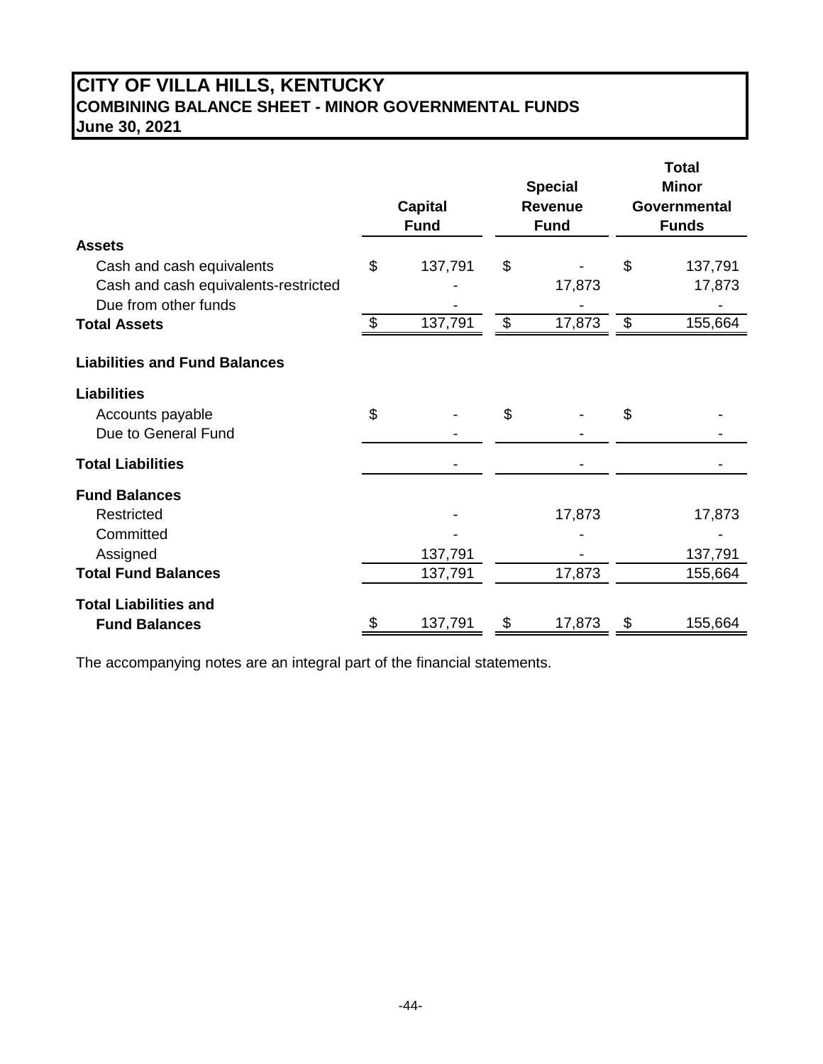# CITY OF VILLA HILLS, KENTUCKY
## COMBINING BALANCE SHEET - MINOR GOVERNMENTAL FUNDS
## June 30, 2021

| | Capital Fund | Special Revenue Fund | Total Minor Governmental Funds |
|---|---|---|---|
| **Assets** | | | |
| Cash and cash equivalents | $ 137,791 | $ - | $ 137,791 |
| Cash and cash equivalents-restricted | - | 17,873 | 17,873 |
| Due from other funds | - | - | - |
| **Total Assets** | $ 137,791 | $ 17,873 | $ 155,664 |
| **Liabilities and Fund Balances** | | | |
| **Liabilities** | | | |
| Accounts payable | $ - | $ - | $ - |
| Due to General Fund | - | - | - |
| **Total Liabilities** | - | - | - |
| **Fund Balances** | | | |
| Restricted | - | 17,873 | 17,873 |
| Committed | - | - | - |
| Assigned | 137,791 | - | 137,791 |
| **Total Fund Balances** | 137,791 | 17,873 | 155,664 |
| **Total Liabilities and Fund Balances** | $ 137,791 | $ 17,873 | $ 155,664 |

The accompanying notes are an integral part of the financial statements.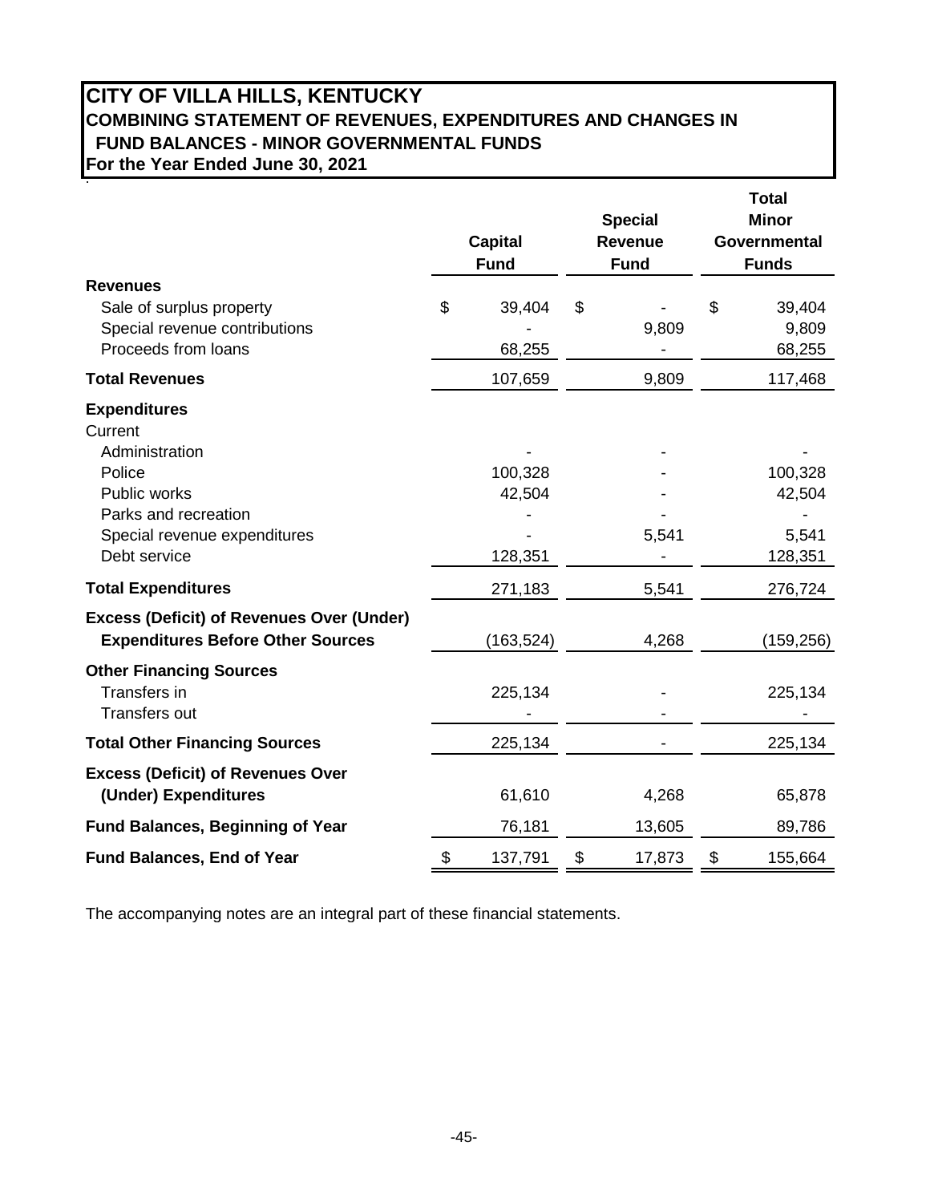# CITY OF VILLA HILLS, KENTUCKY
## COMBINING STATEMENT OF REVENUES, EXPENDITURES AND CHANGES IN FUND BALANCES - MINOR GOVERNMENTAL FUNDS
### For the Year Ended June 30, 2021

| | Capital Fund | Special Revenue Fund | Total Minor Governmental Funds |
|---|---|---|---|
| **Revenues** | | | |
| Sale of surplus property | $ 39,404 | $ - | $ 39,404 |
| Special revenue contributions | - | 9,809 | 9,809 |
| Proceeds from loans | 68,255 | - | 68,255 |
| **Total Revenues** | 107,659 | 9,809 | 117,468 |
| **Expenditures** | | | |
| Current | | | |
| Administration | - | - | - |
| Police | 100,328 | - | 100,328 |
| Public works | 42,504 | - | 42,504 |
| Parks and recreation | - | - | - |
| Special revenue expenditures | - | 5,541 | 5,541 |
| Debt service | 128,351 | - | 128,351 |
| **Total Expenditures** | 271,183 | 5,541 | 276,724 |
| **Excess (Deficit) of Revenues Over (Under) Expenditures Before Other Sources** | (163,524) | 4,268 | (159,256) |
| **Other Financing Sources** | | | |
| Transfers in | 225,134 | - | 225,134 |
| Transfers out | - | - | - |
| **Total Other Financing Sources** | 225,134 | - | 225,134 |
| **Excess (Deficit) of Revenues Over (Under) Expenditures** | 61,610 | 4,268 | 65,878 |
| **Fund Balances, Beginning of Year** | 76,181 | 13,605 | 89,786 |
| **Fund Balances, End of Year** | $ 137,791 | $ 17,873 | $ 155,664 |

The accompanying notes are an integral part of these financial statements.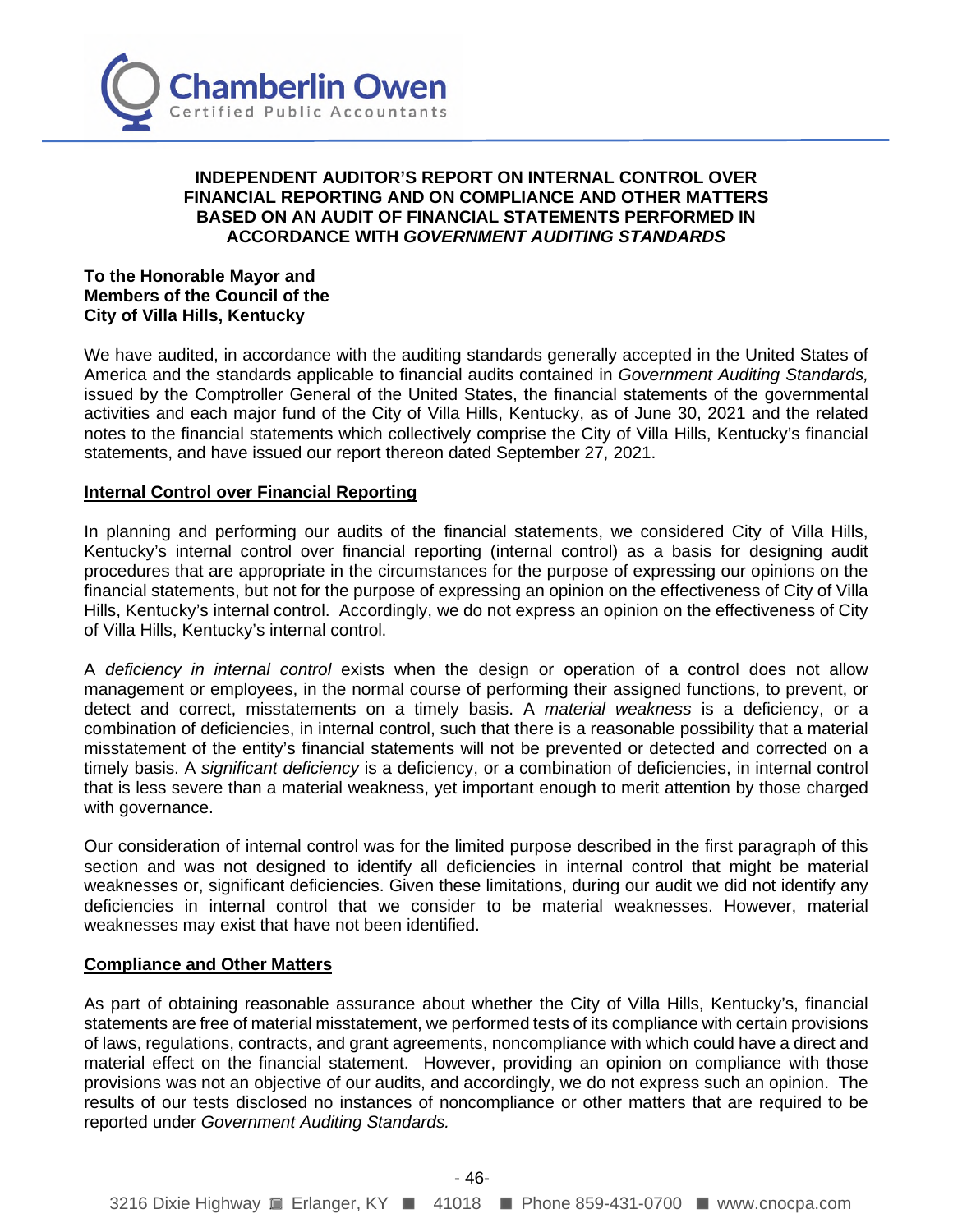Chamberlin Owen
Certified Public Accountants

# INDEPENDENT AUDITOR'S REPORT ON INTERNAL CONTROL OVER FINANCIAL REPORTING AND ON COMPLIANCE AND OTHER MATTERS BASED ON AN AUDIT OF FINANCIAL STATEMENTS PERFORMED IN ACCORDANCE WITH *GOVERNMENT AUDITING STANDARDS*

**To the Honorable Mayor and**
**Members of the Council of the**
**City of Villa Hills, Kentucky**

We have audited, in accordance with the auditing standards generally accepted in the United States of America and the standards applicable to financial audits contained in *Government Auditing Standards,* issued by the Comptroller General of the United States, the financial statements of the governmental activities and each major fund of the City of Villa Hills, Kentucky, as of June 30, 2021 and the related notes to the financial statements which collectively comprise the City of Villa Hills, Kentucky's financial statements, and have issued our report thereon dated September 27, 2021.

## Internal Control over Financial Reporting

In planning and performing our audits of the financial statements, we considered City of Villa Hills, Kentucky's internal control over financial reporting (internal control) as a basis for designing audit procedures that are appropriate in the circumstances for the purpose of expressing our opinions on the financial statements, but not for the purpose of expressing an opinion on the effectiveness of City of Villa Hills, Kentucky's internal control. Accordingly, we do not express an opinion on the effectiveness of City of Villa Hills, Kentucky's internal control.

A *deficiency in internal control* exists when the design or operation of a control does not allow management or employees, in the normal course of performing their assigned functions, to prevent, or detect and correct, misstatements on a timely basis. A *material weakness* is a deficiency, or a combination of deficiencies, in internal control, such that there is a reasonable possibility that a material misstatement of the entity's financial statements will not be prevented or detected and corrected on a timely basis. A *significant deficiency* is a deficiency, or a combination of deficiencies, in internal control that is less severe than a material weakness, yet important enough to merit attention by those charged with governance.

Our consideration of internal control was for the limited purpose described in the first paragraph of this section and was not designed to identify all deficiencies in internal control that might be material weaknesses or, significant deficiencies. Given these limitations, during our audit we did not identify any deficiencies in internal control that we consider to be material weaknesses. However, material weaknesses may exist that have not been identified.

## Compliance and Other Matters

As part of obtaining reasonable assurance about whether the City of Villa Hills, Kentucky's, financial statements are free of material misstatement, we performed tests of its compliance with certain provisions of laws, regulations, contracts, and grant agreements, noncompliance with which could have a direct and material effect on the financial statement. However, providing an opinion on compliance with those provisions was not an objective of our audits, and accordingly, we do not express such an opinion. The results of our tests disclosed no instances of noncompliance or other matters that are required to be reported under *Government Auditing Standards.*

3216 Dixie Highway ■ Erlanger, KY ■ 41018 ■ Phone 859-431-0700 ■ www.cnocpa.com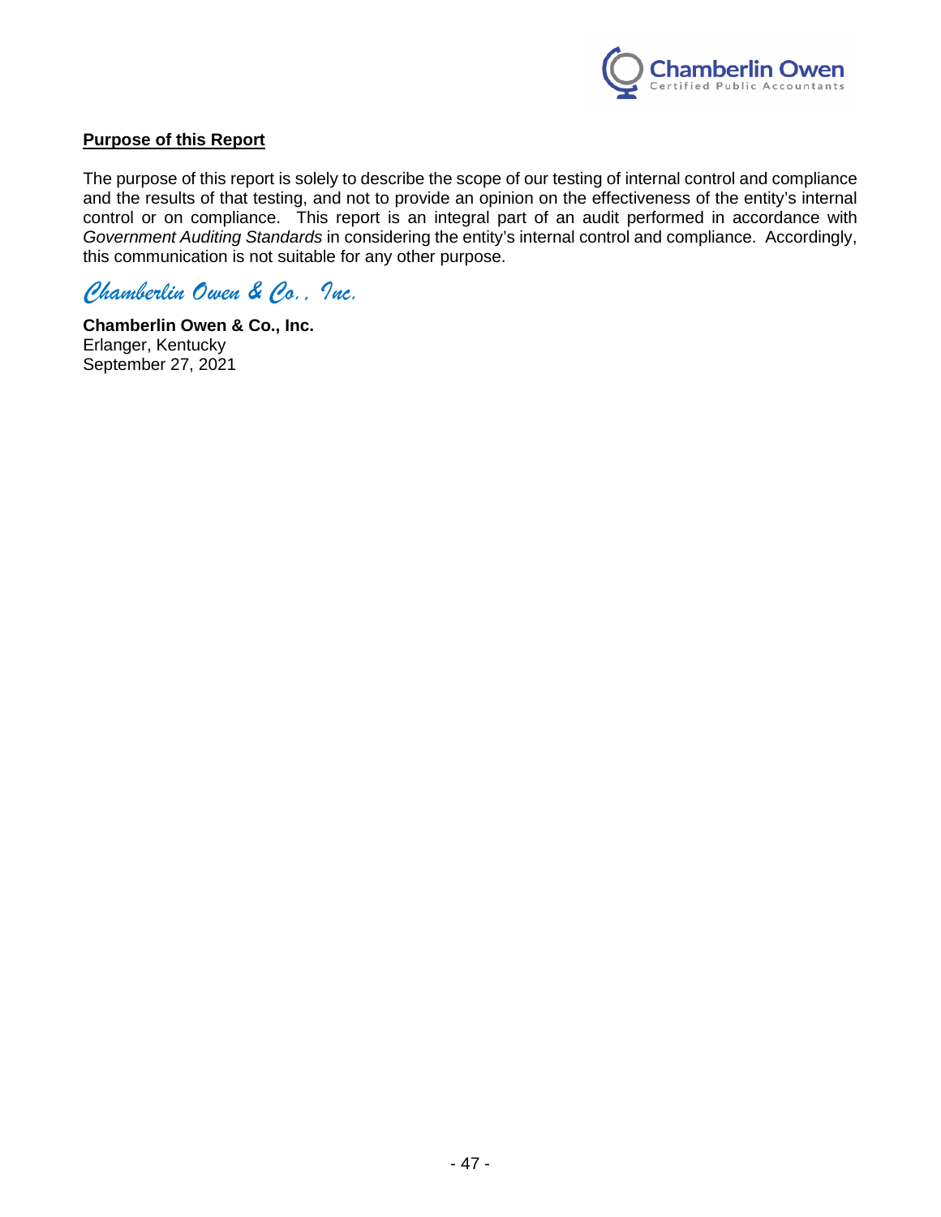**Purpose of this Report**

The purpose of this report is solely to describe the scope of our testing of internal control and compliance and the results of that testing, and not to provide an opinion on the effectiveness of the entity's internal control or on compliance. This report is an integral part of an audit performed in accordance with *Government Auditing Standards* in considering the entity's internal control and compliance. Accordingly, this communication is not suitable for any other purpose.

*Chamberlin Owen & Co., Inc.*

**Chamberlin Owen & Co., Inc.**
Erlanger, Kentucky
September 27, 2021